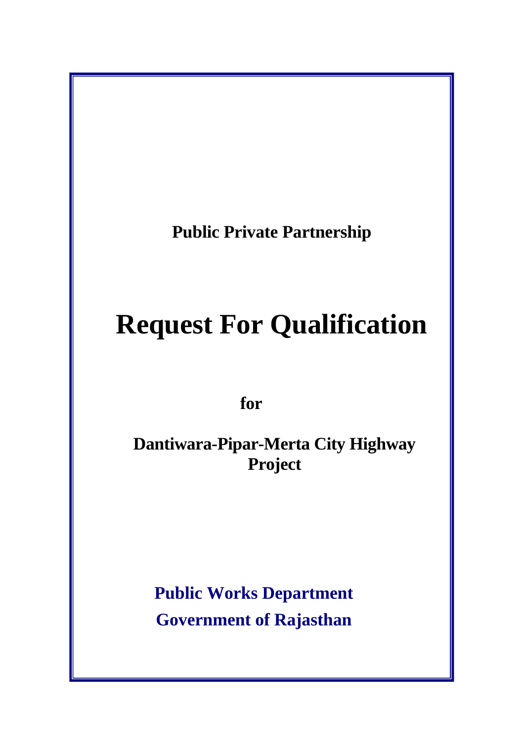**Public Private Partnership**

# Request For Qualification

**for**

**Dantiwara-Pipar-Merta City Highway Project**

**Public Works Department**

**Government of Rajasthan**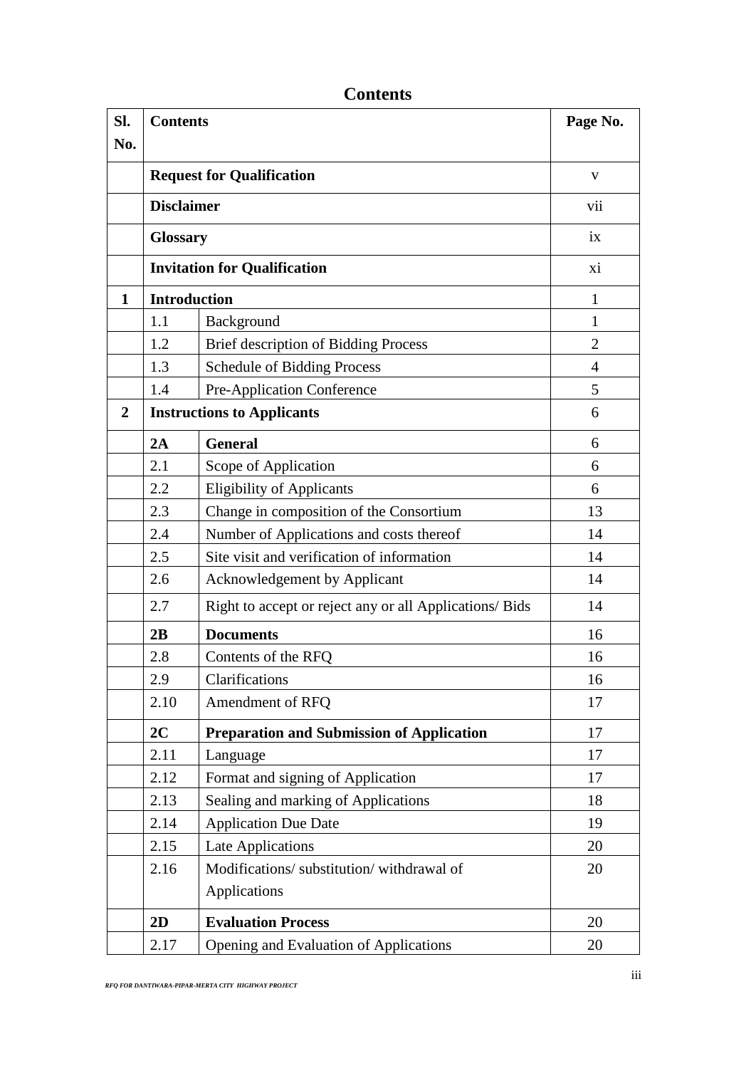# Contents

| Sl. No. | Contents | | Page No. |
|---|---|---|---|
| | **Request for Qualification** | | v |
| | **Disclaimer** | | vii |
| | **Glossary** | | ix |
| | **Invitation for Qualification** | | xi |
| **1** | **Introduction** | | 1 |
| | 1.1 | Background | 1 |
| | 1.2 | Brief description of Bidding Process | 2 |
| | 1.3 | Schedule of Bidding Process | 4 |
| | 1.4 | Pre-Application Conference | 5 |
| **2** | **Instructions to Applicants** | | 6 |
| | **2A** | **General** | 6 |
| | 2.1 | Scope of Application | 6 |
| | 2.2 | Eligibility of Applicants | 6 |
| | 2.3 | Change in composition of the Consortium | 13 |
| | 2.4 | Number of Applications and costs thereof | 14 |
| | 2.5 | Site visit and verification of information | 14 |
| | 2.6 | Acknowledgement by Applicant | 14 |
| | 2.7 | Right to accept or reject any or all Applications/ Bids | 14 |
| | **2B** | **Documents** | 16 |
| | 2.8 | Contents of the RFQ | 16 |
| | 2.9 | Clarifications | 16 |
| | 2.10 | Amendment of RFQ | 17 |
| | **2C** | **Preparation and Submission of Application** | 17 |
| | 2.11 | Language | 17 |
| | 2.12 | Format and signing of Application | 17 |
| | 2.13 | Sealing and marking of Applications | 18 |
| | 2.14 | Application Due Date | 19 |
| | 2.15 | Late Applications | 20 |
| | 2.16 | Modifications/ substitution/ withdrawal of Applications | 20 |
| | **2D** | **Evaluation Process** | 20 |
| | 2.17 | Opening and Evaluation of Applications | 20 |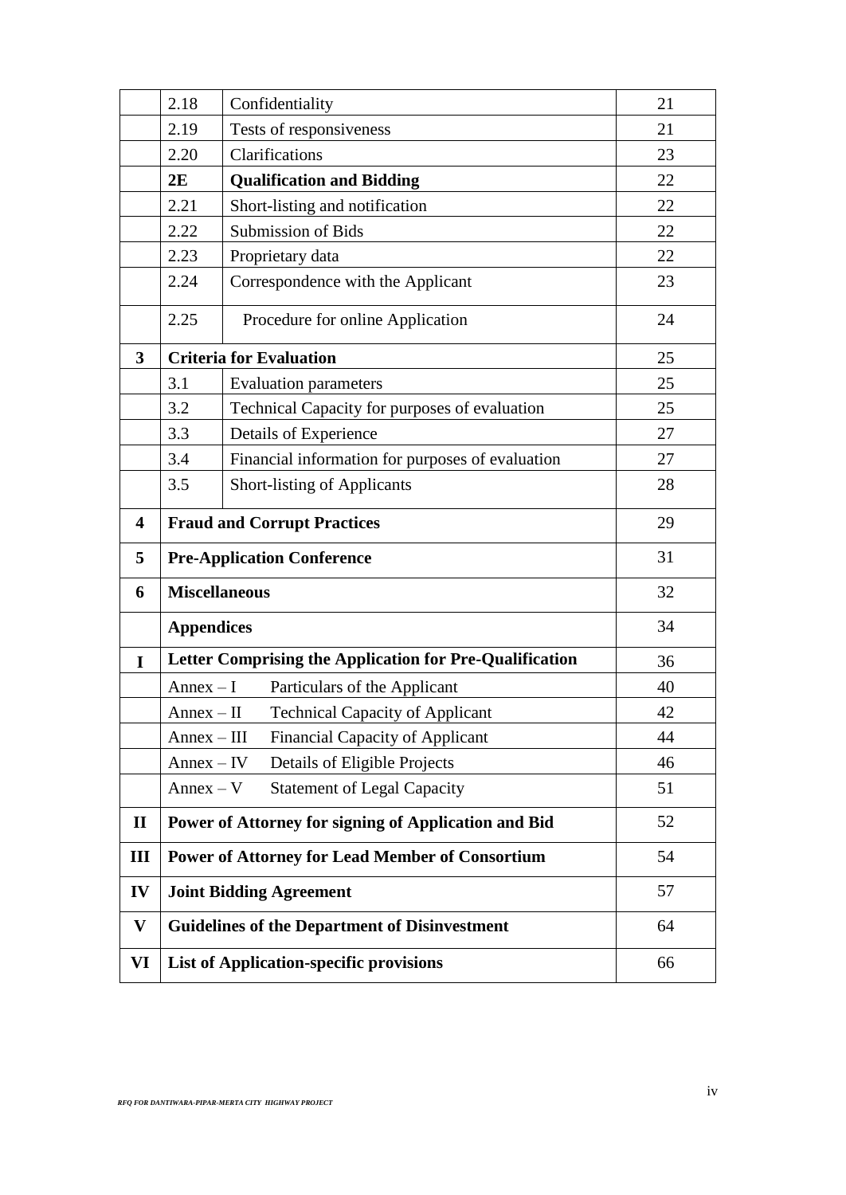| | | | |
|---|---|---|---|
| | 2.18 | Confidentiality | 21 |
| | 2.19 | Tests of responsiveness | 21 |
| | 2.20 | Clarifications | 23 |
| | **2E** | **Qualification and Bidding** | 22 |
| | 2.21 | Short-listing and notification | 22 |
| | 2.22 | Submission of Bids | 22 |
| | 2.23 | Proprietary data | 22 |
| | 2.24 | Correspondence with the Applicant | 23 |
| | 2.25 | Procedure for online Application | 24 |
| **3** | **Criteria for Evaluation** | | 25 |
| | 3.1 | Evaluation parameters | 25 |
| | 3.2 | Technical Capacity for purposes of evaluation | 25 |
| | 3.3 | Details of Experience | 27 |
| | 3.4 | Financial information for purposes of evaluation | 27 |
| | 3.5 | Short-listing of Applicants | 28 |
| **4** | **Fraud and Corrupt Practices** | | 29 |
| **5** | **Pre-Application Conference** | | 31 |
| **6** | **Miscellaneous** | | 32 |
| | **Appendices** | | 34 |
| **I** | **Letter Comprising the Application for Pre-Qualification** | | 36 |
| | Annex – I | Particulars of the Applicant | 40 |
| | Annex – II | Technical Capacity of Applicant | 42 |
| | Annex – III | Financial Capacity of Applicant | 44 |
| | Annex – IV | Details of Eligible Projects | 46 |
| | Annex – V | Statement of Legal Capacity | 51 |
| **II** | **Power of Attorney for signing of Application and Bid** | | 52 |
| **III** | **Power of Attorney for Lead Member of Consortium** | | 54 |
| **IV** | **Joint Bidding Agreement** | | 57 |
| **V** | **Guidelines of the Department of Disinvestment** | | 64 |
| **VI** | **List of Application-specific provisions** | | 66 |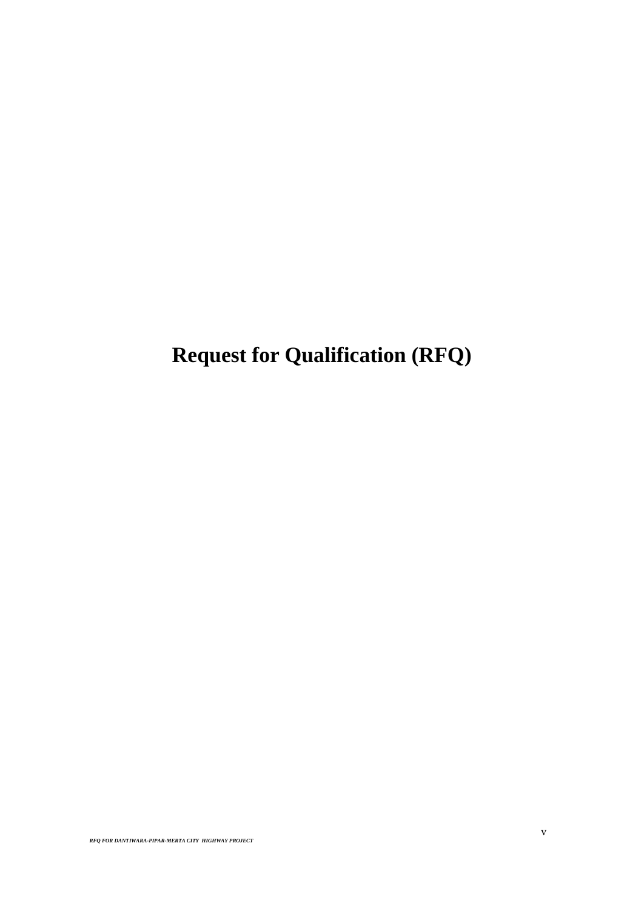# Request for Qualification (RFQ)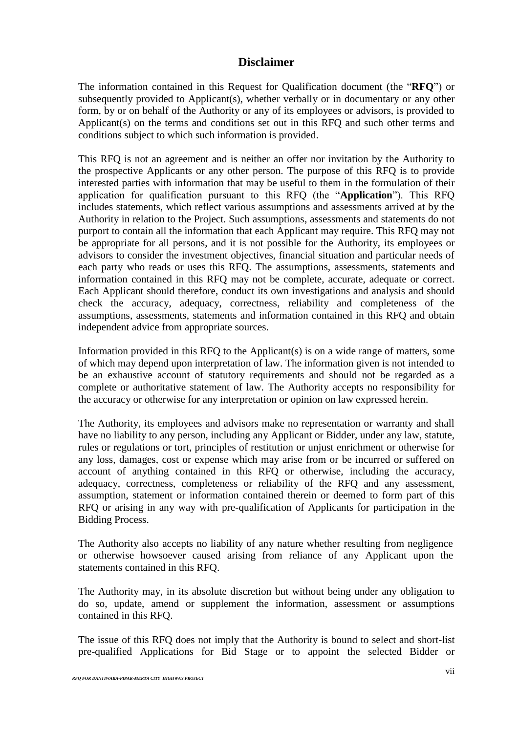## Disclaimer

The information contained in this Request for Qualification document (the "**RFQ**") or subsequently provided to Applicant(s), whether verbally or in documentary or any other form, by or on behalf of the Authority or any of its employees or advisors, is provided to Applicant(s) on the terms and conditions set out in this RFQ and such other terms and conditions subject to which such information is provided.

This RFQ is not an agreement and is neither an offer nor invitation by the Authority to the prospective Applicants or any other person. The purpose of this RFQ is to provide interested parties with information that may be useful to them in the formulation of their application for qualification pursuant to this RFQ (the "**Application**"). This RFQ includes statements, which reflect various assumptions and assessments arrived at by the Authority in relation to the Project. Such assumptions, assessments and statements do not purport to contain all the information that each Applicant may require. This RFQ may not be appropriate for all persons, and it is not possible for the Authority, its employees or advisors to consider the investment objectives, financial situation and particular needs of each party who reads or uses this RFQ. The assumptions, assessments, statements and information contained in this RFQ may not be complete, accurate, adequate or correct. Each Applicant should therefore, conduct its own investigations and analysis and should check the accuracy, adequacy, correctness, reliability and completeness of the assumptions, assessments, statements and information contained in this RFQ and obtain independent advice from appropriate sources.

Information provided in this RFQ to the Applicant(s) is on a wide range of matters, some of which may depend upon interpretation of law. The information given is not intended to be an exhaustive account of statutory requirements and should not be regarded as a complete or authoritative statement of law. The Authority accepts no responsibility for the accuracy or otherwise for any interpretation or opinion on law expressed herein.

The Authority, its employees and advisors make no representation or warranty and shall have no liability to any person, including any Applicant or Bidder, under any law, statute, rules or regulations or tort, principles of restitution or unjust enrichment or otherwise for any loss, damages, cost or expense which may arise from or be incurred or suffered on account of anything contained in this RFQ or otherwise, including the accuracy, adequacy, correctness, completeness or reliability of the RFQ and any assessment, assumption, statement or information contained therein or deemed to form part of this RFQ or arising in any way with pre-qualification of Applicants for participation in the Bidding Process.

The Authority also accepts no liability of any nature whether resulting from negligence or otherwise howsoever caused arising from reliance of any Applicant upon the statements contained in this RFQ.

The Authority may, in its absolute discretion but without being under any obligation to do so, update, amend or supplement the information, assessment or assumptions contained in this RFQ.

The issue of this RFQ does not imply that the Authority is bound to select and short-list pre-qualified Applications for Bid Stage or to appoint the selected Bidder or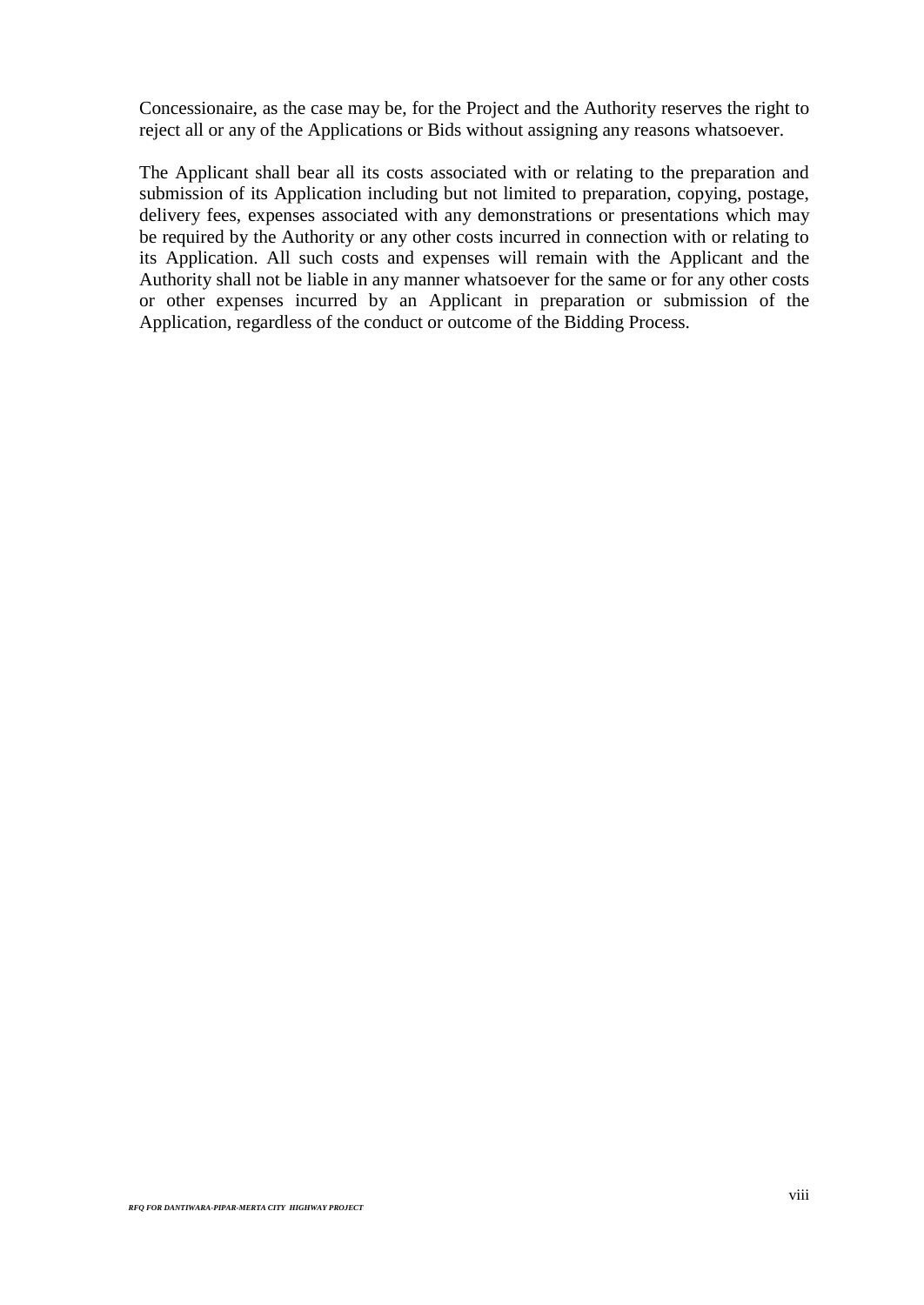Concessionaire, as the case may be, for the Project and the Authority reserves the right to reject all or any of the Applications or Bids without assigning any reasons whatsoever.

The Applicant shall bear all its costs associated with or relating to the preparation and submission of its Application including but not limited to preparation, copying, postage, delivery fees, expenses associated with any demonstrations or presentations which may be required by the Authority or any other costs incurred in connection with or relating to its Application. All such costs and expenses will remain with the Applicant and the Authority shall not be liable in any manner whatsoever for the same or for any other costs or other expenses incurred by an Applicant in preparation or submission of the Application, regardless of the conduct or outcome of the Bidding Process.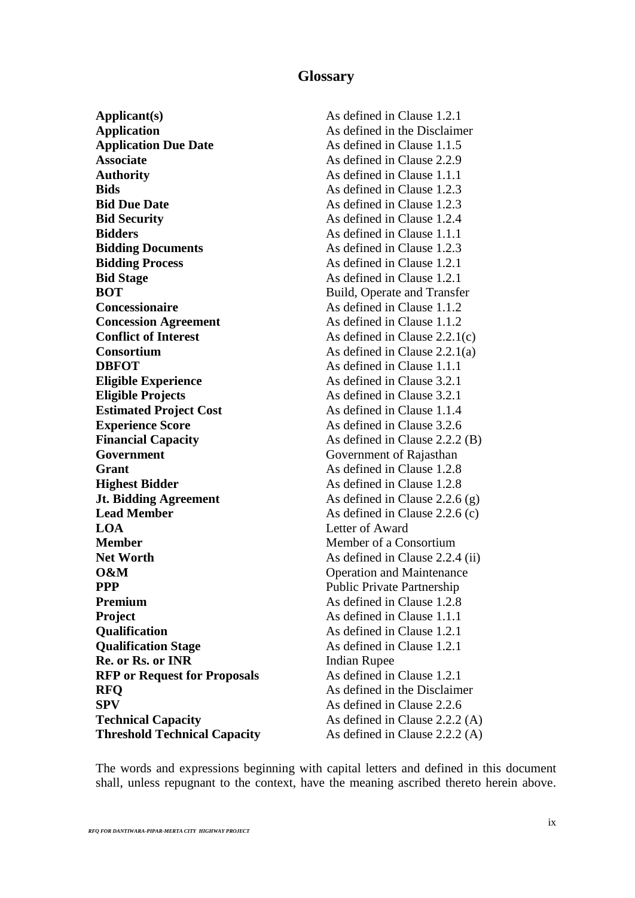# Glossary

| | |
|---|---|
| **Applicant(s)** | As defined in Clause 1.2.1 |
| **Application** | As defined in the Disclaimer |
| **Application Due Date** | As defined in Clause 1.1.5 |
| **Associate** | As defined in Clause 2.2.9 |
| **Authority** | As defined in Clause 1.1.1 |
| **Bids** | As defined in Clause 1.2.3 |
| **Bid Due Date** | As defined in Clause 1.2.3 |
| **Bid Security** | As defined in Clause 1.2.4 |
| **Bidders** | As defined in Clause 1.1.1 |
| **Bidding Documents** | As defined in Clause 1.2.3 |
| **Bidding Process** | As defined in Clause 1.2.1 |
| **Bid Stage** | As defined in Clause 1.2.1 |
| **BOT** | Build, Operate and Transfer |
| **Concessionaire** | As defined in Clause 1.1.2 |
| **Concession Agreement** | As defined in Clause 1.1.2 |
| **Conflict of Interest** | As defined in Clause 2.2.1(c) |
| **Consortium** | As defined in Clause 2.2.1(a) |
| **DBFOT** | As defined in Clause 1.1.1 |
| **Eligible Experience** | As defined in Clause 3.2.1 |
| **Eligible Projects** | As defined in Clause 3.2.1 |
| **Estimated Project Cost** | As defined in Clause 1.1.4 |
| **Experience Score** | As defined in Clause 3.2.6 |
| **Financial Capacity** | As defined in Clause 2.2.2 (B) |
| **Government** | Government of Rajasthan |
| **Grant** | As defined in Clause 1.2.8 |
| **Highest Bidder** | As defined in Clause 1.2.8 |
| **Jt. Bidding Agreement** | As defined in Clause 2.2.6 (g) |
| **Lead Member** | As defined in Clause 2.2.6 (c) |
| **LOA** | Letter of Award |
| **Member** | Member of a Consortium |
| **Net Worth** | As defined in Clause 2.2.4 (ii) |
| **O&M** | Operation and Maintenance |
| **PPP** | Public Private Partnership |
| **Premium** | As defined in Clause 1.2.8 |
| **Project** | As defined in Clause 1.1.1 |
| **Qualification** | As defined in Clause 1.2.1 |
| **Qualification Stage** | As defined in Clause 1.2.1 |
| **Re. or Rs. or INR** | Indian Rupee |
| **RFP or Request for Proposals** | As defined in Clause 1.2.1 |
| **RFQ** | As defined in the Disclaimer |
| **SPV** | As defined in Clause 2.2.6 |
| **Technical Capacity** | As defined in Clause 2.2.2 (A) |
| **Threshold Technical Capacity** | As defined in Clause 2.2.2 (A) |

The words and expressions beginning with capital letters and defined in this document shall, unless repugnant to the context, have the meaning ascribed thereto herein above.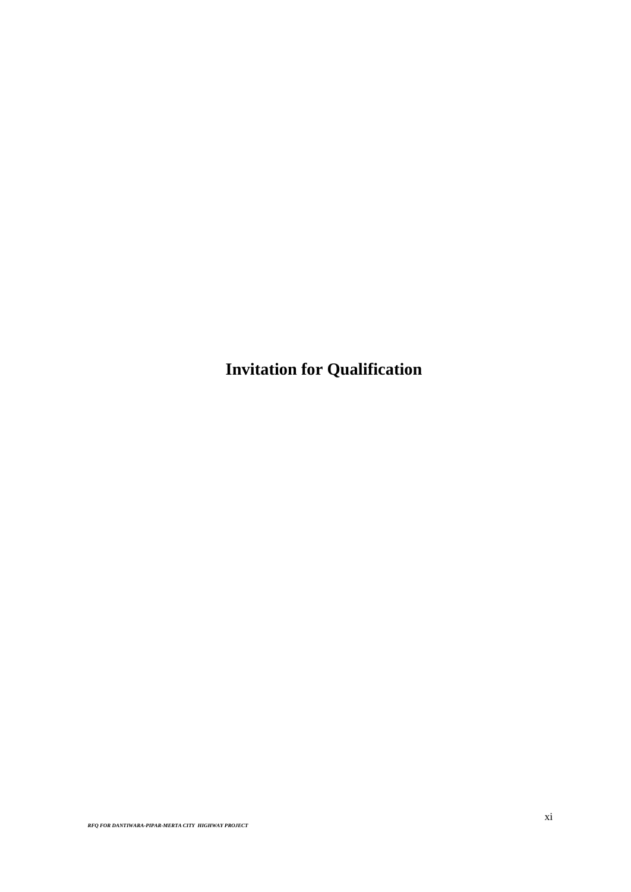# Invitation for Qualification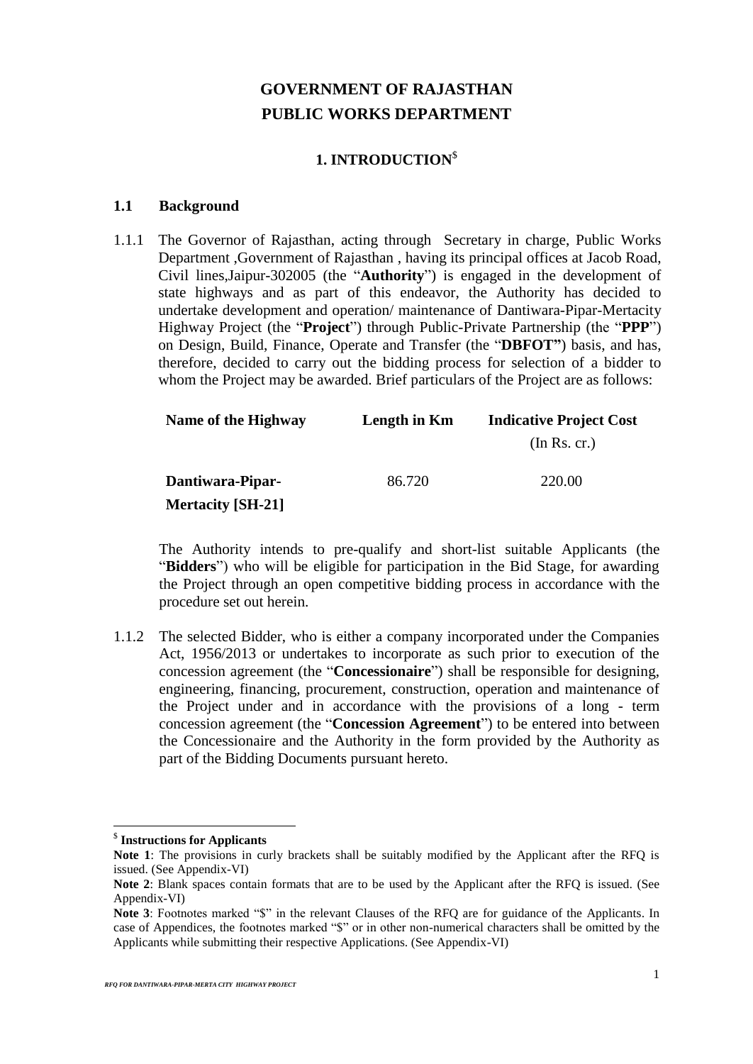# GOVERNMENT OF RAJASTHAN
# PUBLIC WORKS DEPARTMENT

## 1. INTRODUCTION[$]

### 1.1 Background

1.1.1 The Governor of Rajasthan, acting through Secretary in charge, Public Works Department ,Government of Rajasthan , having its principal offices at Jacob Road, Civil lines,Jaipur-302005 (the "**Authority**") is engaged in the development of state highways and as part of this endeavor, the Authority has decided to undertake development and operation/ maintenance of Dantiwara-Pipar-Mertacity Highway Project (the "**Project**") through Public-Private Partnership (the "**PPP**") on Design, Build, Finance, Operate and Transfer (the "**DBFOT"**) basis, and has, therefore, decided to carry out the bidding process for selection of a bidder to whom the Project may be awarded. Brief particulars of the Project are as follows:

| Name of the Highway | Length in Km | Indicative Project Cost (In Rs. cr.) |
|---|---|---|
| **Dantiwara-Pipar-Mertacity [SH-21]** | 86.720 | 220.00 |

The Authority intends to pre-qualify and short-list suitable Applicants (the "**Bidders**") who will be eligible for participation in the Bid Stage, for awarding the Project through an open competitive bidding process in accordance with the procedure set out herein.

1.1.2 The selected Bidder, who is either a company incorporated under the Companies Act, 1956/2013 or undertakes to incorporate as such prior to execution of the concession agreement (the "**Concessionaire**") shall be responsible for designing, engineering, financing, procurement, construction, operation and maintenance of the Project under and in accordance with the provisions of a long - term concession agreement (the "**Concession Agreement**") to be entered into between the Concessionaire and the Authority in the form provided by the Authority as part of the Bidding Documents pursuant hereto.

---

[$] **Instructions for Applicants**

**Note 1**: The provisions in curly brackets shall be suitably modified by the Applicant after the RFQ is issued. (See Appendix-VI)

**Note 2**: Blank spaces contain formats that are to be used by the Applicant after the RFQ is issued. (See Appendix-VI)

**Note 3**: Footnotes marked "$" in the relevant Clauses of the RFQ are for guidance of the Applicants. In case of Appendices, the footnotes marked "$" or in other non-numerical characters shall be omitted by the Applicants while submitting their respective Applications. (See Appendix-VI)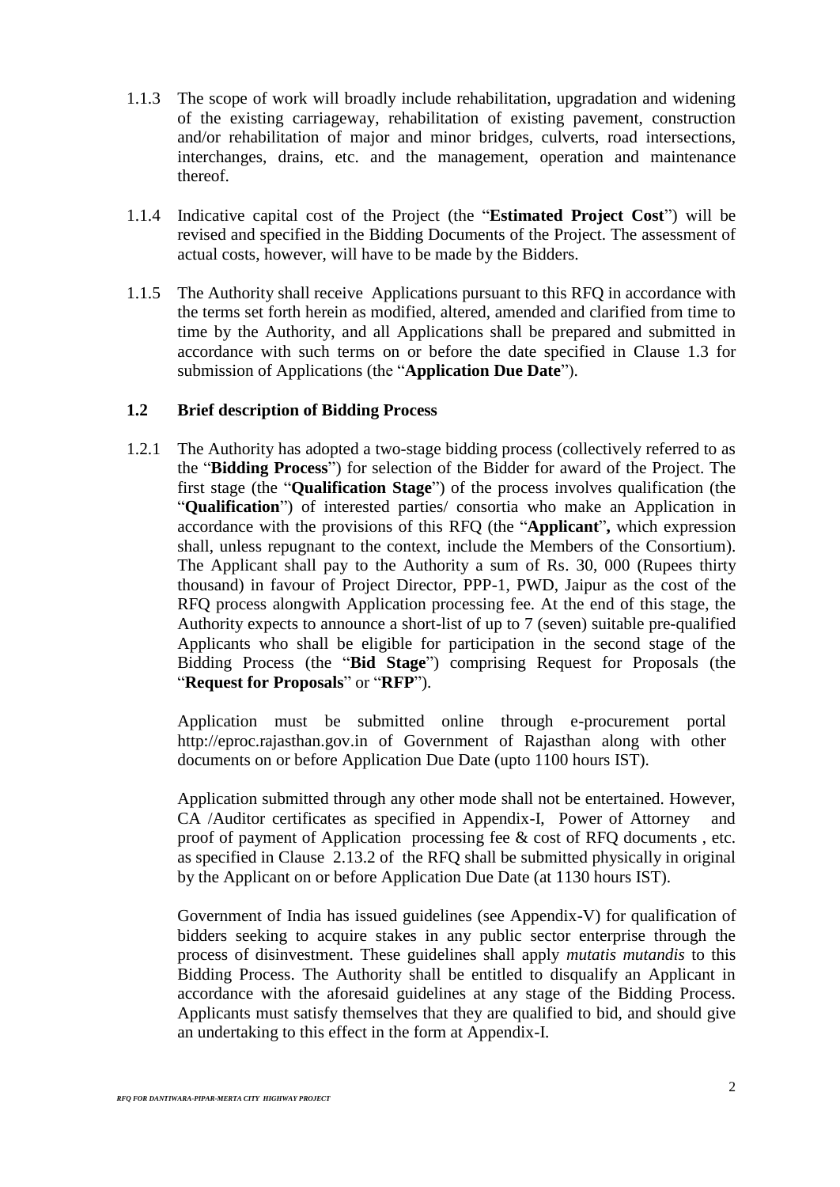1.1.3 The scope of work will broadly include rehabilitation, upgradation and widening of the existing carriageway, rehabilitation of existing pavement, construction and/or rehabilitation of major and minor bridges, culverts, road intersections, interchanges, drains, etc. and the management, operation and maintenance thereof.

1.1.4 Indicative capital cost of the Project (the "**Estimated Project Cost**") will be revised and specified in the Bidding Documents of the Project. The assessment of actual costs, however, will have to be made by the Bidders.

1.1.5 The Authority shall receive Applications pursuant to this RFQ in accordance with the terms set forth herein as modified, altered, amended and clarified from time to time by the Authority, and all Applications shall be prepared and submitted in accordance with such terms on or before the date specified in Clause 1.3 for submission of Applications (the "**Application Due Date**").

### 1.2 Brief description of Bidding Process

1.2.1 The Authority has adopted a two-stage bidding process (collectively referred to as the "**Bidding Process**") for selection of the Bidder for award of the Project. The first stage (the "**Qualification Stage**") of the process involves qualification (the "**Qualification**") of interested parties/ consortia who make an Application in accordance with the provisions of this RFQ (the "**Applicant**", which expression shall, unless repugnant to the context, include the Members of the Consortium). The Applicant shall pay to the Authority a sum of Rs. 30, 000 (Rupees thirty thousand) in favour of Project Director, PPP-1, PWD, Jaipur as the cost of the RFQ process alongwith Application processing fee. At the end of this stage, the Authority expects to announce a short-list of up to 7 (seven) suitable pre-qualified Applicants who shall be eligible for participation in the second stage of the Bidding Process (the "**Bid Stage**") comprising Request for Proposals (the "**Request for Proposals**" or "**RFP**").

Application must be submitted online through e-procurement portal http://eproc.rajasthan.gov.in of Government of Rajasthan along with other documents on or before Application Due Date (upto 1100 hours IST).

Application submitted through any other mode shall not be entertained. However, CA /Auditor certificates as specified in Appendix-I, Power of Attorney and proof of payment of Application processing fee & cost of RFQ documents , etc. as specified in Clause 2.13.2 of the RFQ shall be submitted physically in original by the Applicant on or before Application Due Date (at 1130 hours IST).

Government of India has issued guidelines (see Appendix-V) for qualification of bidders seeking to acquire stakes in any public sector enterprise through the process of disinvestment. These guidelines shall apply *mutatis mutandis* to this Bidding Process. The Authority shall be entitled to disqualify an Applicant in accordance with the aforesaid guidelines at any stage of the Bidding Process. Applicants must satisfy themselves that they are qualified to bid, and should give an undertaking to this effect in the form at Appendix-I.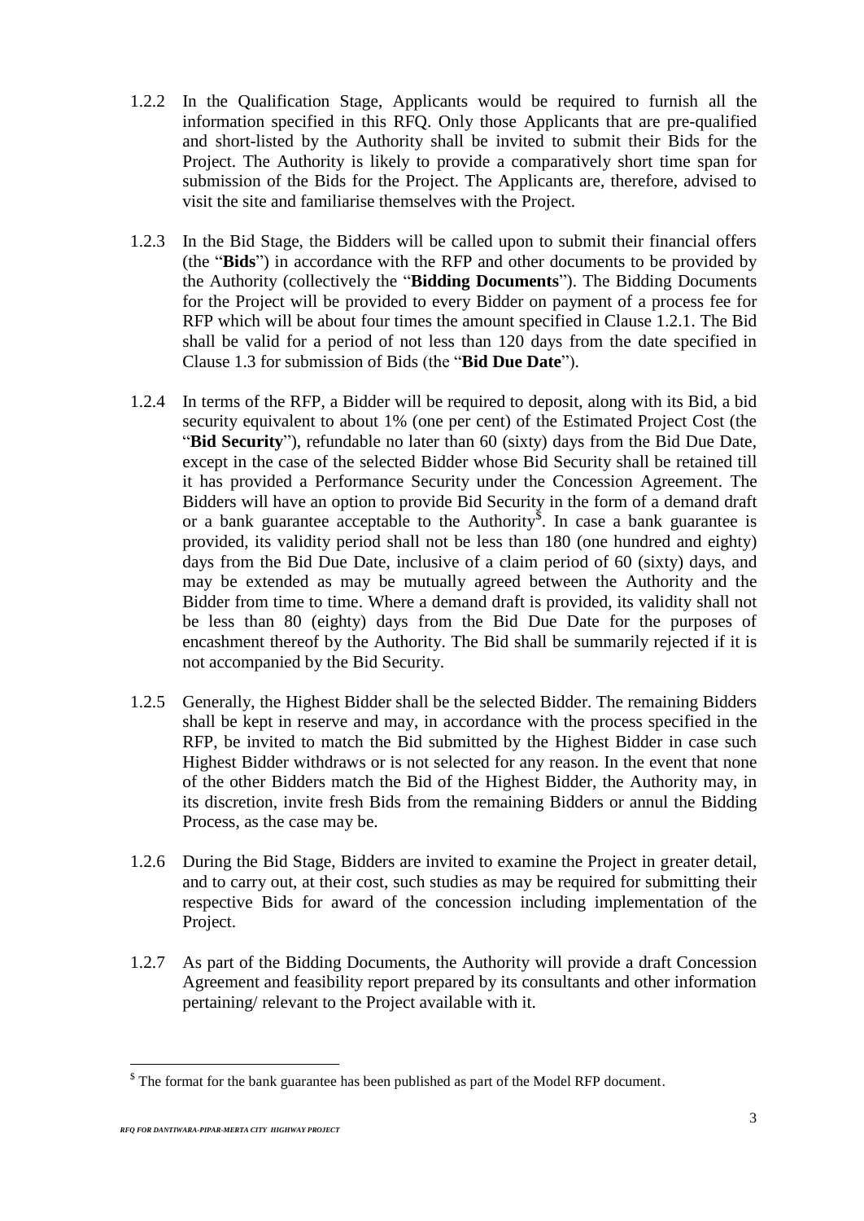1.2.2 In the Qualification Stage, Applicants would be required to furnish all the information specified in this RFQ. Only those Applicants that are pre-qualified and short-listed by the Authority shall be invited to submit their Bids for the Project. The Authority is likely to provide a comparatively short time span for submission of the Bids for the Project. The Applicants are, therefore, advised to visit the site and familiarise themselves with the Project.

1.2.3 In the Bid Stage, the Bidders will be called upon to submit their financial offers (the "**Bids**") in accordance with the RFP and other documents to be provided by the Authority (collectively the "**Bidding Documents**"). The Bidding Documents for the Project will be provided to every Bidder on payment of a process fee for RFP which will be about four times the amount specified in Clause 1.2.1. The Bid shall be valid for a period of not less than 120 days from the date specified in Clause 1.3 for submission of Bids (the "**Bid Due Date**").

1.2.4 In terms of the RFP, a Bidder will be required to deposit, along with its Bid, a bid security equivalent to about 1% (one per cent) of the Estimated Project Cost (the "**Bid Security**"), refundable no later than 60 (sixty) days from the Bid Due Date, except in the case of the selected Bidder whose Bid Security shall be retained till it has provided a Performance Security under the Concession Agreement. The Bidders will have an option to provide Bid Security in the form of a demand draft or a bank guarantee acceptable to the Authority[$]. In case a bank guarantee is provided, its validity period shall not be less than 180 (one hundred and eighty) days from the Bid Due Date, inclusive of a claim period of 60 (sixty) days, and may be extended as may be mutually agreed between the Authority and the Bidder from time to time. Where a demand draft is provided, its validity shall not be less than 80 (eighty) days from the Bid Due Date for the purposes of encashment thereof by the Authority. The Bid shall be summarily rejected if it is not accompanied by the Bid Security.

1.2.5 Generally, the Highest Bidder shall be the selected Bidder. The remaining Bidders shall be kept in reserve and may, in accordance with the process specified in the RFP, be invited to match the Bid submitted by the Highest Bidder in case such Highest Bidder withdraws or is not selected for any reason. In the event that none of the other Bidders match the Bid of the Highest Bidder, the Authority may, in its discretion, invite fresh Bids from the remaining Bidders or annul the Bidding Process, as the case may be.

1.2.6 During the Bid Stage, Bidders are invited to examine the Project in greater detail, and to carry out, at their cost, such studies as may be required for submitting their respective Bids for award of the concession including implementation of the Project.

1.2.7 As part of the Bidding Documents, the Authority will provide a draft Concession Agreement and feasibility report prepared by its consultants and other information pertaining/ relevant to the Project available with it.

---

[$] The format for the bank guarantee has been published as part of the Model RFP document.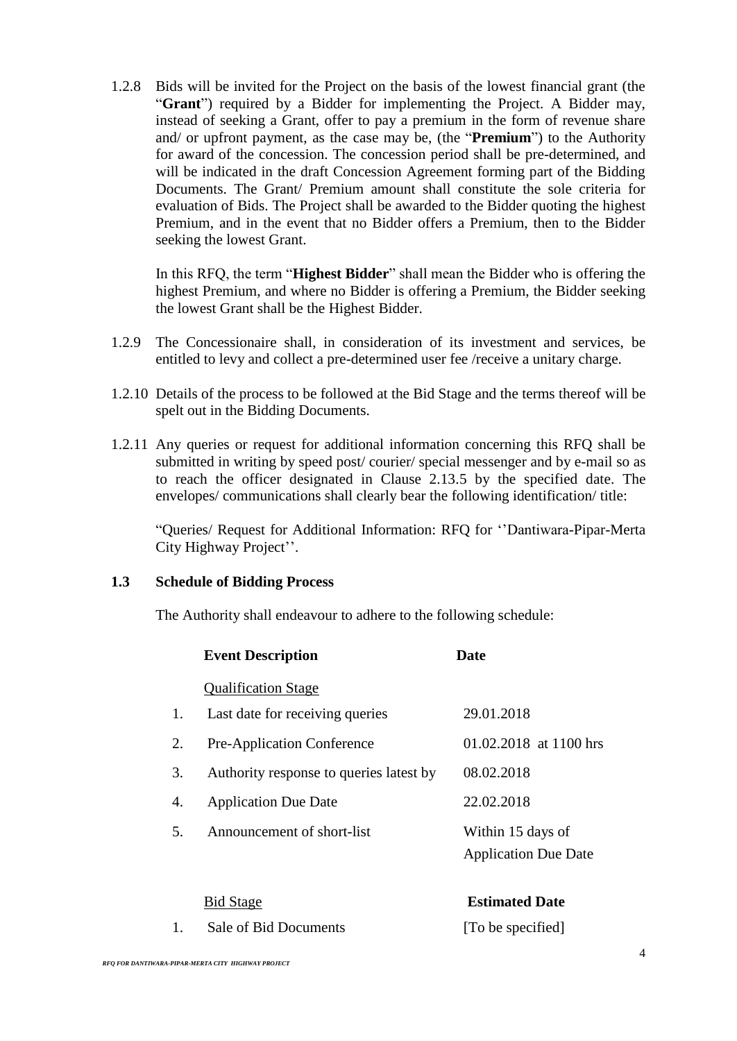1.2.8 Bids will be invited for the Project on the basis of the lowest financial grant (the "**Grant**") required by a Bidder for implementing the Project. A Bidder may, instead of seeking a Grant, offer to pay a premium in the form of revenue share and/ or upfront payment, as the case may be, (the "**Premium**") to the Authority for award of the concession. The concession period shall be pre-determined, and will be indicated in the draft Concession Agreement forming part of the Bidding Documents. The Grant/ Premium amount shall constitute the sole criteria for evaluation of Bids. The Project shall be awarded to the Bidder quoting the highest Premium, and in the event that no Bidder offers a Premium, then to the Bidder seeking the lowest Grant.

In this RFQ, the term "**Highest Bidder**" shall mean the Bidder who is offering the highest Premium, and where no Bidder is offering a Premium, the Bidder seeking the lowest Grant shall be the Highest Bidder.

1.2.9 The Concessionaire shall, in consideration of its investment and services, be entitled to levy and collect a pre-determined user fee /receive a unitary charge.

1.2.10 Details of the process to be followed at the Bid Stage and the terms thereof will be spelt out in the Bidding Documents.

1.2.11 Any queries or request for additional information concerning this RFQ shall be submitted in writing by speed post/ courier/ special messenger and by e-mail so as to reach the officer designated in Clause 2.13.5 by the specified date. The envelopes/ communications shall clearly bear the following identification/ title:

"Queries/ Request for Additional Information: RFQ for ''Dantiwara-Pipar-Merta City Highway Project''.

### 1.3 Schedule of Bidding Process

The Authority shall endeavour to adhere to the following schedule:

| | **Event Description** | **Date** |
|---|---|---|
| | Qualification Stage | |
| 1. | Last date for receiving queries | 29.01.2018 |
| 2. | Pre-Application Conference | 01.02.2018 at 1100 hrs |
| 3. | Authority response to queries latest by | 08.02.2018 |
| 4. | Application Due Date | 22.02.2018 |
| 5. | Announcement of short-list | Within 15 days of Application Due Date |
| | Bid Stage | **Estimated Date** |
| 1. | Sale of Bid Documents | [To be specified] |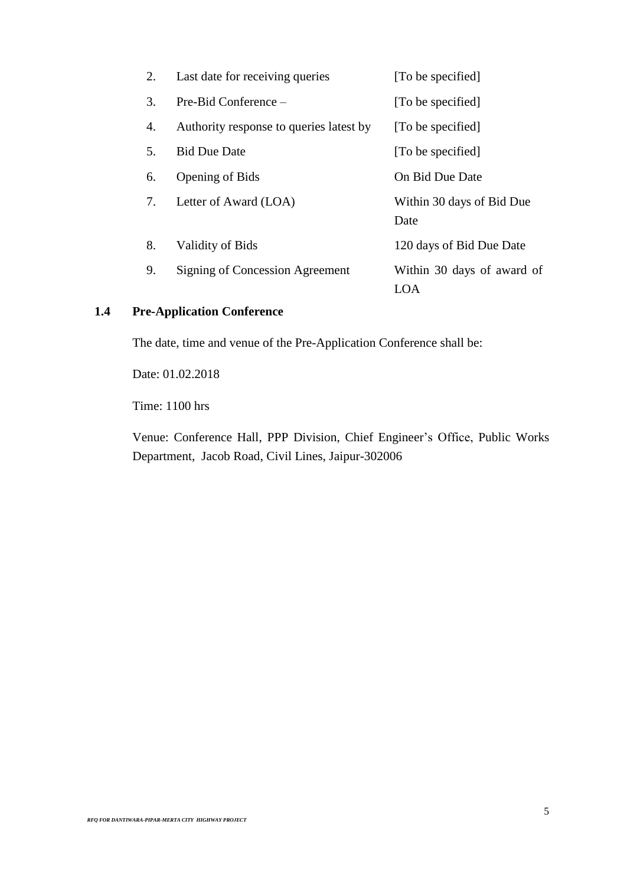| | | |
|---|---|---|
| 2. | Last date for receiving queries | [To be specified] |
| 3. | Pre-Bid Conference – | [To be specified] |
| 4. | Authority response to queries latest by | [To be specified] |
| 5. | Bid Due Date | [To be specified] |
| 6. | Opening of Bids | On Bid Due Date |
| 7. | Letter of Award (LOA) | Within 30 days of Bid Due Date |
| 8. | Validity of Bids | 120 days of Bid Due Date |
| 9. | Signing of Concession Agreement | Within 30 days of award of LOA |

### 1.4 Pre-Application Conference

The date, time and venue of the Pre-Application Conference shall be:

Date: 01.02.2018

Time: 1100 hrs

Venue: Conference Hall, PPP Division, Chief Engineer's Office, Public Works Department, Jacob Road, Civil Lines, Jaipur-302006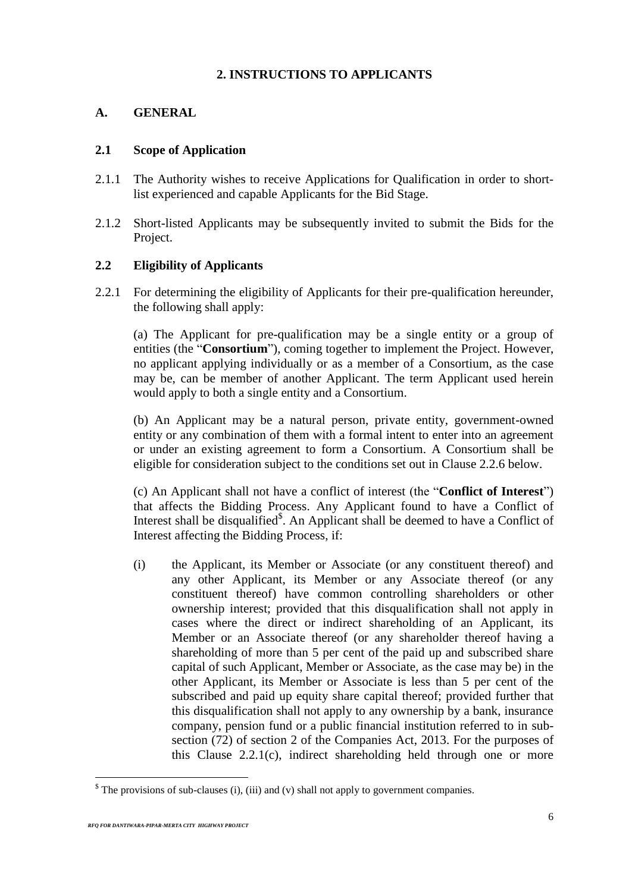# 2. INSTRUCTIONS TO APPLICANTS

## A. GENERAL

### 2.1 Scope of Application

2.1.1 The Authority wishes to receive Applications for Qualification in order to short-list experienced and capable Applicants for the Bid Stage.

2.1.2 Short-listed Applicants may be subsequently invited to submit the Bids for the Project.

### 2.2 Eligibility of Applicants

2.2.1 For determining the eligibility of Applicants for their pre-qualification hereunder, the following shall apply:

(a) The Applicant for pre-qualification may be a single entity or a group of entities (the "**Consortium**"), coming together to implement the Project. However, no applicant applying individually or as a member of a Consortium, as the case may be, can be member of another Applicant. The term Applicant used herein would apply to both a single entity and a Consortium.

(b) An Applicant may be a natural person, private entity, government-owned entity or any combination of them with a formal intent to enter into an agreement or under an existing agreement to form a Consortium. A Consortium shall be eligible for consideration subject to the conditions set out in Clause 2.2.6 below.

(c) An Applicant shall not have a conflict of interest (the "**Conflict of Interest**") that affects the Bidding Process. Any Applicant found to have a Conflict of Interest shall be disqualified[$]. An Applicant shall be deemed to have a Conflict of Interest affecting the Bidding Process, if:

(i) the Applicant, its Member or Associate (or any constituent thereof) and any other Applicant, its Member or any Associate thereof (or any constituent thereof) have common controlling shareholders or other ownership interest; provided that this disqualification shall not apply in cases where the direct or indirect shareholding of an Applicant, its Member or an Associate thereof (or any shareholder thereof having a shareholding of more than 5 per cent of the paid up and subscribed share capital of such Applicant, Member or Associate, as the case may be) in the other Applicant, its Member or Associate is less than 5 per cent of the subscribed and paid up equity share capital thereof; provided further that this disqualification shall not apply to any ownership by a bank, insurance company, pension fund or a public financial institution referred to in sub-section (72) of section 2 of the Companies Act, 2013. For the purposes of this Clause 2.2.1(c), indirect shareholding held through one or more

[$] The provisions of sub-clauses (i), (iii) and (v) shall not apply to government companies.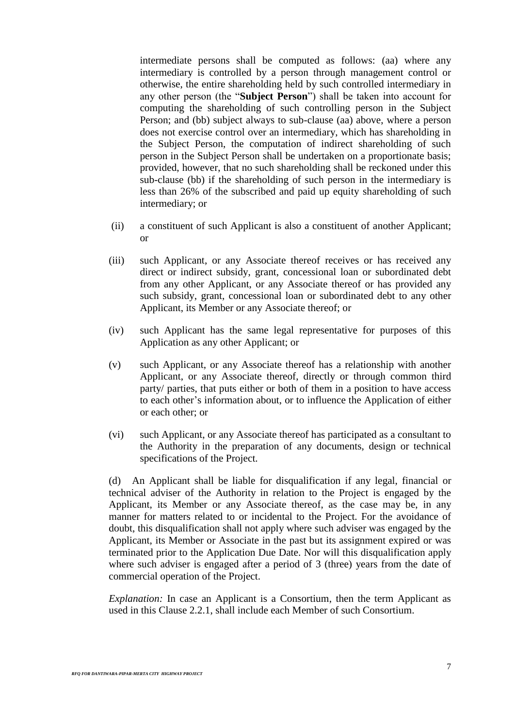intermediate persons shall be computed as follows: (aa) where any intermediary is controlled by a person through management control or otherwise, the entire shareholding held by such controlled intermediary in any other person (the "**Subject Person**") shall be taken into account for computing the shareholding of such controlling person in the Subject Person; and (bb) subject always to sub-clause (aa) above, where a person does not exercise control over an intermediary, which has shareholding in the Subject Person, the computation of indirect shareholding of such person in the Subject Person shall be undertaken on a proportionate basis; provided, however, that no such shareholding shall be reckoned under this sub-clause (bb) if the shareholding of such person in the intermediary is less than 26% of the subscribed and paid up equity shareholding of such intermediary; or

(ii) a constituent of such Applicant is also a constituent of another Applicant; or

(iii) such Applicant, or any Associate thereof receives or has received any direct or indirect subsidy, grant, concessional loan or subordinated debt from any other Applicant, or any Associate thereof or has provided any such subsidy, grant, concessional loan or subordinated debt to any other Applicant, its Member or any Associate thereof; or

(iv) such Applicant has the same legal representative for purposes of this Application as any other Applicant; or

(v) such Applicant, or any Associate thereof has a relationship with another Applicant, or any Associate thereof, directly or through common third party/ parties, that puts either or both of them in a position to have access to each other's information about, or to influence the Application of either or each other; or

(vi) such Applicant, or any Associate thereof has participated as a consultant to the Authority in the preparation of any documents, design or technical specifications of the Project.

(d) An Applicant shall be liable for disqualification if any legal, financial or technical adviser of the Authority in relation to the Project is engaged by the Applicant, its Member or any Associate thereof, as the case may be, in any manner for matters related to or incidental to the Project. For the avoidance of doubt, this disqualification shall not apply where such adviser was engaged by the Applicant, its Member or Associate in the past but its assignment expired or was terminated prior to the Application Due Date. Nor will this disqualification apply where such adviser is engaged after a period of 3 (three) years from the date of commercial operation of the Project.

*Explanation:* In case an Applicant is a Consortium, then the term Applicant as used in this Clause 2.2.1, shall include each Member of such Consortium.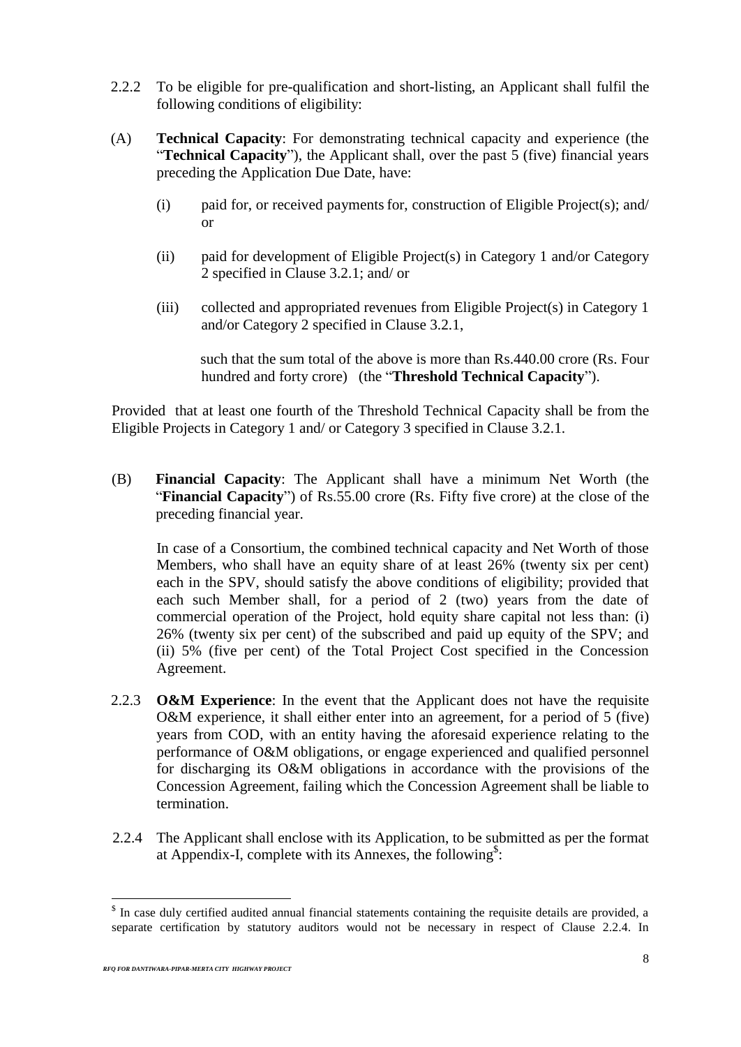2.2.2 To be eligible for pre-qualification and short-listing, an Applicant shall fulfil the following conditions of eligibility:

(A) **Technical Capacity**: For demonstrating technical capacity and experience (the "**Technical Capacity**"), the Applicant shall, over the past 5 (five) financial years preceding the Application Due Date, have:

(i) paid for, or received payments for, construction of Eligible Project(s); and/ or

(ii) paid for development of Eligible Project(s) in Category 1 and/or Category 2 specified in Clause 3.2.1; and/ or

(iii) collected and appropriated revenues from Eligible Project(s) in Category 1 and/or Category 2 specified in Clause 3.2.1,

such that the sum total of the above is more than Rs.440.00 crore (Rs. Four hundred and forty crore) (the "**Threshold Technical Capacity**").

Provided that at least one fourth of the Threshold Technical Capacity shall be from the Eligible Projects in Category 1 and/ or Category 3 specified in Clause 3.2.1.

(B) **Financial Capacity**: The Applicant shall have a minimum Net Worth (the "**Financial Capacity**") of Rs.55.00 crore (Rs. Fifty five crore) at the close of the preceding financial year.

In case of a Consortium, the combined technical capacity and Net Worth of those Members, who shall have an equity share of at least 26% (twenty six per cent) each in the SPV, should satisfy the above conditions of eligibility; provided that each such Member shall, for a period of 2 (two) years from the date of commercial operation of the Project, hold equity share capital not less than: (i) 26% (twenty six per cent) of the subscribed and paid up equity of the SPV; and (ii) 5% (five per cent) of the Total Project Cost specified in the Concession Agreement.

2.2.3 **O&M Experience**: In the event that the Applicant does not have the requisite O&M experience, it shall either enter into an agreement, for a period of 5 (five) years from COD, with an entity having the aforesaid experience relating to the performance of O&M obligations, or engage experienced and qualified personnel for discharging its O&M obligations in accordance with the provisions of the Concession Agreement, failing which the Concession Agreement shall be liable to termination.

2.2.4 The Applicant shall enclose with its Application, to be submitted as per the format at Appendix-I, complete with its Annexes, the following[$]:

---

[$] In case duly certified audited annual financial statements containing the requisite details are provided, a separate certification by statutory auditors would not be necessary in respect of Clause 2.2.4. In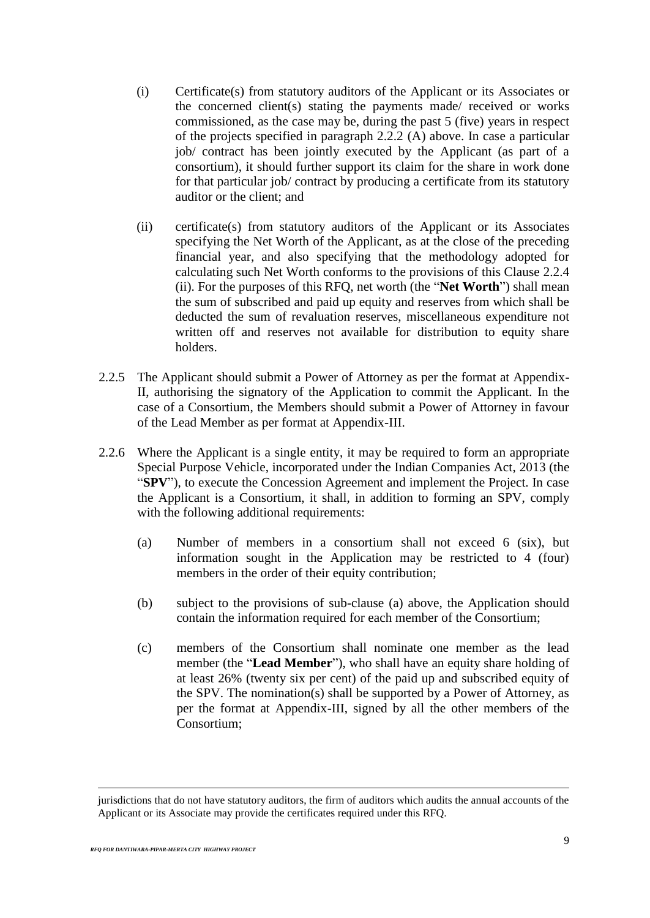(i) Certificate(s) from statutory auditors of the Applicant or its Associates or the concerned client(s) stating the payments made/ received or works commissioned, as the case may be, during the past 5 (five) years in respect of the projects specified in paragraph 2.2.2 (A) above. In case a particular job/ contract has been jointly executed by the Applicant (as part of a consortium), it should further support its claim for the share in work done for that particular job/ contract by producing a certificate from its statutory auditor or the client; and

(ii) certificate(s) from statutory auditors of the Applicant or its Associates specifying the Net Worth of the Applicant, as at the close of the preceding financial year, and also specifying that the methodology adopted for calculating such Net Worth conforms to the provisions of this Clause 2.2.4 (ii). For the purposes of this RFQ, net worth (the "**Net Worth**") shall mean the sum of subscribed and paid up equity and reserves from which shall be deducted the sum of revaluation reserves, miscellaneous expenditure not written off and reserves not available for distribution to equity share holders.

2.2.5 The Applicant should submit a Power of Attorney as per the format at Appendix-II, authorising the signatory of the Application to commit the Applicant. In the case of a Consortium, the Members should submit a Power of Attorney in favour of the Lead Member as per format at Appendix-III.

2.2.6 Where the Applicant is a single entity, it may be required to form an appropriate Special Purpose Vehicle, incorporated under the Indian Companies Act, 2013 (the "**SPV**"), to execute the Concession Agreement and implement the Project. In case the Applicant is a Consortium, it shall, in addition to forming an SPV, comply with the following additional requirements:

(a) Number of members in a consortium shall not exceed 6 (six), but information sought in the Application may be restricted to 4 (four) members in the order of their equity contribution;

(b) subject to the provisions of sub-clause (a) above, the Application should contain the information required for each member of the Consortium;

(c) members of the Consortium shall nominate one member as the lead member (the "**Lead Member**"), who shall have an equity share holding of at least 26% (twenty six per cent) of the paid up and subscribed equity of the SPV. The nomination(s) shall be supported by a Power of Attorney, as per the format at Appendix-III, signed by all the other members of the Consortium;

---

jurisdictions that do not have statutory auditors, the firm of auditors which audits the annual accounts of the Applicant or its Associate may provide the certificates required under this RFQ.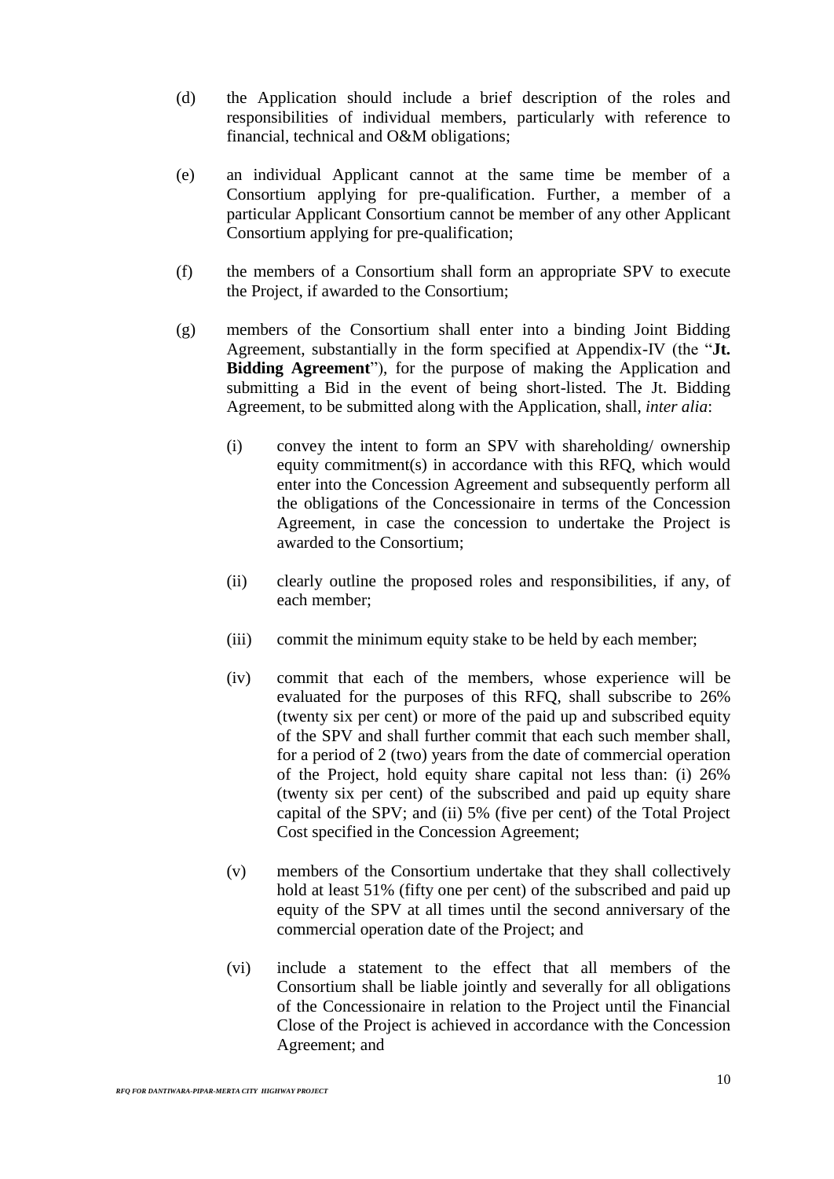(d) the Application should include a brief description of the roles and responsibilities of individual members, particularly with reference to financial, technical and O&M obligations;

(e) an individual Applicant cannot at the same time be member of a Consortium applying for pre-qualification. Further, a member of a particular Applicant Consortium cannot be member of any other Applicant Consortium applying for pre-qualification;

(f) the members of a Consortium shall form an appropriate SPV to execute the Project, if awarded to the Consortium;

(g) members of the Consortium shall enter into a binding Joint Bidding Agreement, substantially in the form specified at Appendix-IV (the "**Jt. Bidding Agreement**"), for the purpose of making the Application and submitting a Bid in the event of being short-listed. The Jt. Bidding Agreement, to be submitted along with the Application, shall, *inter alia*:

   (i) convey the intent to form an SPV with shareholding/ ownership equity commitment(s) in accordance with this RFQ, which would enter into the Concession Agreement and subsequently perform all the obligations of the Concessionaire in terms of the Concession Agreement, in case the concession to undertake the Project is awarded to the Consortium;

   (ii) clearly outline the proposed roles and responsibilities, if any, of each member;

   (iii) commit the minimum equity stake to be held by each member;

   (iv) commit that each of the members, whose experience will be evaluated for the purposes of this RFQ, shall subscribe to 26% (twenty six per cent) or more of the paid up and subscribed equity of the SPV and shall further commit that each such member shall, for a period of 2 (two) years from the date of commercial operation of the Project, hold equity share capital not less than: (i) 26% (twenty six per cent) of the subscribed and paid up equity share capital of the SPV; and (ii) 5% (five per cent) of the Total Project Cost specified in the Concession Agreement;

   (v) members of the Consortium undertake that they shall collectively hold at least 51% (fifty one per cent) of the subscribed and paid up equity of the SPV at all times until the second anniversary of the commercial operation date of the Project; and

   (vi) include a statement to the effect that all members of the Consortium shall be liable jointly and severally for all obligations of the Concessionaire in relation to the Project until the Financial Close of the Project is achieved in accordance with the Concession Agreement; and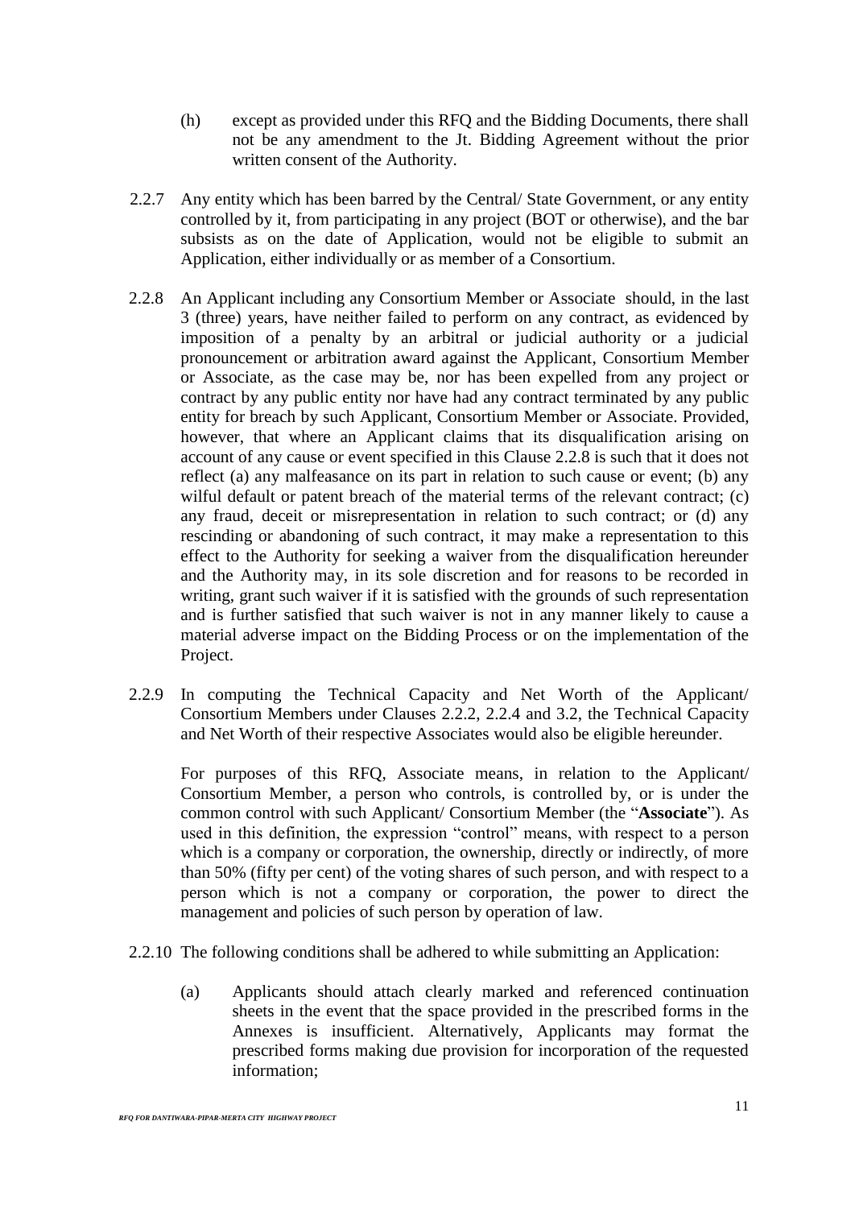(h) except as provided under this RFQ and the Bidding Documents, there shall not be any amendment to the Jt. Bidding Agreement without the prior written consent of the Authority.

2.2.7 Any entity which has been barred by the Central/ State Government, or any entity controlled by it, from participating in any project (BOT or otherwise), and the bar subsists as on the date of Application, would not be eligible to submit an Application, either individually or as member of a Consortium.

2.2.8 An Applicant including any Consortium Member or Associate should, in the last 3 (three) years, have neither failed to perform on any contract, as evidenced by imposition of a penalty by an arbitral or judicial authority or a judicial pronouncement or arbitration award against the Applicant, Consortium Member or Associate, as the case may be, nor has been expelled from any project or contract by any public entity nor have had any contract terminated by any public entity for breach by such Applicant, Consortium Member or Associate. Provided, however, that where an Applicant claims that its disqualification arising on account of any cause or event specified in this Clause 2.2.8 is such that it does not reflect (a) any malfeasance on its part in relation to such cause or event; (b) any wilful default or patent breach of the material terms of the relevant contract; (c) any fraud, deceit or misrepresentation in relation to such contract; or (d) any rescinding or abandoning of such contract, it may make a representation to this effect to the Authority for seeking a waiver from the disqualification hereunder and the Authority may, in its sole discretion and for reasons to be recorded in writing, grant such waiver if it is satisfied with the grounds of such representation and is further satisfied that such waiver is not in any manner likely to cause a material adverse impact on the Bidding Process or on the implementation of the Project.

2.2.9 In computing the Technical Capacity and Net Worth of the Applicant/ Consortium Members under Clauses 2.2.2, 2.2.4 and 3.2, the Technical Capacity and Net Worth of their respective Associates would also be eligible hereunder.

For purposes of this RFQ, Associate means, in relation to the Applicant/ Consortium Member, a person who controls, is controlled by, or is under the common control with such Applicant/ Consortium Member (the "**Associate**"). As used in this definition, the expression "control" means, with respect to a person which is a company or corporation, the ownership, directly or indirectly, of more than 50% (fifty per cent) of the voting shares of such person, and with respect to a person which is not a company or corporation, the power to direct the management and policies of such person by operation of law.

2.2.10 The following conditions shall be adhered to while submitting an Application:

(a) Applicants should attach clearly marked and referenced continuation sheets in the event that the space provided in the prescribed forms in the Annexes is insufficient. Alternatively, Applicants may format the prescribed forms making due provision for incorporation of the requested information;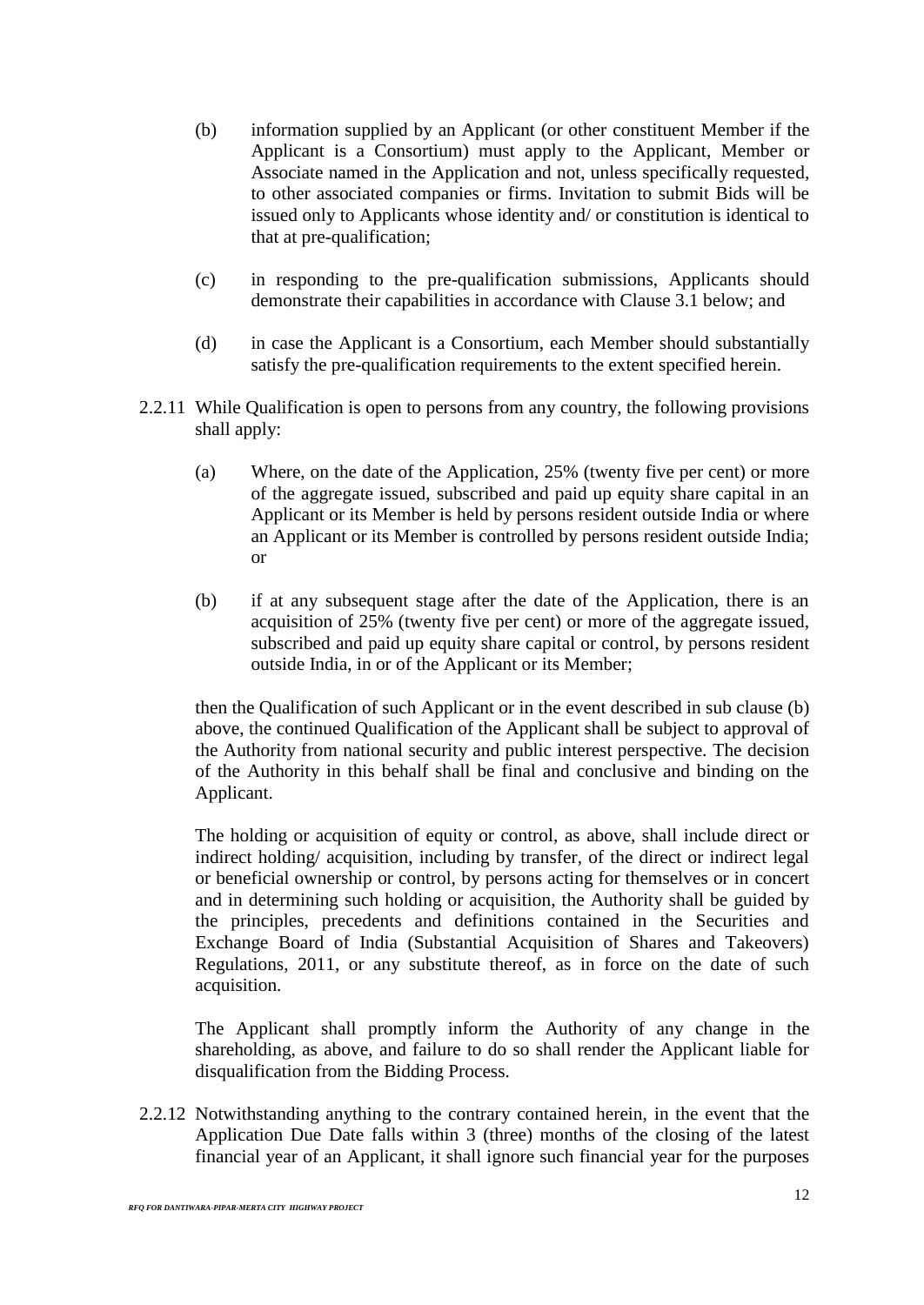(b) information supplied by an Applicant (or other constituent Member if the Applicant is a Consortium) must apply to the Applicant, Member or Associate named in the Application and not, unless specifically requested, to other associated companies or firms. Invitation to submit Bids will be issued only to Applicants whose identity and/ or constitution is identical to that at pre-qualification;

(c) in responding to the pre-qualification submissions, Applicants should demonstrate their capabilities in accordance with Clause 3.1 below; and

(d) in case the Applicant is a Consortium, each Member should substantially satisfy the pre-qualification requirements to the extent specified herein.

2.2.11 While Qualification is open to persons from any country, the following provisions shall apply:

(a) Where, on the date of the Application, 25% (twenty five per cent) or more of the aggregate issued, subscribed and paid up equity share capital in an Applicant or its Member is held by persons resident outside India or where an Applicant or its Member is controlled by persons resident outside India; or

(b) if at any subsequent stage after the date of the Application, there is an acquisition of 25% (twenty five per cent) or more of the aggregate issued, subscribed and paid up equity share capital or control, by persons resident outside India, in or of the Applicant or its Member;

then the Qualification of such Applicant or in the event described in sub clause (b) above, the continued Qualification of the Applicant shall be subject to approval of the Authority from national security and public interest perspective. The decision of the Authority in this behalf shall be final and conclusive and binding on the Applicant.

The holding or acquisition of equity or control, as above, shall include direct or indirect holding/ acquisition, including by transfer, of the direct or indirect legal or beneficial ownership or control, by persons acting for themselves or in concert and in determining such holding or acquisition, the Authority shall be guided by the principles, precedents and definitions contained in the Securities and Exchange Board of India (Substantial Acquisition of Shares and Takeovers) Regulations, 2011, or any substitute thereof, as in force on the date of such acquisition.

The Applicant shall promptly inform the Authority of any change in the shareholding, as above, and failure to do so shall render the Applicant liable for disqualification from the Bidding Process.

2.2.12 Notwithstanding anything to the contrary contained herein, in the event that the Application Due Date falls within 3 (three) months of the closing of the latest financial year of an Applicant, it shall ignore such financial year for the purposes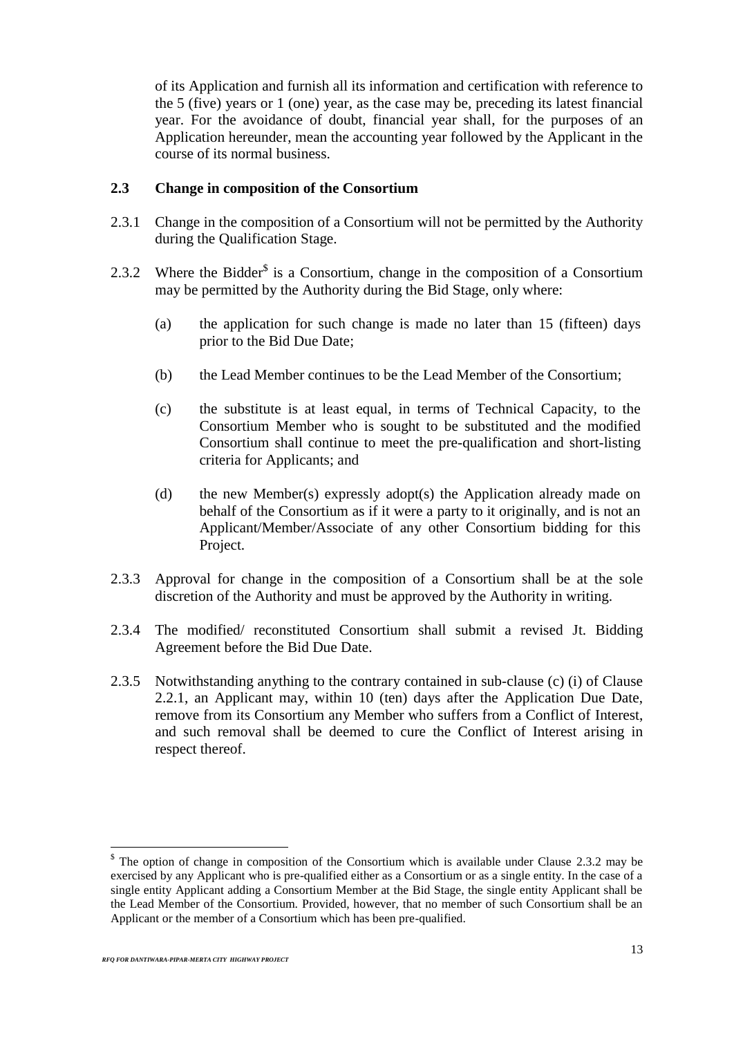of its Application and furnish all its information and certification with reference to the 5 (five) years or 1 (one) year, as the case may be, preceding its latest financial year. For the avoidance of doubt, financial year shall, for the purposes of an Application hereunder, mean the accounting year followed by the Applicant in the course of its normal business.

**2.3 Change in composition of the Consortium**

2.3.1 Change in the composition of a Consortium will not be permitted by the Authority during the Qualification Stage.

2.3.2 Where the Bidder[$] is a Consortium, change in the composition of a Consortium may be permitted by the Authority during the Bid Stage, only where:

(a) the application for such change is made no later than 15 (fifteen) days prior to the Bid Due Date;

(b) the Lead Member continues to be the Lead Member of the Consortium;

(c) the substitute is at least equal, in terms of Technical Capacity, to the Consortium Member who is sought to be substituted and the modified Consortium shall continue to meet the pre-qualification and short-listing criteria for Applicants; and

(d) the new Member(s) expressly adopt(s) the Application already made on behalf of the Consortium as if it were a party to it originally, and is not an Applicant/Member/Associate of any other Consortium bidding for this Project.

2.3.3 Approval for change in the composition of a Consortium shall be at the sole discretion of the Authority and must be approved by the Authority in writing.

2.3.4 The modified/ reconstituted Consortium shall submit a revised Jt. Bidding Agreement before the Bid Due Date.

2.3.5 Notwithstanding anything to the contrary contained in sub-clause (c) (i) of Clause 2.2.1, an Applicant may, within 10 (ten) days after the Application Due Date, remove from its Consortium any Member who suffers from a Conflict of Interest, and such removal shall be deemed to cure the Conflict of Interest arising in respect thereof.

---

[$] The option of change in composition of the Consortium which is available under Clause 2.3.2 may be exercised by any Applicant who is pre-qualified either as a Consortium or as a single entity. In the case of a single entity Applicant adding a Consortium Member at the Bid Stage, the single entity Applicant shall be the Lead Member of the Consortium. Provided, however, that no member of such Consortium shall be an Applicant or the member of a Consortium which has been pre-qualified.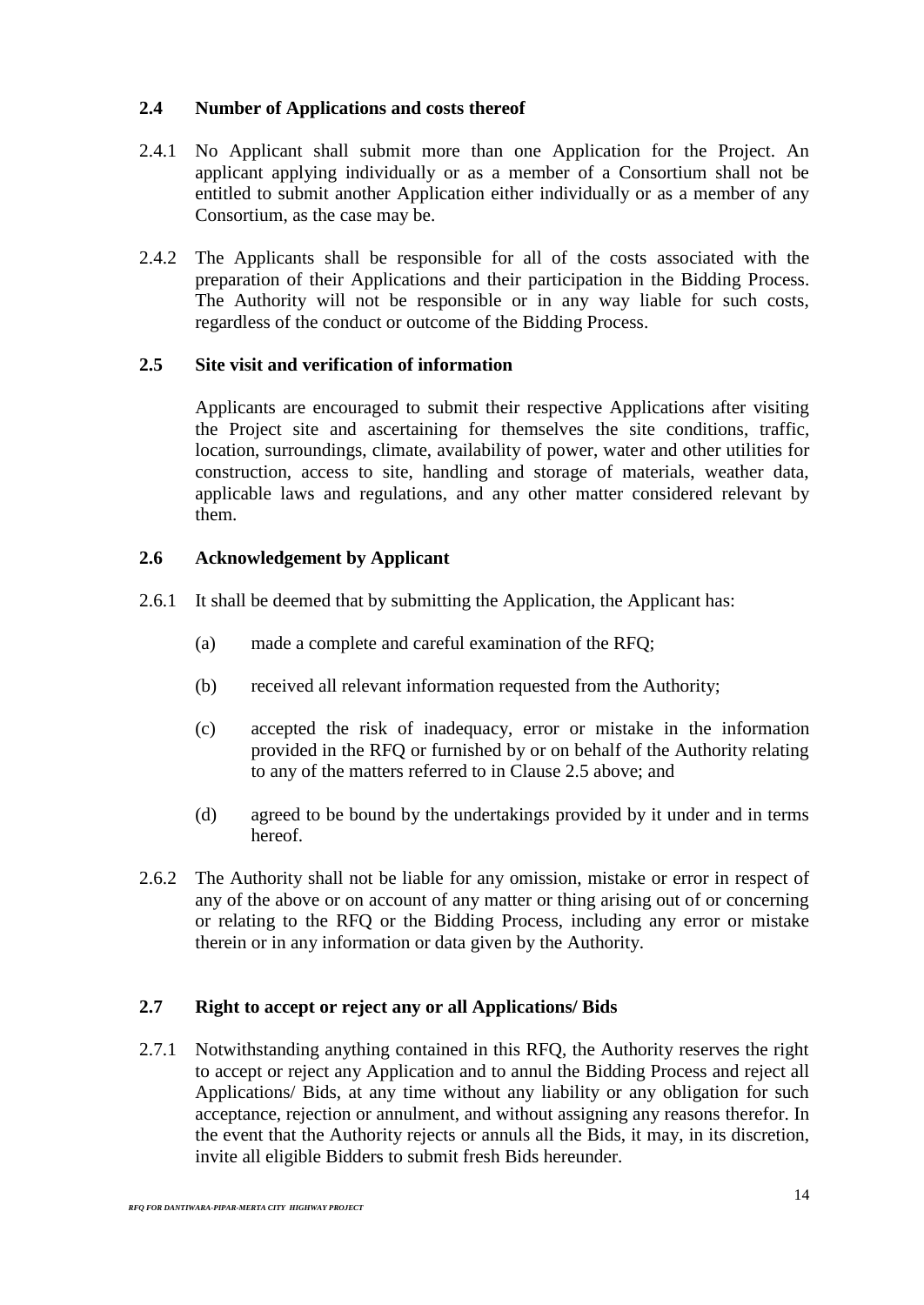### 2.4 Number of Applications and costs thereof

2.4.1 No Applicant shall submit more than one Application for the Project. An applicant applying individually or as a member of a Consortium shall not be entitled to submit another Application either individually or as a member of any Consortium, as the case may be.

2.4.2 The Applicants shall be responsible for all of the costs associated with the preparation of their Applications and their participation in the Bidding Process. The Authority will not be responsible or in any way liable for such costs, regardless of the conduct or outcome of the Bidding Process.

### 2.5 Site visit and verification of information

Applicants are encouraged to submit their respective Applications after visiting the Project site and ascertaining for themselves the site conditions, traffic, location, surroundings, climate, availability of power, water and other utilities for construction, access to site, handling and storage of materials, weather data, applicable laws and regulations, and any other matter considered relevant by them.

### 2.6 Acknowledgement by Applicant

2.6.1 It shall be deemed that by submitting the Application, the Applicant has:

(a) made a complete and careful examination of the RFQ;

(b) received all relevant information requested from the Authority;

(c) accepted the risk of inadequacy, error or mistake in the information provided in the RFQ or furnished by or on behalf of the Authority relating to any of the matters referred to in Clause 2.5 above; and

(d) agreed to be bound by the undertakings provided by it under and in terms hereof.

2.6.2 The Authority shall not be liable for any omission, mistake or error in respect of any of the above or on account of any matter or thing arising out of or concerning or relating to the RFQ or the Bidding Process, including any error or mistake therein or in any information or data given by the Authority.

### 2.7 Right to accept or reject any or all Applications/ Bids

2.7.1 Notwithstanding anything contained in this RFQ, the Authority reserves the right to accept or reject any Application and to annul the Bidding Process and reject all Applications/ Bids, at any time without any liability or any obligation for such acceptance, rejection or annulment, and without assigning any reasons therefor. In the event that the Authority rejects or annuls all the Bids, it may, in its discretion, invite all eligible Bidders to submit fresh Bids hereunder.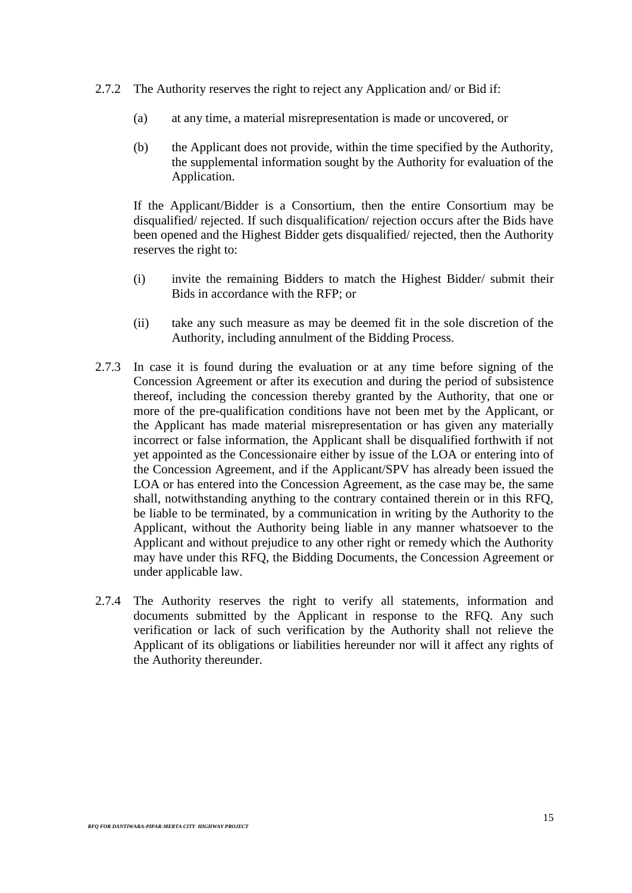2.7.2 The Authority reserves the right to reject any Application and/ or Bid if:

(a) at any time, a material misrepresentation is made or uncovered, or

(b) the Applicant does not provide, within the time specified by the Authority, the supplemental information sought by the Authority for evaluation of the Application.

If the Applicant/Bidder is a Consortium, then the entire Consortium may be disqualified/ rejected. If such disqualification/ rejection occurs after the Bids have been opened and the Highest Bidder gets disqualified/ rejected, then the Authority reserves the right to:

(i) invite the remaining Bidders to match the Highest Bidder/ submit their Bids in accordance with the RFP; or

(ii) take any such measure as may be deemed fit in the sole discretion of the Authority, including annulment of the Bidding Process.

2.7.3 In case it is found during the evaluation or at any time before signing of the Concession Agreement or after its execution and during the period of subsistence thereof, including the concession thereby granted by the Authority, that one or more of the pre-qualification conditions have not been met by the Applicant, or the Applicant has made material misrepresentation or has given any materially incorrect or false information, the Applicant shall be disqualified forthwith if not yet appointed as the Concessionaire either by issue of the LOA or entering into of the Concession Agreement, and if the Applicant/SPV has already been issued the LOA or has entered into the Concession Agreement, as the case may be, the same shall, notwithstanding anything to the contrary contained therein or in this RFQ, be liable to be terminated, by a communication in writing by the Authority to the Applicant, without the Authority being liable in any manner whatsoever to the Applicant and without prejudice to any other right or remedy which the Authority may have under this RFQ, the Bidding Documents, the Concession Agreement or under applicable law.

2.7.4 The Authority reserves the right to verify all statements, information and documents submitted by the Applicant in response to the RFQ. Any such verification or lack of such verification by the Authority shall not relieve the Applicant of its obligations or liabilities hereunder nor will it affect any rights of the Authority thereunder.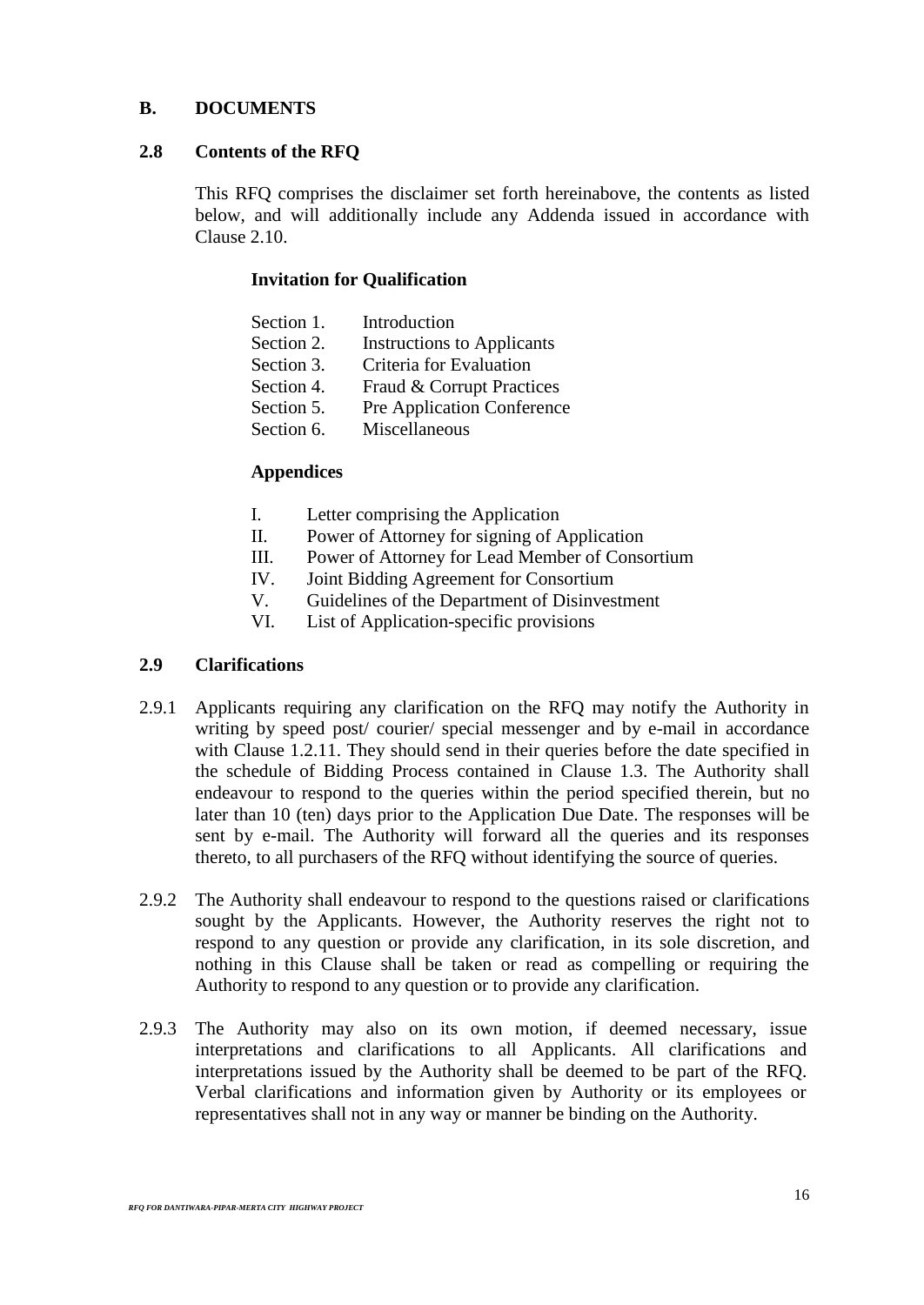## B. DOCUMENTS

### 2.8 Contents of the RFQ

This RFQ comprises the disclaimer set forth hereinabove, the contents as listed below, and will additionally include any Addenda issued in accordance with Clause 2.10.

**Invitation for Qualification**

- Section 1. Introduction
- Section 2. Instructions to Applicants
- Section 3. Criteria for Evaluation
- Section 4. Fraud & Corrupt Practices
- Section 5. Pre Application Conference
- Section 6. Miscellaneous

**Appendices**

- I. Letter comprising the Application
- II. Power of Attorney for signing of Application
- III. Power of Attorney for Lead Member of Consortium
- IV. Joint Bidding Agreement for Consortium
- V. Guidelines of the Department of Disinvestment
- VI. List of Application-specific provisions

### 2.9 Clarifications

2.9.1 Applicants requiring any clarification on the RFQ may notify the Authority in writing by speed post/ courier/ special messenger and by e-mail in accordance with Clause 1.2.11. They should send in their queries before the date specified in the schedule of Bidding Process contained in Clause 1.3. The Authority shall endeavour to respond to the queries within the period specified therein, but no later than 10 (ten) days prior to the Application Due Date. The responses will be sent by e-mail. The Authority will forward all the queries and its responses thereto, to all purchasers of the RFQ without identifying the source of queries.

2.9.2 The Authority shall endeavour to respond to the questions raised or clarifications sought by the Applicants. However, the Authority reserves the right not to respond to any question or provide any clarification, in its sole discretion, and nothing in this Clause shall be taken or read as compelling or requiring the Authority to respond to any question or to provide any clarification.

2.9.3 The Authority may also on its own motion, if deemed necessary, issue interpretations and clarifications to all Applicants. All clarifications and interpretations issued by the Authority shall be deemed to be part of the RFQ. Verbal clarifications and information given by Authority or its employees or representatives shall not in any way or manner be binding on the Authority.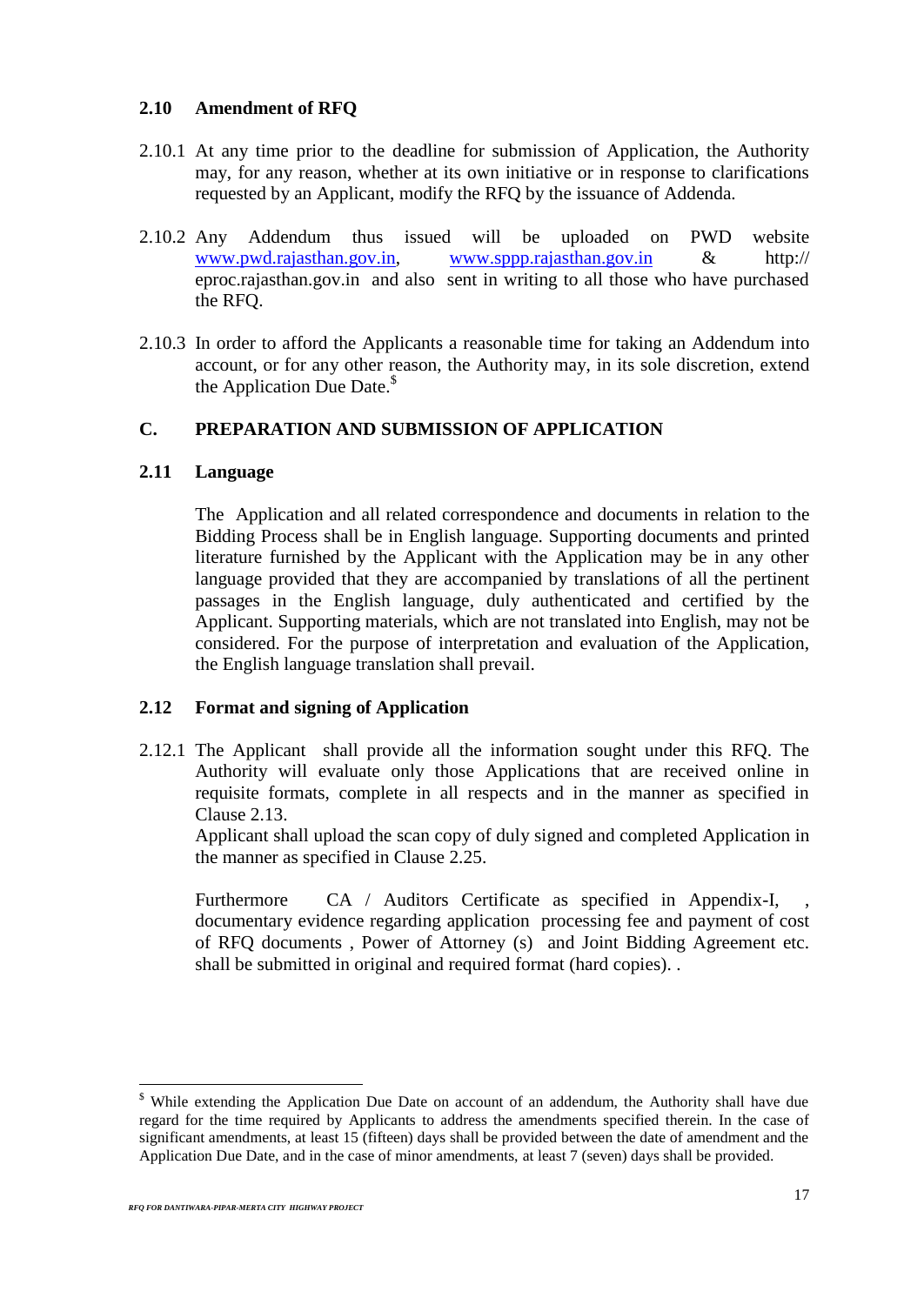### 2.10 Amendment of RFQ

2.10.1 At any time prior to the deadline for submission of Application, the Authority may, for any reason, whether at its own initiative or in response to clarifications requested by an Applicant, modify the RFQ by the issuance of Addenda.

2.10.2 Any Addendum thus issued will be uploaded on PWD website www.pwd.rajasthan.gov.in, www.sppp.rajasthan.gov.in & http:// eproc.rajasthan.gov.in and also sent in writing to all those who have purchased the RFQ.

2.10.3 In order to afford the Applicants a reasonable time for taking an Addendum into account, or for any other reason, the Authority may, in its sole discretion, extend the Application Due Date.[$]

## C. PREPARATION AND SUBMISSION OF APPLICATION

### 2.11 Language

The Application and all related correspondence and documents in relation to the Bidding Process shall be in English language. Supporting documents and printed literature furnished by the Applicant with the Application may be in any other language provided that they are accompanied by translations of all the pertinent passages in the English language, duly authenticated and certified by the Applicant. Supporting materials, which are not translated into English, may not be considered. For the purpose of interpretation and evaluation of the Application, the English language translation shall prevail.

### 2.12 Format and signing of Application

2.12.1 The Applicant shall provide all the information sought under this RFQ. The Authority will evaluate only those Applications that are received online in requisite formats, complete in all respects and in the manner as specified in Clause 2.13.
Applicant shall upload the scan copy of duly signed and completed Application in the manner as specified in Clause 2.25.

Furthermore CA / Auditors Certificate as specified in Appendix-I, , documentary evidence regarding application processing fee and payment of cost of RFQ documents , Power of Attorney (s) and Joint Bidding Agreement etc. shall be submitted in original and required format (hard copies). .

---

[$] While extending the Application Due Date on account of an addendum, the Authority shall have due regard for the time required by Applicants to address the amendments specified therein. In the case of significant amendments, at least 15 (fifteen) days shall be provided between the date of amendment and the Application Due Date, and in the case of minor amendments, at least 7 (seven) days shall be provided.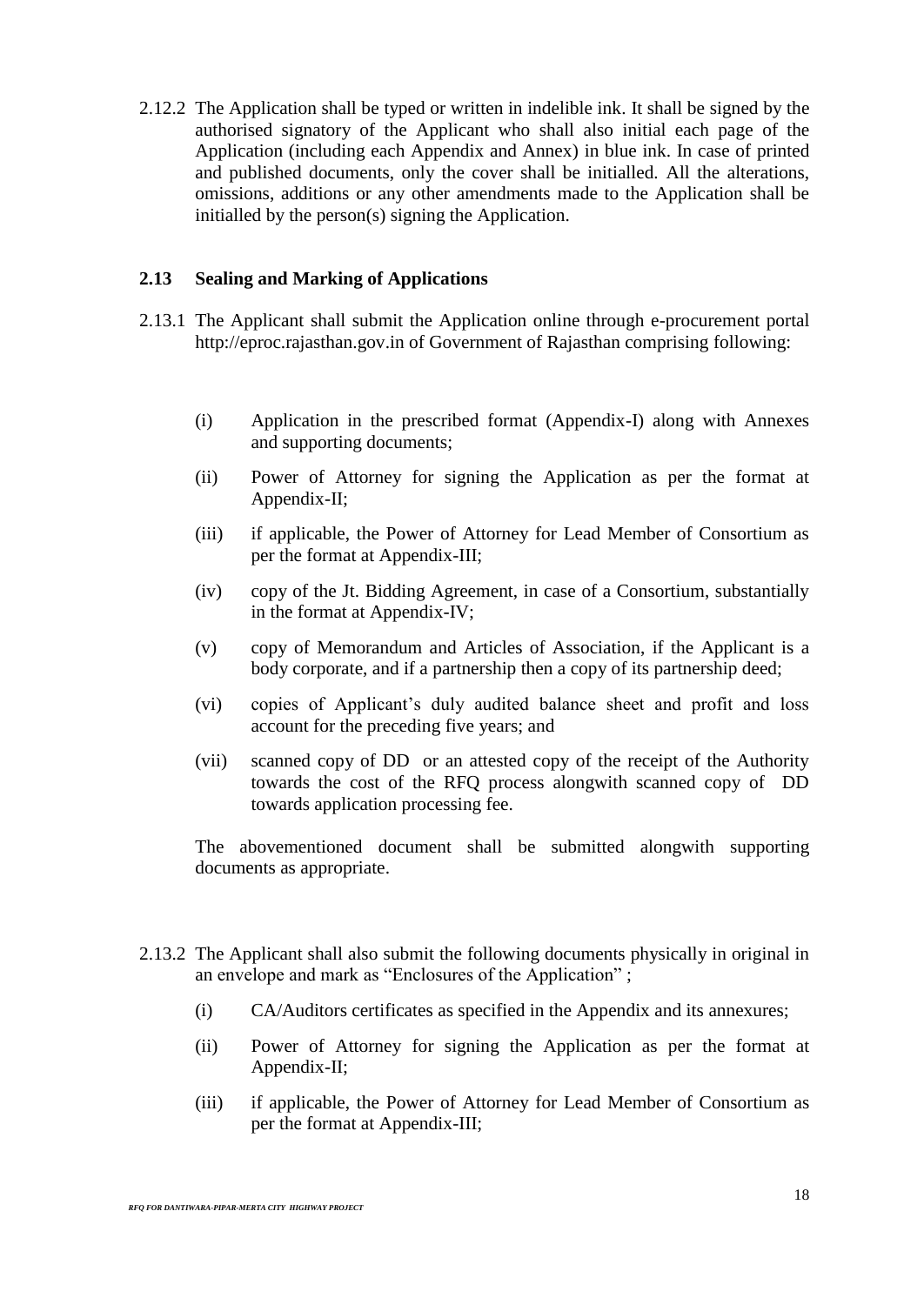2.12.2 The Application shall be typed or written in indelible ink. It shall be signed by the authorised signatory of the Applicant who shall also initial each page of the Application (including each Appendix and Annex) in blue ink. In case of printed and published documents, only the cover shall be initialled. All the alterations, omissions, additions or any other amendments made to the Application shall be initialled by the person(s) signing the Application.

### 2.13 Sealing and Marking of Applications

2.13.1 The Applicant shall submit the Application online through e-procurement portal http://eproc.rajasthan.gov.in of Government of Rajasthan comprising following:

(i) Application in the prescribed format (Appendix-I) along with Annexes and supporting documents;

(ii) Power of Attorney for signing the Application as per the format at Appendix-II;

(iii) if applicable, the Power of Attorney for Lead Member of Consortium as per the format at Appendix-III;

(iv) copy of the Jt. Bidding Agreement, in case of a Consortium, substantially in the format at Appendix-IV;

(v) copy of Memorandum and Articles of Association, if the Applicant is a body corporate, and if a partnership then a copy of its partnership deed;

(vi) copies of Applicant's duly audited balance sheet and profit and loss account for the preceding five years; and

(vii) scanned copy of DD or an attested copy of the receipt of the Authority towards the cost of the RFQ process alongwith scanned copy of DD towards application processing fee.

The abovementioned document shall be submitted alongwith supporting documents as appropriate.

2.13.2 The Applicant shall also submit the following documents physically in original in an envelope and mark as "Enclosures of the Application" ;

(i) CA/Auditors certificates as specified in the Appendix and its annexures;

(ii) Power of Attorney for signing the Application as per the format at Appendix-II;

(iii) if applicable, the Power of Attorney for Lead Member of Consortium as per the format at Appendix-III;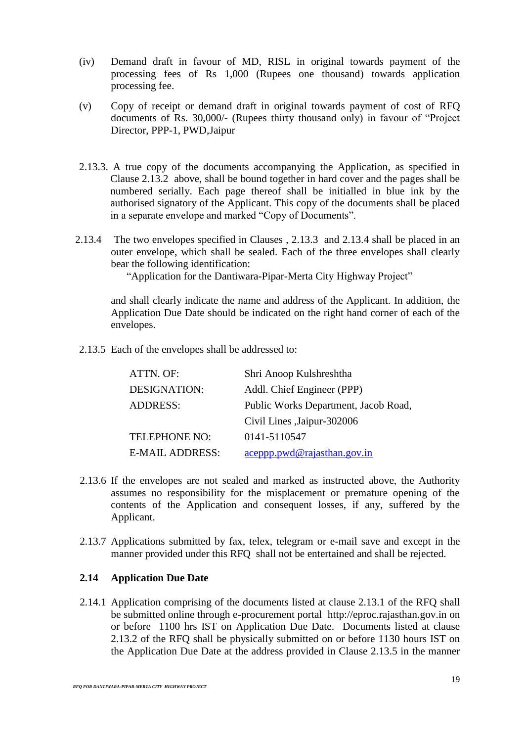(iv) Demand draft in favour of MD, RISL in original towards payment of the processing fees of Rs 1,000 (Rupees one thousand) towards application processing fee.

(v) Copy of receipt or demand draft in original towards payment of cost of RFQ documents of Rs. 30,000/- (Rupees thirty thousand only) in favour of "Project Director, PPP-1, PWD,Jaipur

2.13.3. A true copy of the documents accompanying the Application, as specified in Clause 2.13.2 above, shall be bound together in hard cover and the pages shall be numbered serially. Each page thereof shall be initialled in blue ink by the authorised signatory of the Applicant. This copy of the documents shall be placed in a separate envelope and marked "Copy of Documents".

2.13.4 The two envelopes specified in Clauses , 2.13.3 and 2.13.4 shall be placed in an outer envelope, which shall be sealed. Each of the three envelopes shall clearly bear the following identification:

"Application for the Dantiwara-Pipar-Merta City Highway Project"

and shall clearly indicate the name and address of the Applicant. In addition, the Application Due Date should be indicated on the right hand corner of each of the envelopes.

2.13.5 Each of the envelopes shall be addressed to:

| | |
|---|---|
| ATTN. OF: | Shri Anoop Kulshreshtha |
| DESIGNATION: | Addl. Chief Engineer (PPP) |
| ADDRESS: | Public Works Department, Jacob Road, Civil Lines ,Jaipur-302006 |
| TELEPHONE NO: | 0141-5110547 |
| E-MAIL ADDRESS: | aceppp.pwd@rajasthan.gov.in |

2.13.6 If the envelopes are not sealed and marked as instructed above, the Authority assumes no responsibility for the misplacement or premature opening of the contents of the Application and consequent losses, if any, suffered by the Applicant.

2.13.7 Applications submitted by fax, telex, telegram or e-mail save and except in the manner provided under this RFQ shall not be entertained and shall be rejected.

## 2.14 Application Due Date

2.14.1 Application comprising of the documents listed at clause 2.13.1 of the RFQ shall be submitted online through e-procurement portal http://eproc.rajasthan.gov.in on or before 1100 hrs IST on Application Due Date. Documents listed at clause 2.13.2 of the RFQ shall be physically submitted on or before 1130 hours IST on the Application Due Date at the address provided in Clause 2.13.5 in the manner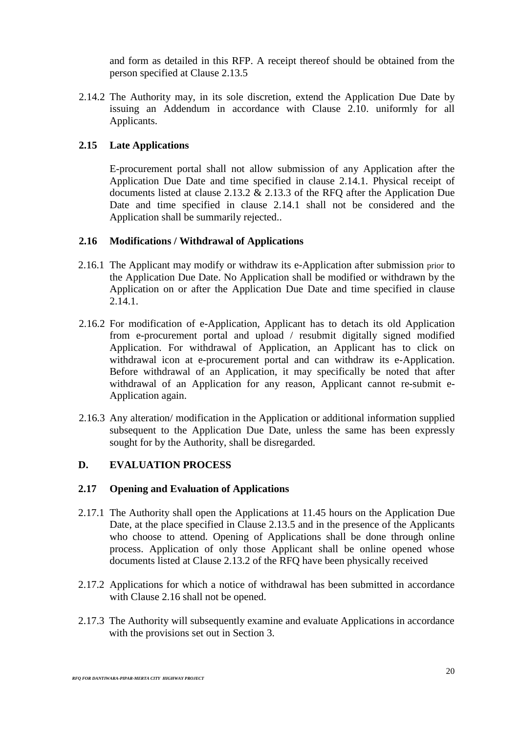and form as detailed in this RFP. A receipt thereof should be obtained from the person specified at Clause 2.13.5

2.14.2 The Authority may, in its sole discretion, extend the Application Due Date by issuing an Addendum in accordance with Clause 2.10. uniformly for all Applicants.

### 2.15 Late Applications

E-procurement portal shall not allow submission of any Application after the Application Due Date and time specified in clause 2.14.1. Physical receipt of documents listed at clause 2.13.2 & 2.13.3 of the RFQ after the Application Due Date and time specified in clause 2.14.1 shall not be considered and the Application shall be summarily rejected..

### 2.16 Modifications / Withdrawal of Applications

2.16.1 The Applicant may modify or withdraw its e-Application after submission prior to the Application Due Date. No Application shall be modified or withdrawn by the Application on or after the Application Due Date and time specified in clause 2.14.1.

2.16.2 For modification of e-Application, Applicant has to detach its old Application from e-procurement portal and upload / resubmit digitally signed modified Application. For withdrawal of Application, an Applicant has to click on withdrawal icon at e-procurement portal and can withdraw its e-Application. Before withdrawal of an Application, it may specifically be noted that after withdrawal of an Application for any reason, Applicant cannot re-submit e-Application again.

2.16.3 Any alteration/ modification in the Application or additional information supplied subsequent to the Application Due Date, unless the same has been expressly sought for by the Authority, shall be disregarded.

## D. EVALUATION PROCESS

### 2.17 Opening and Evaluation of Applications

2.17.1 The Authority shall open the Applications at 11.45 hours on the Application Due Date, at the place specified in Clause 2.13.5 and in the presence of the Applicants who choose to attend. Opening of Applications shall be done through online process. Application of only those Applicant shall be online opened whose documents listed at Clause 2.13.2 of the RFQ have been physically received

2.17.2 Applications for which a notice of withdrawal has been submitted in accordance with Clause 2.16 shall not be opened.

2.17.3 The Authority will subsequently examine and evaluate Applications in accordance with the provisions set out in Section 3.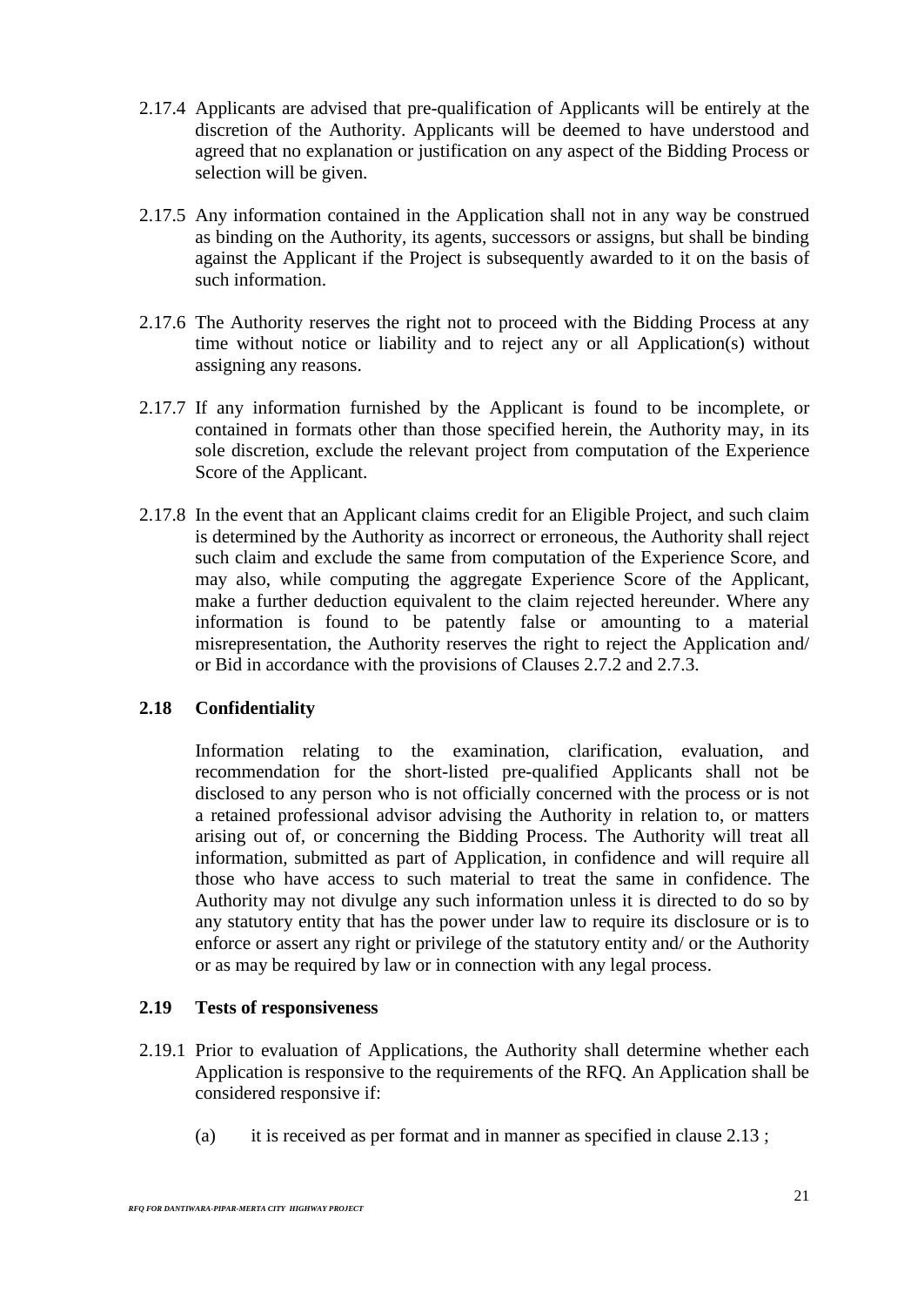2.17.4 Applicants are advised that pre-qualification of Applicants will be entirely at the discretion of the Authority. Applicants will be deemed to have understood and agreed that no explanation or justification on any aspect of the Bidding Process or selection will be given.

2.17.5 Any information contained in the Application shall not in any way be construed as binding on the Authority, its agents, successors or assigns, but shall be binding against the Applicant if the Project is subsequently awarded to it on the basis of such information.

2.17.6 The Authority reserves the right not to proceed with the Bidding Process at any time without notice or liability and to reject any or all Application(s) without assigning any reasons.

2.17.7 If any information furnished by the Applicant is found to be incomplete, or contained in formats other than those specified herein, the Authority may, in its sole discretion, exclude the relevant project from computation of the Experience Score of the Applicant.

2.17.8 In the event that an Applicant claims credit for an Eligible Project, and such claim is determined by the Authority as incorrect or erroneous, the Authority shall reject such claim and exclude the same from computation of the Experience Score, and may also, while computing the aggregate Experience Score of the Applicant, make a further deduction equivalent to the claim rejected hereunder. Where any information is found to be patently false or amounting to a material misrepresentation, the Authority reserves the right to reject the Application and/ or Bid in accordance with the provisions of Clauses 2.7.2 and 2.7.3.

## 2.18 Confidentiality

Information relating to the examination, clarification, evaluation, and recommendation for the short-listed pre-qualified Applicants shall not be disclosed to any person who is not officially concerned with the process or is not a retained professional advisor advising the Authority in relation to, or matters arising out of, or concerning the Bidding Process. The Authority will treat all information, submitted as part of Application, in confidence and will require all those who have access to such material to treat the same in confidence. The Authority may not divulge any such information unless it is directed to do so by any statutory entity that has the power under law to require its disclosure or is to enforce or assert any right or privilege of the statutory entity and/ or the Authority or as may be required by law or in connection with any legal process.

## 2.19 Tests of responsiveness

2.19.1 Prior to evaluation of Applications, the Authority shall determine whether each Application is responsive to the requirements of the RFQ. An Application shall be considered responsive if:

(a) it is received as per format and in manner as specified in clause 2.13 ;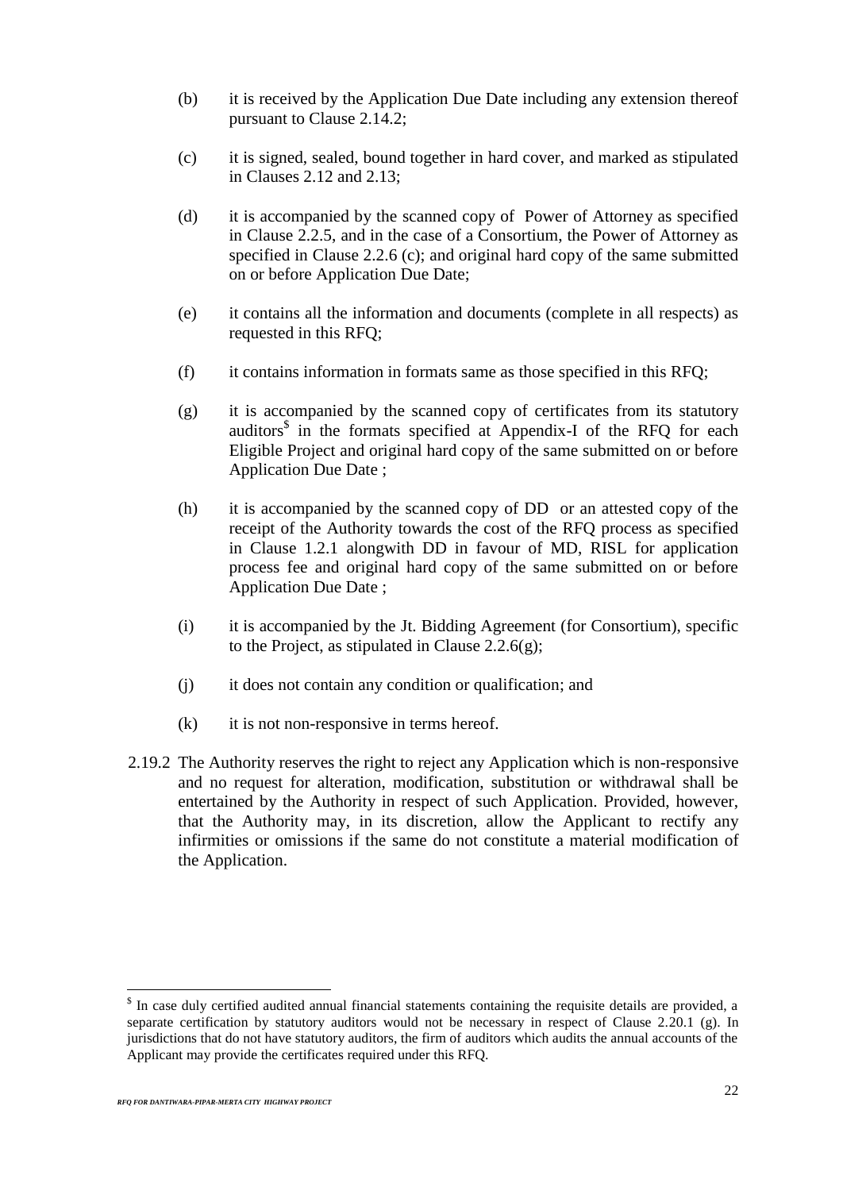(b) it is received by the Application Due Date including any extension thereof pursuant to Clause 2.14.2;

(c) it is signed, sealed, bound together in hard cover, and marked as stipulated in Clauses 2.12 and 2.13;

(d) it is accompanied by the scanned copy of Power of Attorney as specified in Clause 2.2.5, and in the case of a Consortium, the Power of Attorney as specified in Clause 2.2.6 (c); and original hard copy of the same submitted on or before Application Due Date;

(e) it contains all the information and documents (complete in all respects) as requested in this RFQ;

(f) it contains information in formats same as those specified in this RFQ;

(g) it is accompanied by the scanned copy of certificates from its statutory auditors[$] in the formats specified at Appendix-I of the RFQ for each Eligible Project and original hard copy of the same submitted on or before Application Due Date ;

(h) it is accompanied by the scanned copy of DD or an attested copy of the receipt of the Authority towards the cost of the RFQ process as specified in Clause 1.2.1 alongwith DD in favour of MD, RISL for application process fee and original hard copy of the same submitted on or before Application Due Date ;

(i) it is accompanied by the Jt. Bidding Agreement (for Consortium), specific to the Project, as stipulated in Clause 2.2.6(g);

(j) it does not contain any condition or qualification; and

(k) it is not non-responsive in terms hereof.

2.19.2 The Authority reserves the right to reject any Application which is non-responsive and no request for alteration, modification, substitution or withdrawal shall be entertained by the Authority in respect of such Application. Provided, however, that the Authority may, in its discretion, allow the Applicant to rectify any infirmities or omissions if the same do not constitute a material modification of the Application.

---

[$] In case duly certified audited annual financial statements containing the requisite details are provided, a separate certification by statutory auditors would not be necessary in respect of Clause 2.20.1 (g). In jurisdictions that do not have statutory auditors, the firm of auditors which audits the annual accounts of the Applicant may provide the certificates required under this RFQ.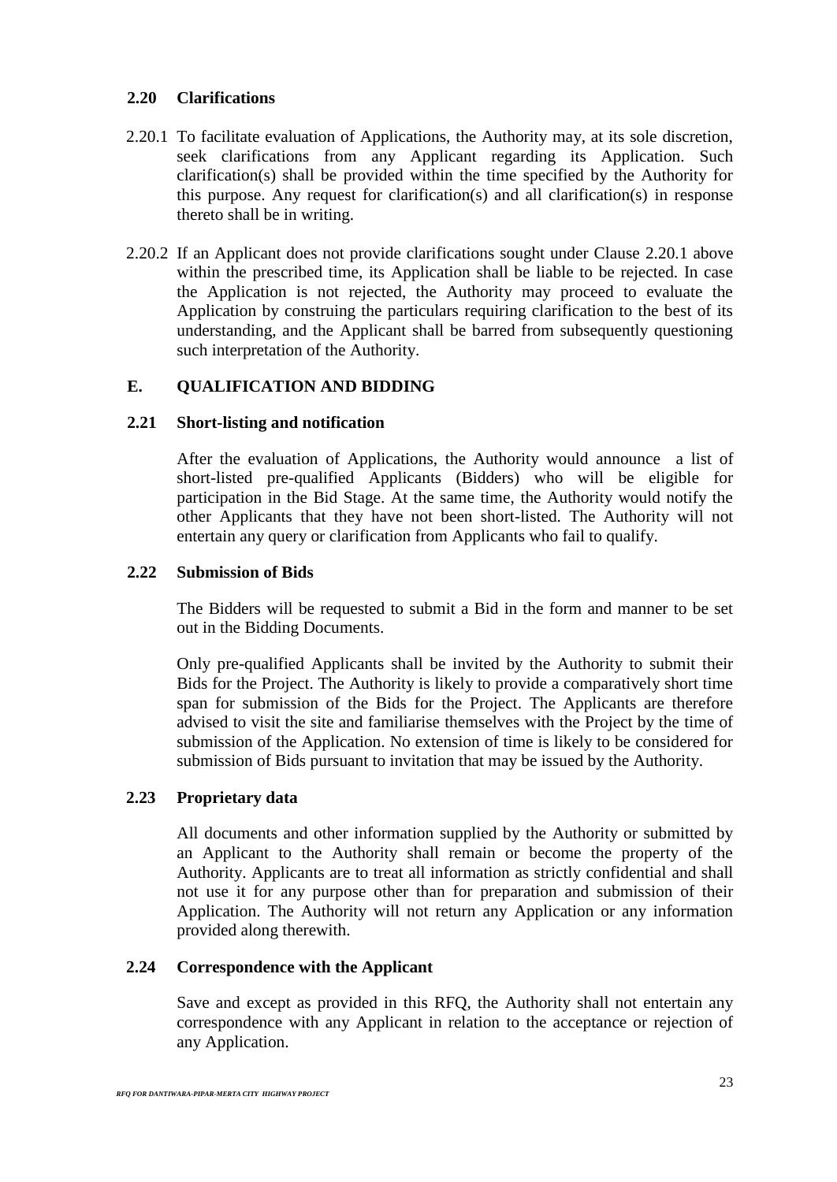### 2.20 Clarifications

2.20.1 To facilitate evaluation of Applications, the Authority may, at its sole discretion, seek clarifications from any Applicant regarding its Application. Such clarification(s) shall be provided within the time specified by the Authority for this purpose. Any request for clarification(s) and all clarification(s) in response thereto shall be in writing.

2.20.2 If an Applicant does not provide clarifications sought under Clause 2.20.1 above within the prescribed time, its Application shall be liable to be rejected. In case the Application is not rejected, the Authority may proceed to evaluate the Application by construing the particulars requiring clarification to the best of its understanding, and the Applicant shall be barred from subsequently questioning such interpretation of the Authority.

## E. QUALIFICATION AND BIDDING

### 2.21 Short-listing and notification

After the evaluation of Applications, the Authority would announce a list of short-listed pre-qualified Applicants (Bidders) who will be eligible for participation in the Bid Stage. At the same time, the Authority would notify the other Applicants that they have not been short-listed. The Authority will not entertain any query or clarification from Applicants who fail to qualify.

### 2.22 Submission of Bids

The Bidders will be requested to submit a Bid in the form and manner to be set out in the Bidding Documents.

Only pre-qualified Applicants shall be invited by the Authority to submit their Bids for the Project. The Authority is likely to provide a comparatively short time span for submission of the Bids for the Project. The Applicants are therefore advised to visit the site and familiarise themselves with the Project by the time of submission of the Application. No extension of time is likely to be considered for submission of Bids pursuant to invitation that may be issued by the Authority.

### 2.23 Proprietary data

All documents and other information supplied by the Authority or submitted by an Applicant to the Authority shall remain or become the property of the Authority. Applicants are to treat all information as strictly confidential and shall not use it for any purpose other than for preparation and submission of their Application. The Authority will not return any Application or any information provided along therewith.

### 2.24 Correspondence with the Applicant

Save and except as provided in this RFQ, the Authority shall not entertain any correspondence with any Applicant in relation to the acceptance or rejection of any Application.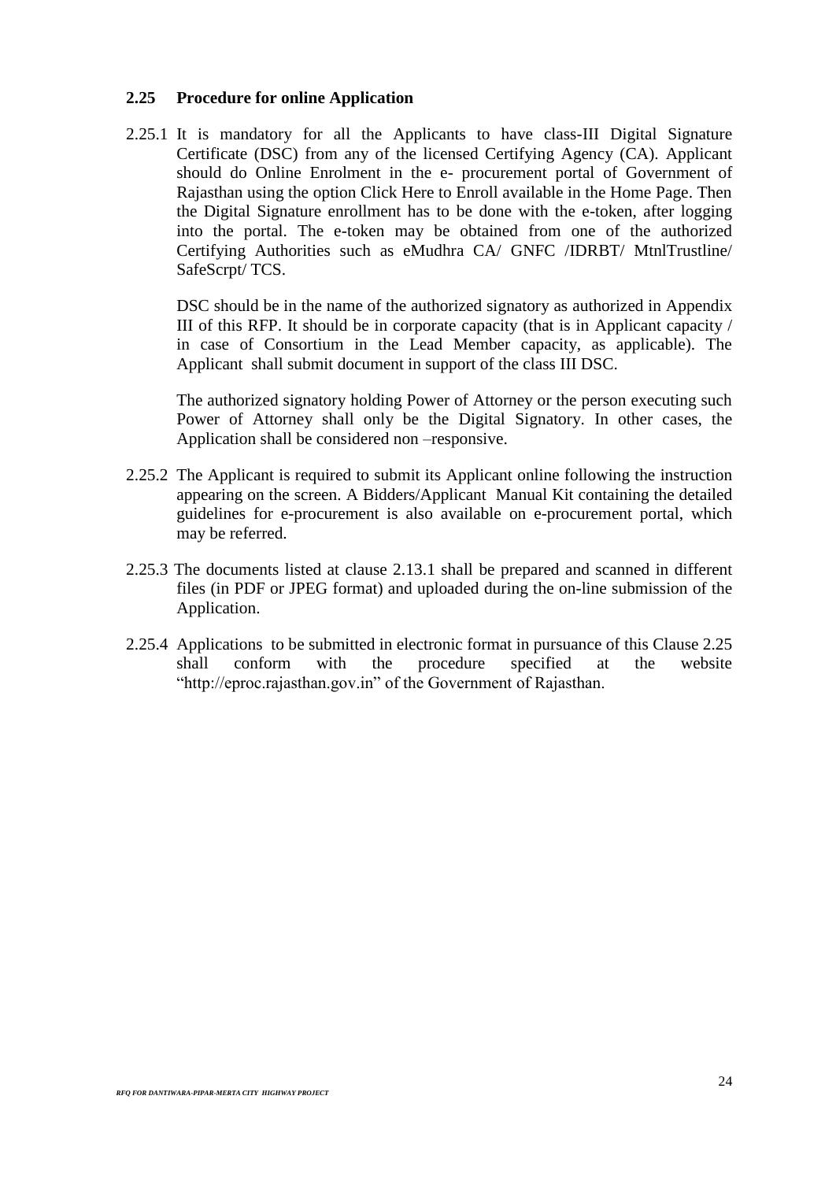### 2.25 Procedure for online Application

2.25.1 It is mandatory for all the Applicants to have class-III Digital Signature Certificate (DSC) from any of the licensed Certifying Agency (CA). Applicant should do Online Enrolment in the e- procurement portal of Government of Rajasthan using the option Click Here to Enroll available in the Home Page. Then the Digital Signature enrollment has to be done with the e-token, after logging into the portal. The e-token may be obtained from one of the authorized Certifying Authorities such as eMudhra CA/ GNFC /IDRBT/ MtnlTrustline/ SafeScrpt/ TCS.

DSC should be in the name of the authorized signatory as authorized in Appendix III of this RFP. It should be in corporate capacity (that is in Applicant capacity / in case of Consortium in the Lead Member capacity, as applicable). The Applicant shall submit document in support of the class III DSC.

The authorized signatory holding Power of Attorney or the person executing such Power of Attorney shall only be the Digital Signatory. In other cases, the Application shall be considered non –responsive.

2.25.2 The Applicant is required to submit its Applicant online following the instruction appearing on the screen. A Bidders/Applicant Manual Kit containing the detailed guidelines for e-procurement is also available on e-procurement portal, which may be referred.

2.25.3 The documents listed at clause 2.13.1 shall be prepared and scanned in different files (in PDF or JPEG format) and uploaded during the on-line submission of the Application.

2.25.4 Applications to be submitted in electronic format in pursuance of this Clause 2.25 shall conform with the procedure specified at the website "http://eproc.rajasthan.gov.in" of the Government of Rajasthan.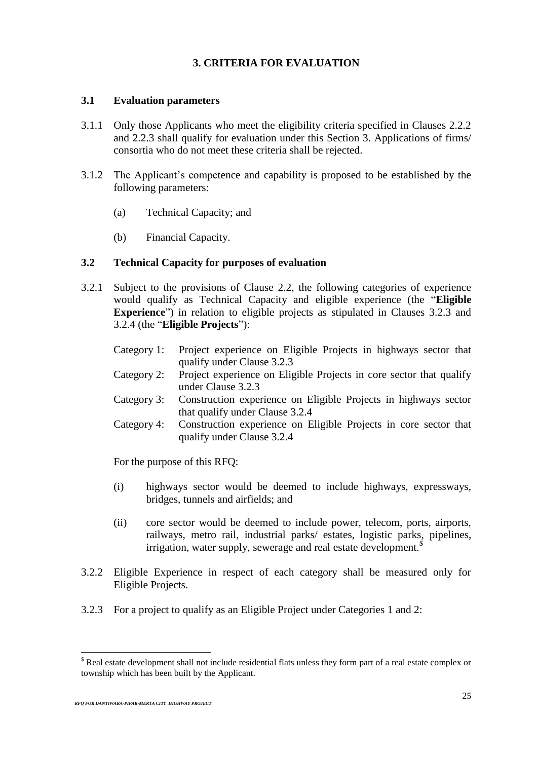## 3. CRITERIA FOR EVALUATION

### 3.1 Evaluation parameters

3.1.1 Only those Applicants who meet the eligibility criteria specified in Clauses 2.2.2 and 2.2.3 shall qualify for evaluation under this Section 3. Applications of firms/ consortia who do not meet these criteria shall be rejected.

3.1.2 The Applicant's competence and capability is proposed to be established by the following parameters:

(a) Technical Capacity; and

(b) Financial Capacity.

### 3.2 Technical Capacity for purposes of evaluation

3.2.1 Subject to the provisions of Clause 2.2, the following categories of experience would qualify as Technical Capacity and eligible experience (the "**Eligible Experience**") in relation to eligible projects as stipulated in Clauses 3.2.3 and 3.2.4 (the "**Eligible Projects**"):

Category 1: Project experience on Eligible Projects in highways sector that qualify under Clause 3.2.3

Category 2: Project experience on Eligible Projects in core sector that qualify under Clause 3.2.3

Category 3: Construction experience on Eligible Projects in highways sector that qualify under Clause 3.2.4

Category 4: Construction experience on Eligible Projects in core sector that qualify under Clause 3.2.4

For the purpose of this RFQ:

(i) highways sector would be deemed to include highways, expressways, bridges, tunnels and airfields; and

(ii) core sector would be deemed to include power, telecom, ports, airports, railways, metro rail, industrial parks/ estates, logistic parks, pipelines, irrigation, water supply, sewerage and real estate development.[$]

3.2.2 Eligible Experience in respect of each category shall be measured only for Eligible Projects.

3.2.3 For a project to qualify as an Eligible Project under Categories 1 and 2:

---

[$] Real estate development shall not include residential flats unless they form part of a real estate complex or township which has been built by the Applicant.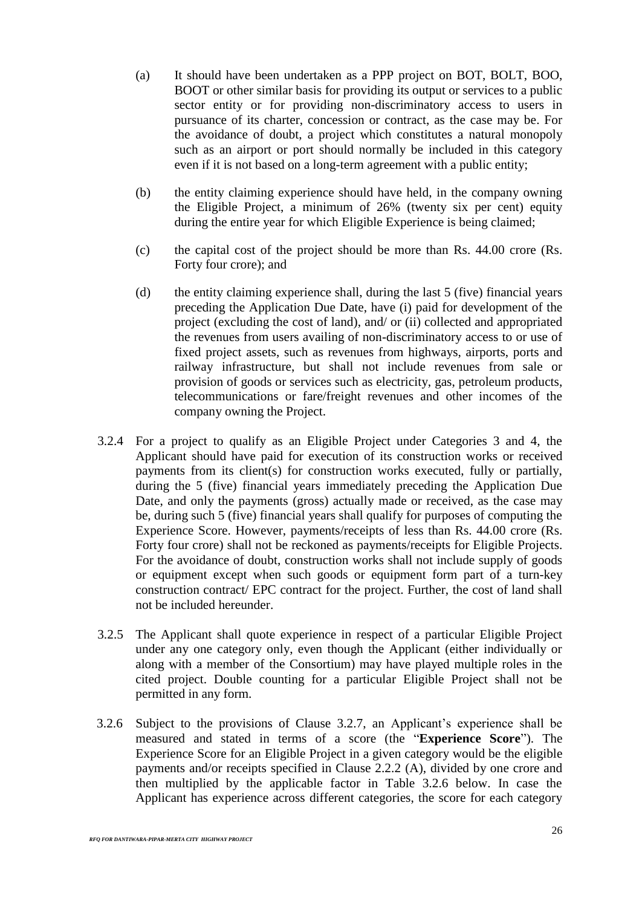(a) It should have been undertaken as a PPP project on BOT, BOLT, BOO, BOOT or other similar basis for providing its output or services to a public sector entity or for providing non-discriminatory access to users in pursuance of its charter, concession or contract, as the case may be. For the avoidance of doubt, a project which constitutes a natural monopoly such as an airport or port should normally be included in this category even if it is not based on a long-term agreement with a public entity;

(b) the entity claiming experience should have held, in the company owning the Eligible Project, a minimum of 26% (twenty six per cent) equity during the entire year for which Eligible Experience is being claimed;

(c) the capital cost of the project should be more than Rs. 44.00 crore (Rs. Forty four crore); and

(d) the entity claiming experience shall, during the last 5 (five) financial years preceding the Application Due Date, have (i) paid for development of the project (excluding the cost of land), and/ or (ii) collected and appropriated the revenues from users availing of non-discriminatory access to or use of fixed project assets, such as revenues from highways, airports, ports and railway infrastructure, but shall not include revenues from sale or provision of goods or services such as electricity, gas, petroleum products, telecommunications or fare/freight revenues and other incomes of the company owning the Project.

3.2.4 For a project to qualify as an Eligible Project under Categories 3 and 4, the Applicant should have paid for execution of its construction works or received payments from its client(s) for construction works executed, fully or partially, during the 5 (five) financial years immediately preceding the Application Due Date, and only the payments (gross) actually made or received, as the case may be, during such 5 (five) financial years shall qualify for purposes of computing the Experience Score. However, payments/receipts of less than Rs. 44.00 crore (Rs. Forty four crore) shall not be reckoned as payments/receipts for Eligible Projects. For the avoidance of doubt, construction works shall not include supply of goods or equipment except when such goods or equipment form part of a turn-key construction contract/ EPC contract for the project. Further, the cost of land shall not be included hereunder.

3.2.5 The Applicant shall quote experience in respect of a particular Eligible Project under any one category only, even though the Applicant (either individually or along with a member of the Consortium) may have played multiple roles in the cited project. Double counting for a particular Eligible Project shall not be permitted in any form.

3.2.6 Subject to the provisions of Clause 3.2.7, an Applicant's experience shall be measured and stated in terms of a score (the "**Experience Score**"). The Experience Score for an Eligible Project in a given category would be the eligible payments and/or receipts specified in Clause 2.2.2 (A), divided by one crore and then multiplied by the applicable factor in Table 3.2.6 below. In case the Applicant has experience across different categories, the score for each category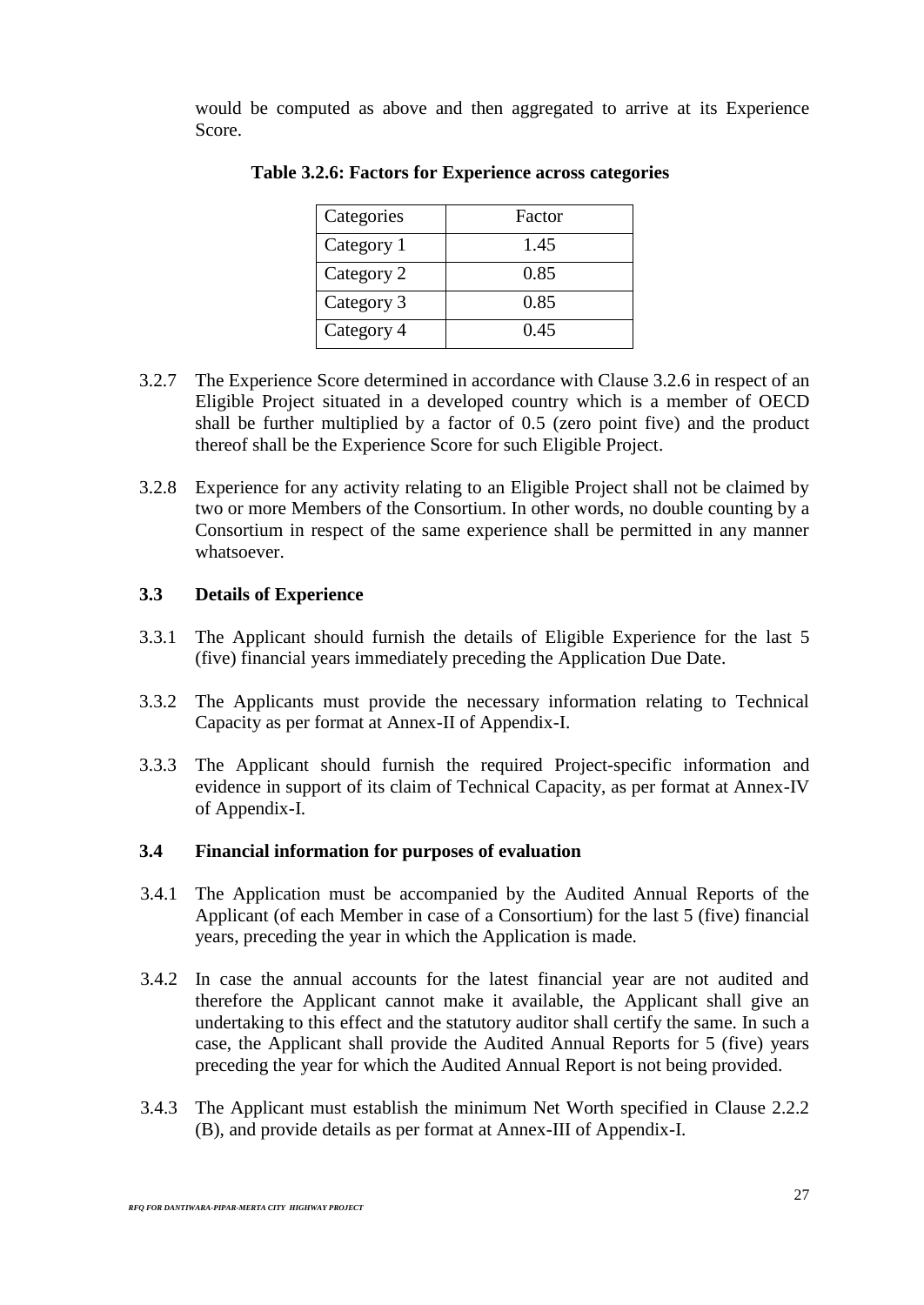would be computed as above and then aggregated to arrive at its Experience Score.

**Table 3.2.6: Factors for Experience across categories**

| Categories | Factor |
|---|---|
| Category 1 | 1.45 |
| Category 2 | 0.85 |
| Category 3 | 0.85 |
| Category 4 | 0.45 |

3.2.7 The Experience Score determined in accordance with Clause 3.2.6 in respect of an Eligible Project situated in a developed country which is a member of OECD shall be further multiplied by a factor of 0.5 (zero point five) and the product thereof shall be the Experience Score for such Eligible Project.

3.2.8 Experience for any activity relating to an Eligible Project shall not be claimed by two or more Members of the Consortium. In other words, no double counting by a Consortium in respect of the same experience shall be permitted in any manner whatsoever.

### 3.3 Details of Experience

3.3.1 The Applicant should furnish the details of Eligible Experience for the last 5 (five) financial years immediately preceding the Application Due Date.

3.3.2 The Applicants must provide the necessary information relating to Technical Capacity as per format at Annex-II of Appendix-I.

3.3.3 The Applicant should furnish the required Project-specific information and evidence in support of its claim of Technical Capacity, as per format at Annex-IV of Appendix-I.

### 3.4 Financial information for purposes of evaluation

3.4.1 The Application must be accompanied by the Audited Annual Reports of the Applicant (of each Member in case of a Consortium) for the last 5 (five) financial years, preceding the year in which the Application is made.

3.4.2 In case the annual accounts for the latest financial year are not audited and therefore the Applicant cannot make it available, the Applicant shall give an undertaking to this effect and the statutory auditor shall certify the same. In such a case, the Applicant shall provide the Audited Annual Reports for 5 (five) years preceding the year for which the Audited Annual Report is not being provided.

3.4.3 The Applicant must establish the minimum Net Worth specified in Clause 2.2.2 (B), and provide details as per format at Annex-III of Appendix-I.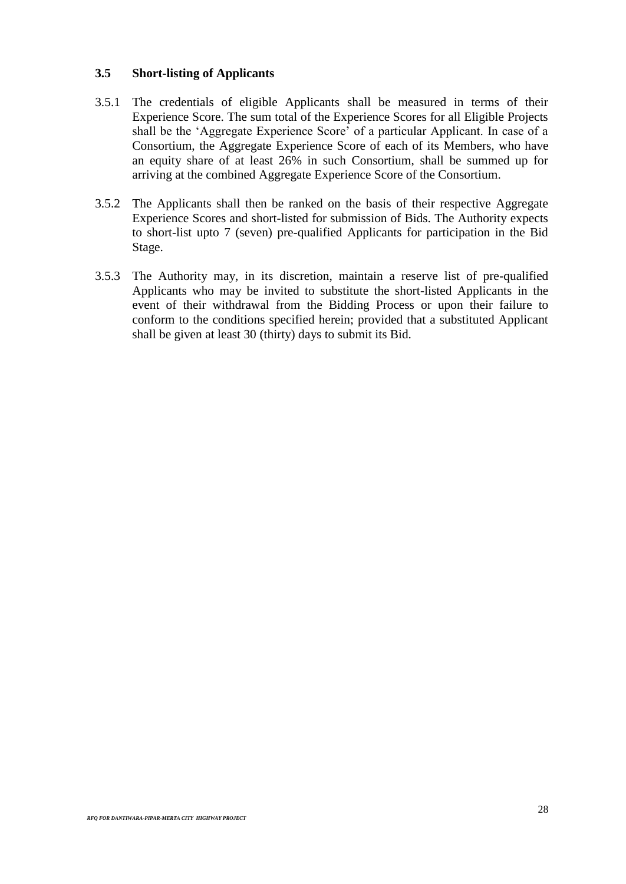### 3.5 Short-listing of Applicants

3.5.1 The credentials of eligible Applicants shall be measured in terms of their Experience Score. The sum total of the Experience Scores for all Eligible Projects shall be the 'Aggregate Experience Score' of a particular Applicant. In case of a Consortium, the Aggregate Experience Score of each of its Members, who have an equity share of at least 26% in such Consortium, shall be summed up for arriving at the combined Aggregate Experience Score of the Consortium.

3.5.2 The Applicants shall then be ranked on the basis of their respective Aggregate Experience Scores and short-listed for submission of Bids. The Authority expects to short-list upto 7 (seven) pre-qualified Applicants for participation in the Bid Stage.

3.5.3 The Authority may, in its discretion, maintain a reserve list of pre-qualified Applicants who may be invited to substitute the short-listed Applicants in the event of their withdrawal from the Bidding Process or upon their failure to conform to the conditions specified herein; provided that a substituted Applicant shall be given at least 30 (thirty) days to submit its Bid.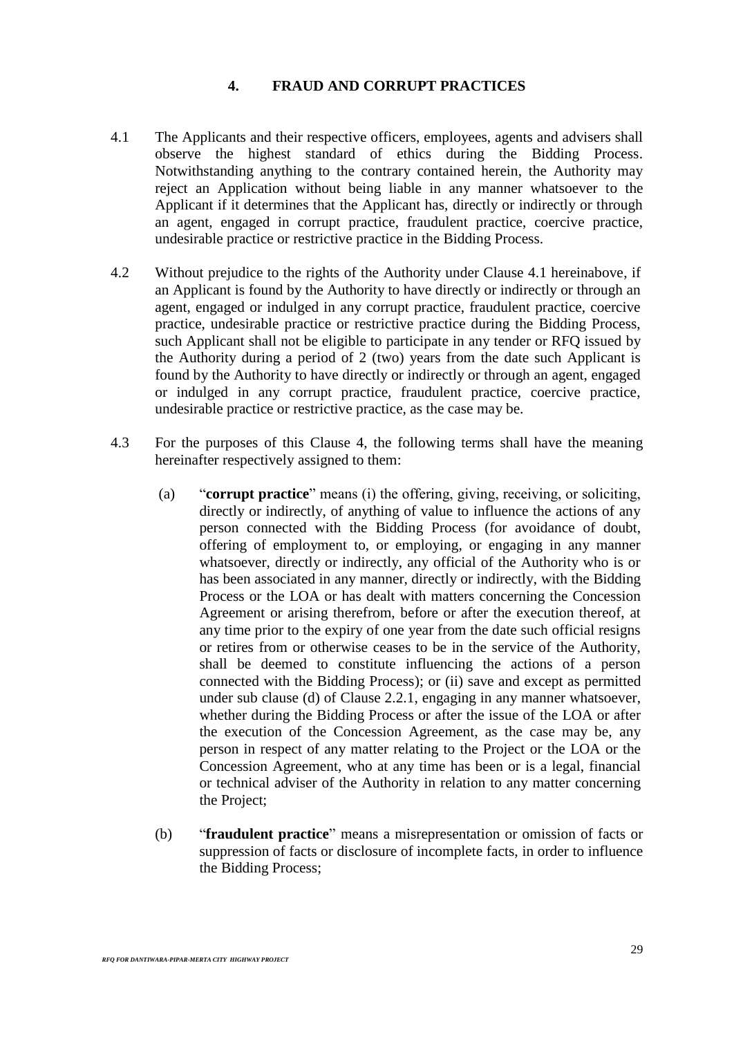## 4. FRAUD AND CORRUPT PRACTICES

4.1 The Applicants and their respective officers, employees, agents and advisers shall observe the highest standard of ethics during the Bidding Process. Notwithstanding anything to the contrary contained herein, the Authority may reject an Application without being liable in any manner whatsoever to the Applicant if it determines that the Applicant has, directly or indirectly or through an agent, engaged in corrupt practice, fraudulent practice, coercive practice, undesirable practice or restrictive practice in the Bidding Process.

4.2 Without prejudice to the rights of the Authority under Clause 4.1 hereinabove, if an Applicant is found by the Authority to have directly or indirectly or through an agent, engaged or indulged in any corrupt practice, fraudulent practice, coercive practice, undesirable practice or restrictive practice during the Bidding Process, such Applicant shall not be eligible to participate in any tender or RFQ issued by the Authority during a period of 2 (two) years from the date such Applicant is found by the Authority to have directly or indirectly or through an agent, engaged or indulged in any corrupt practice, fraudulent practice, coercive practice, undesirable practice or restrictive practice, as the case may be.

4.3 For the purposes of this Clause 4, the following terms shall have the meaning hereinafter respectively assigned to them:

(a) "**corrupt practice**" means (i) the offering, giving, receiving, or soliciting, directly or indirectly, of anything of value to influence the actions of any person connected with the Bidding Process (for avoidance of doubt, offering of employment to, or employing, or engaging in any manner whatsoever, directly or indirectly, any official of the Authority who is or has been associated in any manner, directly or indirectly, with the Bidding Process or the LOA or has dealt with matters concerning the Concession Agreement or arising therefrom, before or after the execution thereof, at any time prior to the expiry of one year from the date such official resigns or retires from or otherwise ceases to be in the service of the Authority, shall be deemed to constitute influencing the actions of a person connected with the Bidding Process); or (ii) save and except as permitted under sub clause (d) of Clause 2.2.1, engaging in any manner whatsoever, whether during the Bidding Process or after the issue of the LOA or after the execution of the Concession Agreement, as the case may be, any person in respect of any matter relating to the Project or the LOA or the Concession Agreement, who at any time has been or is a legal, financial or technical adviser of the Authority in relation to any matter concerning the Project;

(b) "**fraudulent practice**" means a misrepresentation or omission of facts or suppression of facts or disclosure of incomplete facts, in order to influence the Bidding Process;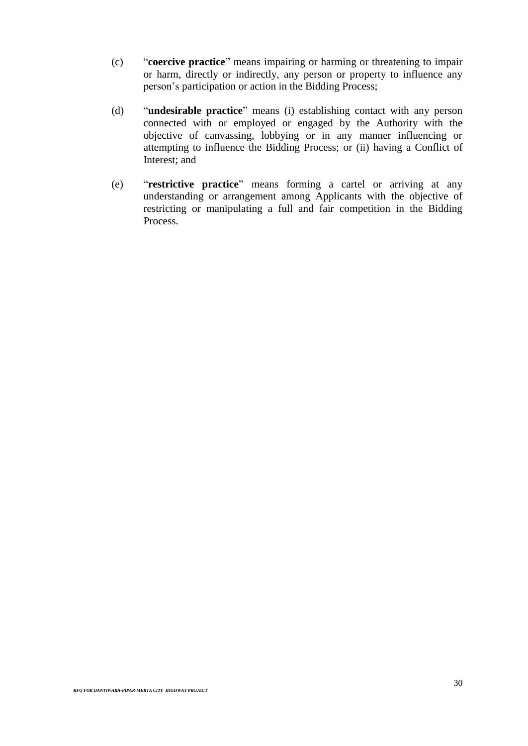(c) "**coercive practice**" means impairing or harming or threatening to impair or harm, directly or indirectly, any person or property to influence any person's participation or action in the Bidding Process;

(d) "**undesirable practice**" means (i) establishing contact with any person connected with or employed or engaged by the Authority with the objective of canvassing, lobbying or in any manner influencing or attempting to influence the Bidding Process; or (ii) having a Conflict of Interest; and

(e) "**restrictive practice**" means forming a cartel or arriving at any understanding or arrangement among Applicants with the objective of restricting or manipulating a full and fair competition in the Bidding Process.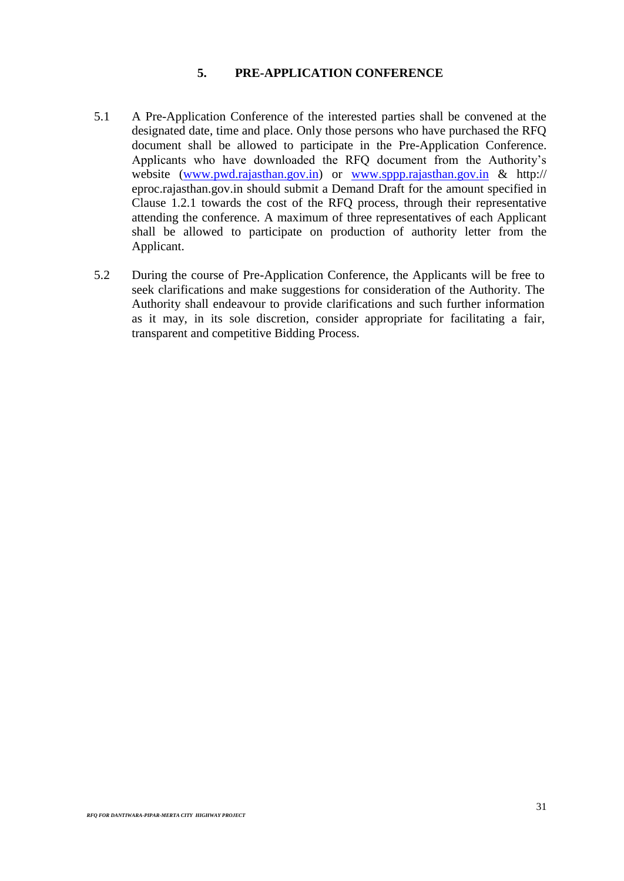## 5. PRE-APPLICATION CONFERENCE

5.1 A Pre-Application Conference of the interested parties shall be convened at the designated date, time and place. Only those persons who have purchased the RFQ document shall be allowed to participate in the Pre-Application Conference. Applicants who have downloaded the RFQ document from the Authority's website (www.pwd.rajasthan.gov.in) or www.sppp.rajasthan.gov.in & http:// eproc.rajasthan.gov.in should submit a Demand Draft for the amount specified in Clause 1.2.1 towards the cost of the RFQ process, through their representative attending the conference. A maximum of three representatives of each Applicant shall be allowed to participate on production of authority letter from the Applicant.

5.2 During the course of Pre-Application Conference, the Applicants will be free to seek clarifications and make suggestions for consideration of the Authority. The Authority shall endeavour to provide clarifications and such further information as it may, in its sole discretion, consider appropriate for facilitating a fair, transparent and competitive Bidding Process.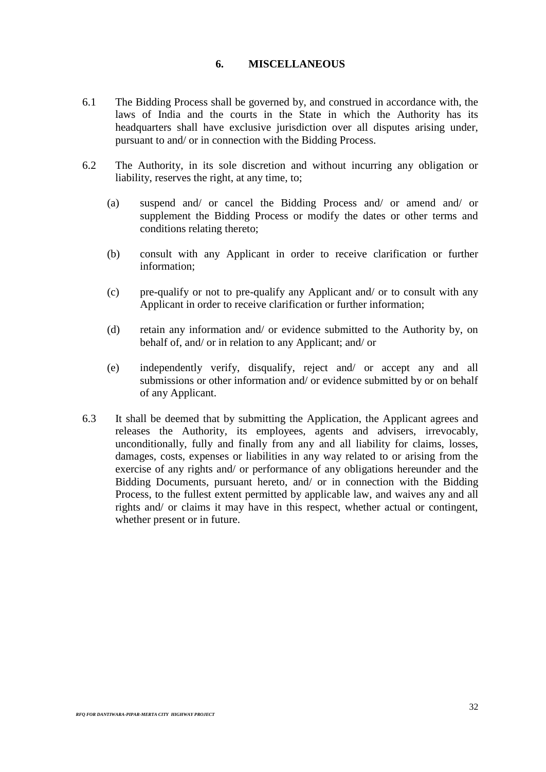## 6. MISCELLANEOUS

6.1 The Bidding Process shall be governed by, and construed in accordance with, the laws of India and the courts in the State in which the Authority has its headquarters shall have exclusive jurisdiction over all disputes arising under, pursuant to and/ or in connection with the Bidding Process.

6.2 The Authority, in its sole discretion and without incurring any obligation or liability, reserves the right, at any time, to;

(a) suspend and/ or cancel the Bidding Process and/ or amend and/ or supplement the Bidding Process or modify the dates or other terms and conditions relating thereto;

(b) consult with any Applicant in order to receive clarification or further information;

(c) pre-qualify or not to pre-qualify any Applicant and/ or to consult with any Applicant in order to receive clarification or further information;

(d) retain any information and/ or evidence submitted to the Authority by, on behalf of, and/ or in relation to any Applicant; and/ or

(e) independently verify, disqualify, reject and/ or accept any and all submissions or other information and/ or evidence submitted by or on behalf of any Applicant.

6.3 It shall be deemed that by submitting the Application, the Applicant agrees and releases the Authority, its employees, agents and advisers, irrevocably, unconditionally, fully and finally from any and all liability for claims, losses, damages, costs, expenses or liabilities in any way related to or arising from the exercise of any rights and/ or performance of any obligations hereunder and the Bidding Documents, pursuant hereto, and/ or in connection with the Bidding Process, to the fullest extent permitted by applicable law, and waives any and all rights and/ or claims it may have in this respect, whether actual or contingent, whether present or in future.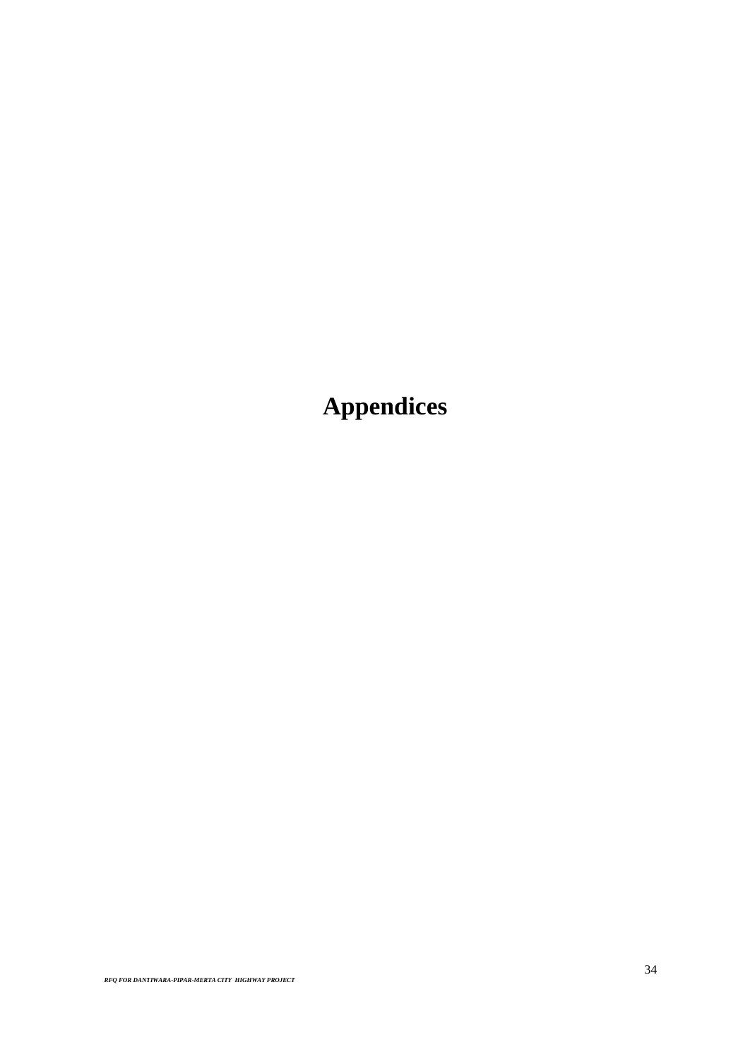# Appendices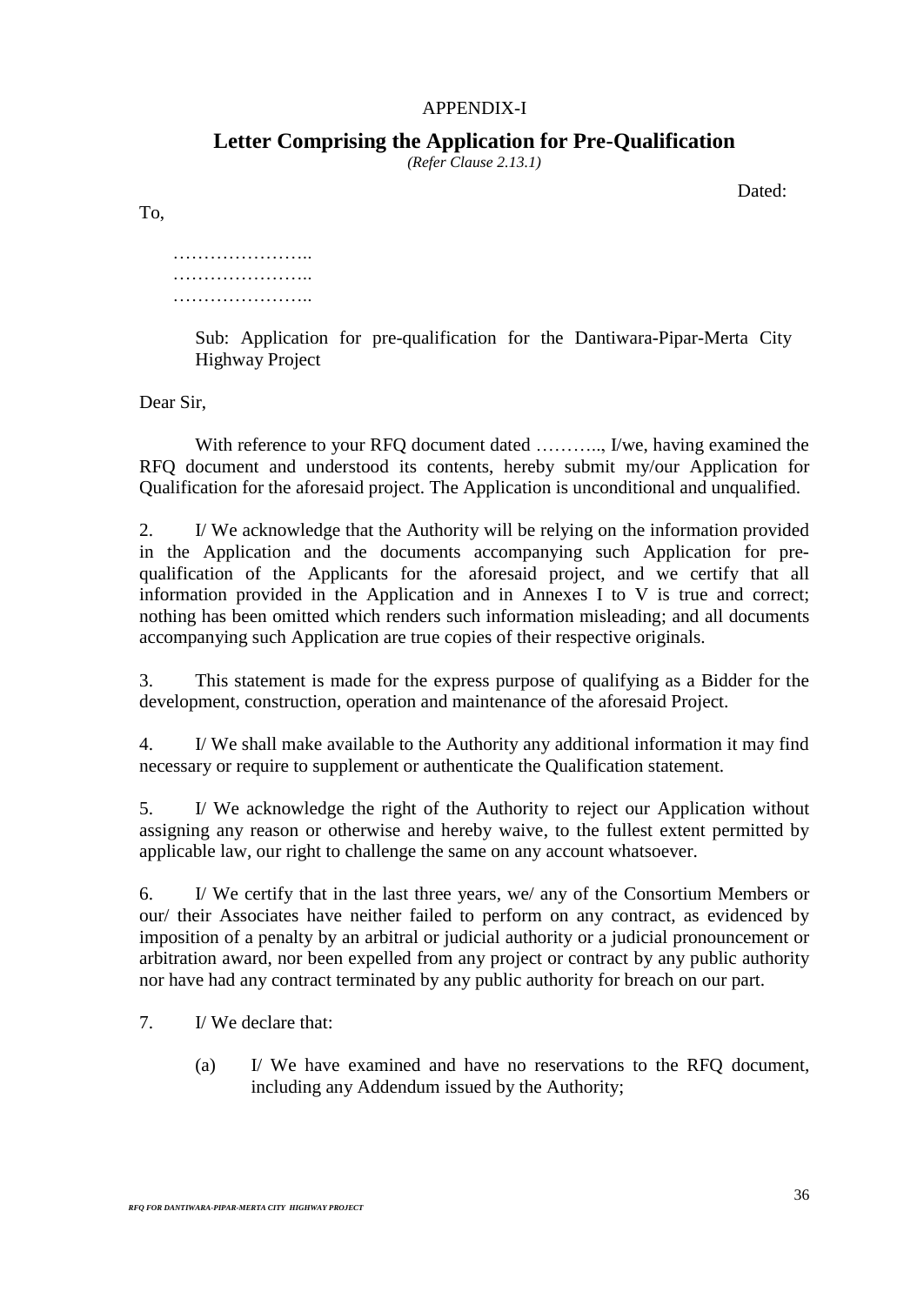APPENDIX-I

# Letter Comprising the Application for Pre-Qualification

*(Refer Clause 2.13.1)*

Dated:

To,

…………………..
…………………..
…………………..

Sub: Application for pre-qualification for the Dantiwara-Pipar-Merta City Highway Project

Dear Sir,

With reference to your RFQ document dated ……….., I/we, having examined the RFQ document and understood its contents, hereby submit my/our Application for Qualification for the aforesaid project. The Application is unconditional and unqualified.

2. I/ We acknowledge that the Authority will be relying on the information provided in the Application and the documents accompanying such Application for pre-qualification of the Applicants for the aforesaid project, and we certify that all information provided in the Application and in Annexes I to V is true and correct; nothing has been omitted which renders such information misleading; and all documents accompanying such Application are true copies of their respective originals.

3. This statement is made for the express purpose of qualifying as a Bidder for the development, construction, operation and maintenance of the aforesaid Project.

4. I/ We shall make available to the Authority any additional information it may find necessary or require to supplement or authenticate the Qualification statement.

5. I/ We acknowledge the right of the Authority to reject our Application without assigning any reason or otherwise and hereby waive, to the fullest extent permitted by applicable law, our right to challenge the same on any account whatsoever.

6. I/ We certify that in the last three years, we/ any of the Consortium Members or our/ their Associates have neither failed to perform on any contract, as evidenced by imposition of a penalty by an arbitral or judicial authority or a judicial pronouncement or arbitration award, nor been expelled from any project or contract by any public authority nor have had any contract terminated by any public authority for breach on our part.

7. I/ We declare that:

(a) I/ We have examined and have no reservations to the RFQ document, including any Addendum issued by the Authority;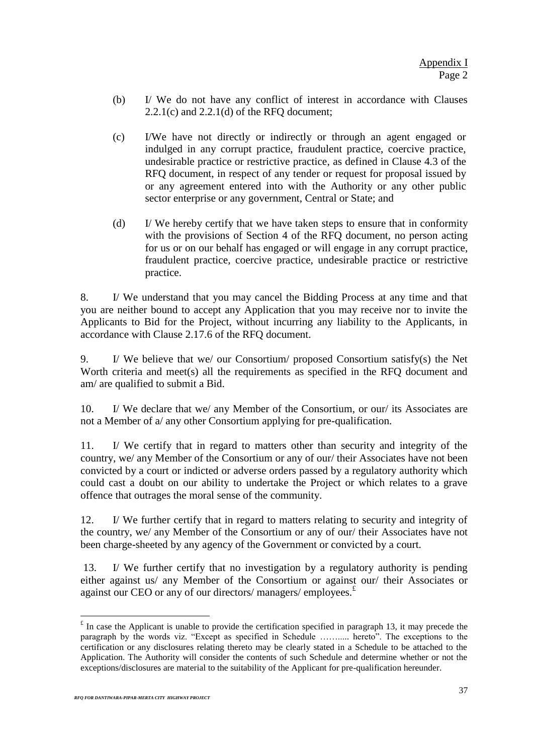Appendix I
Page 2

(b) I/ We do not have any conflict of interest in accordance with Clauses 2.2.1(c) and 2.2.1(d) of the RFQ document;

(c) I/We have not directly or indirectly or through an agent engaged or indulged in any corrupt practice, fraudulent practice, coercive practice, undesirable practice or restrictive practice, as defined in Clause 4.3 of the RFQ document, in respect of any tender or request for proposal issued by or any agreement entered into with the Authority or any other public sector enterprise or any government, Central or State; and

(d) I/ We hereby certify that we have taken steps to ensure that in conformity with the provisions of Section 4 of the RFQ document, no person acting for us or on our behalf has engaged or will engage in any corrupt practice, fraudulent practice, coercive practice, undesirable practice or restrictive practice.

8. I/ We understand that you may cancel the Bidding Process at any time and that you are neither bound to accept any Application that you may receive nor to invite the Applicants to Bid for the Project, without incurring any liability to the Applicants, in accordance with Clause 2.17.6 of the RFQ document.

9. I/ We believe that we/ our Consortium/ proposed Consortium satisfy(s) the Net Worth criteria and meet(s) all the requirements as specified in the RFQ document and am/ are qualified to submit a Bid.

10. I/ We declare that we/ any Member of the Consortium, or our/ its Associates are not a Member of a/ any other Consortium applying for pre-qualification.

11. I/ We certify that in regard to matters other than security and integrity of the country, we/ any Member of the Consortium or any of our/ their Associates have not been convicted by a court or indicted or adverse orders passed by a regulatory authority which could cast a doubt on our ability to undertake the Project or which relates to a grave offence that outrages the moral sense of the community.

12. I/ We further certify that in regard to matters relating to security and integrity of the country, we/ any Member of the Consortium or any of our/ their Associates have not been charge-sheeted by any agency of the Government or convicted by a court.

13. I/ We further certify that no investigation by a regulatory authority is pending either against us/ any Member of the Consortium or against our/ their Associates or against our CEO or any of our directors/ managers/ employees.[£]

---

[£] In case the Applicant is unable to provide the certification specified in paragraph 13, it may precede the paragraph by the words viz. "Except as specified in Schedule ……..... hereto". The exceptions to the certification or any disclosures relating thereto may be clearly stated in a Schedule to be attached to the Application. The Authority will consider the contents of such Schedule and determine whether or not the exceptions/disclosures are material to the suitability of the Applicant for pre-qualification hereunder.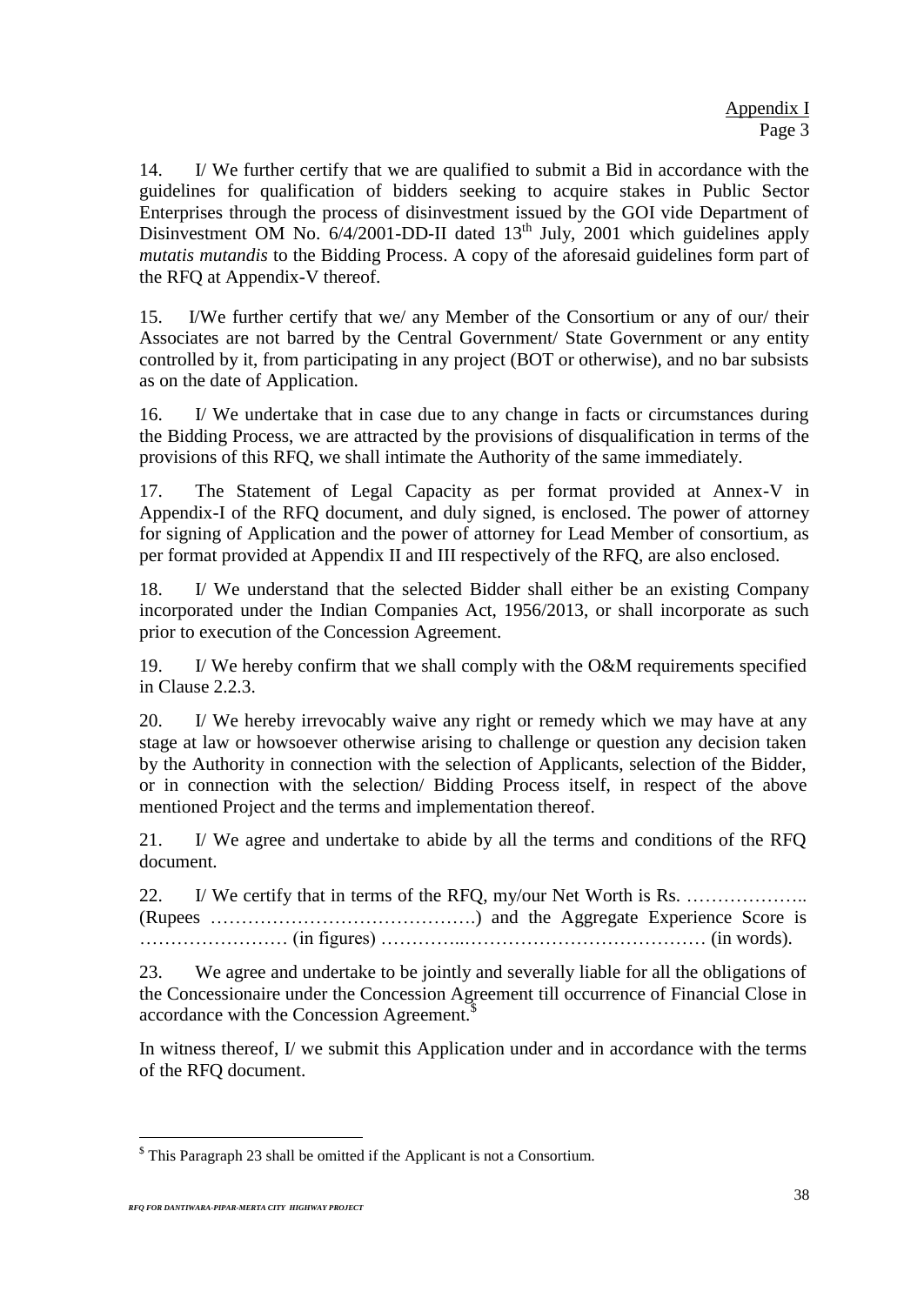Appendix I
Page 3

14. I/ We further certify that we are qualified to submit a Bid in accordance with the guidelines for qualification of bidders seeking to acquire stakes in Public Sector Enterprises through the process of disinvestment issued by the GOI vide Department of Disinvestment OM No. 6/4/2001-DD-II dated 13th July, 2001 which guidelines apply *mutatis mutandis* to the Bidding Process. A copy of the aforesaid guidelines form part of the RFQ at Appendix-V thereof.

15. I/We further certify that we/ any Member of the Consortium or any of our/ their Associates are not barred by the Central Government/ State Government or any entity controlled by it, from participating in any project (BOT or otherwise), and no bar subsists as on the date of Application.

16. I/ We undertake that in case due to any change in facts or circumstances during the Bidding Process, we are attracted by the provisions of disqualification in terms of the provisions of this RFQ, we shall intimate the Authority of the same immediately.

17. The Statement of Legal Capacity as per format provided at Annex-V in Appendix-I of the RFQ document, and duly signed, is enclosed. The power of attorney for signing of Application and the power of attorney for Lead Member of consortium, as per format provided at Appendix II and III respectively of the RFQ, are also enclosed.

18. I/ We understand that the selected Bidder shall either be an existing Company incorporated under the Indian Companies Act, 1956/2013, or shall incorporate as such prior to execution of the Concession Agreement.

19. I/ We hereby confirm that we shall comply with the O&M requirements specified in Clause 2.2.3.

20. I/ We hereby irrevocably waive any right or remedy which we may have at any stage at law or howsoever otherwise arising to challenge or question any decision taken by the Authority in connection with the selection of Applicants, selection of the Bidder, or in connection with the selection/ Bidding Process itself, in respect of the above mentioned Project and the terms and implementation thereof.

21. I/ We agree and undertake to abide by all the terms and conditions of the RFQ document.

22. I/ We certify that in terms of the RFQ, my/our Net Worth is Rs. ……………….. (Rupees …………………………………….) and the Aggregate Experience Score is …………………… (in figures) …………..………………………………… (in words).

23. We agree and undertake to be jointly and severally liable for all the obligations of the Concessionaire under the Concession Agreement till occurrence of Financial Close in accordance with the Concession Agreement.[$]

In witness thereof, I/ we submit this Application under and in accordance with the terms of the RFQ document.

---

[$] This Paragraph 23 shall be omitted if the Applicant is not a Consortium.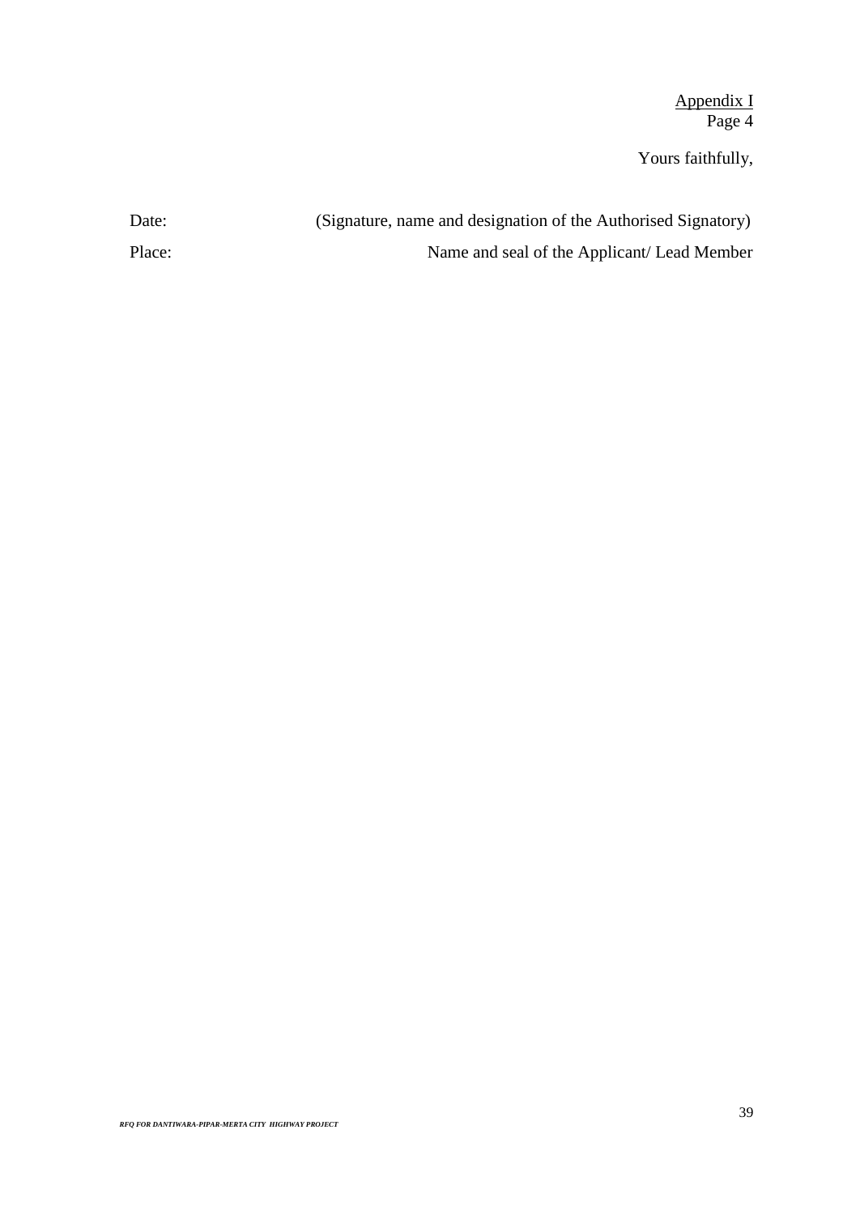Appendix I
Page 4

Yours faithfully,

Date: (Signature, name and designation of the Authorised Signatory)

Place: Name and seal of the Applicant/ Lead Member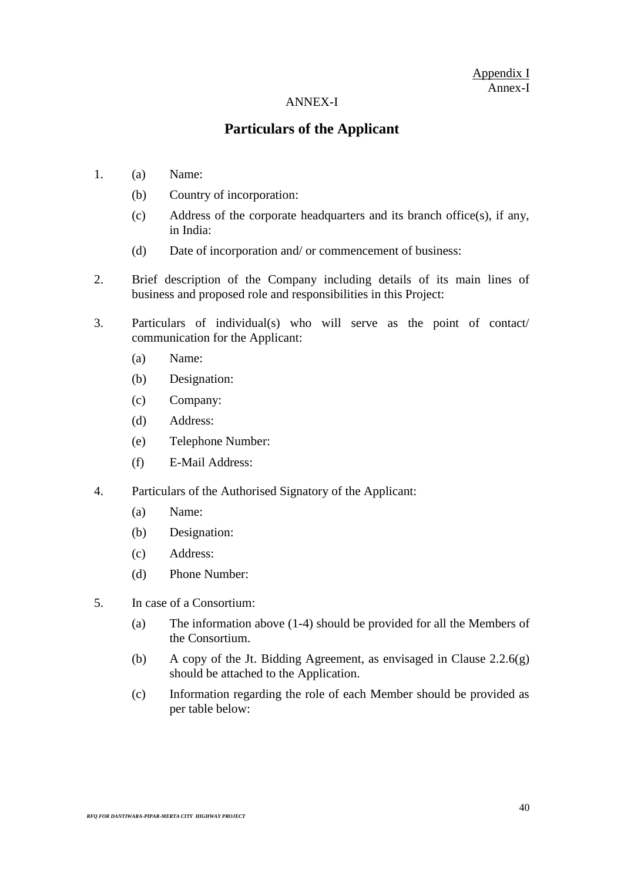Appendix I
Annex-I

ANNEX-I

## Particulars of the Applicant

1. (a) Name:

   (b) Country of incorporation:

   (c) Address of the corporate headquarters and its branch office(s), if any, in India:

   (d) Date of incorporation and/ or commencement of business:

2. Brief description of the Company including details of its main lines of business and proposed role and responsibilities in this Project:

3. Particulars of individual(s) who will serve as the point of contact/ communication for the Applicant:

   (a) Name:

   (b) Designation:

   (c) Company:

   (d) Address:

   (e) Telephone Number:

   (f) E-Mail Address:

4. Particulars of the Authorised Signatory of the Applicant:

   (a) Name:

   (b) Designation:

   (c) Address:

   (d) Phone Number:

5. In case of a Consortium:

   (a) The information above (1-4) should be provided for all the Members of the Consortium.

   (b) A copy of the Jt. Bidding Agreement, as envisaged in Clause 2.2.6(g) should be attached to the Application.

   (c) Information regarding the role of each Member should be provided as per table below: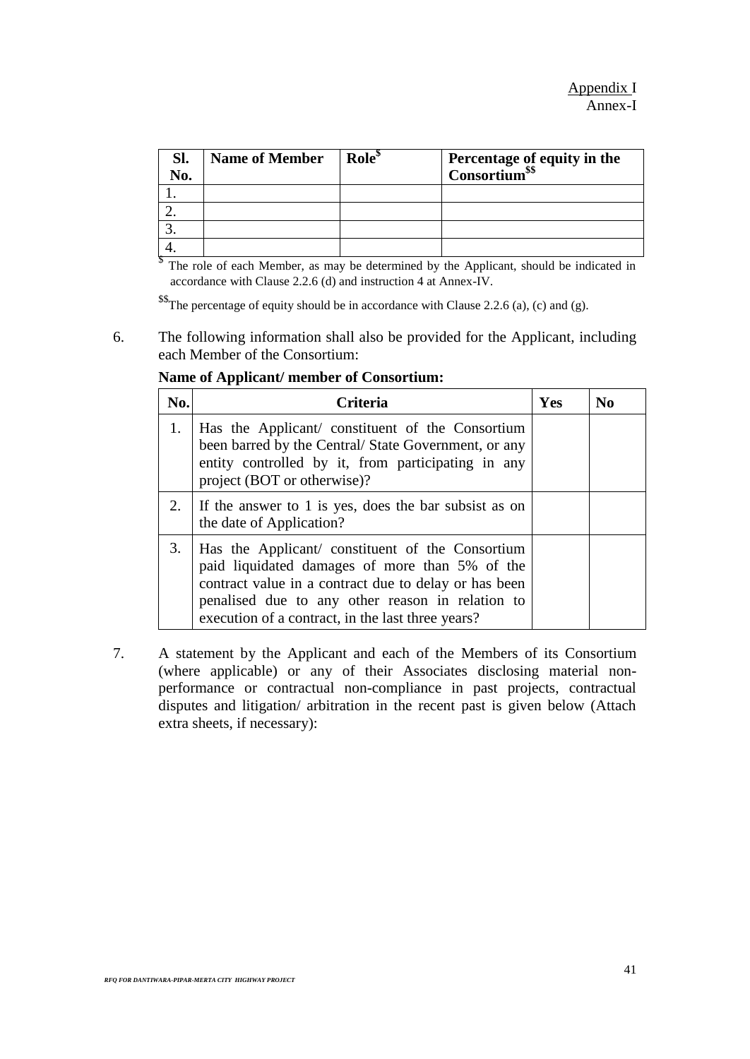Appendix I
Annex-I

| Sl. No. | Name of Member | Role[$] | Percentage of equity in the Consortium[$$] |
|---|---|---|---|
| 1. | | | |
| 2. | | | |
| 3. | | | |
| 4. | | | |

[$] The role of each Member, as may be determined by the Applicant, should be indicated in accordance with Clause 2.2.6 (d) and instruction 4 at Annex-IV.

[$$] The percentage of equity should be in accordance with Clause 2.2.6 (a), (c) and (g).

6. The following information shall also be provided for the Applicant, including each Member of the Consortium:

**Name of Applicant/ member of Consortium:**

| No. | Criteria | Yes | No |
|---|---|---|---|
| 1. | Has the Applicant/ constituent of the Consortium been barred by the Central/ State Government, or any entity controlled by it, from participating in any project (BOT or otherwise)? | | |
| 2. | If the answer to 1 is yes, does the bar subsist as on the date of Application? | | |
| 3. | Has the Applicant/ constituent of the Consortium paid liquidated damages of more than 5% of the contract value in a contract due to delay or has been penalised due to any other reason in relation to execution of a contract, in the last three years? | | |

7. A statement by the Applicant and each of the Members of its Consortium (where applicable) or any of their Associates disclosing material non-performance or contractual non-compliance in past projects, contractual disputes and litigation/ arbitration in the recent past is given below (Attach extra sheets, if necessary):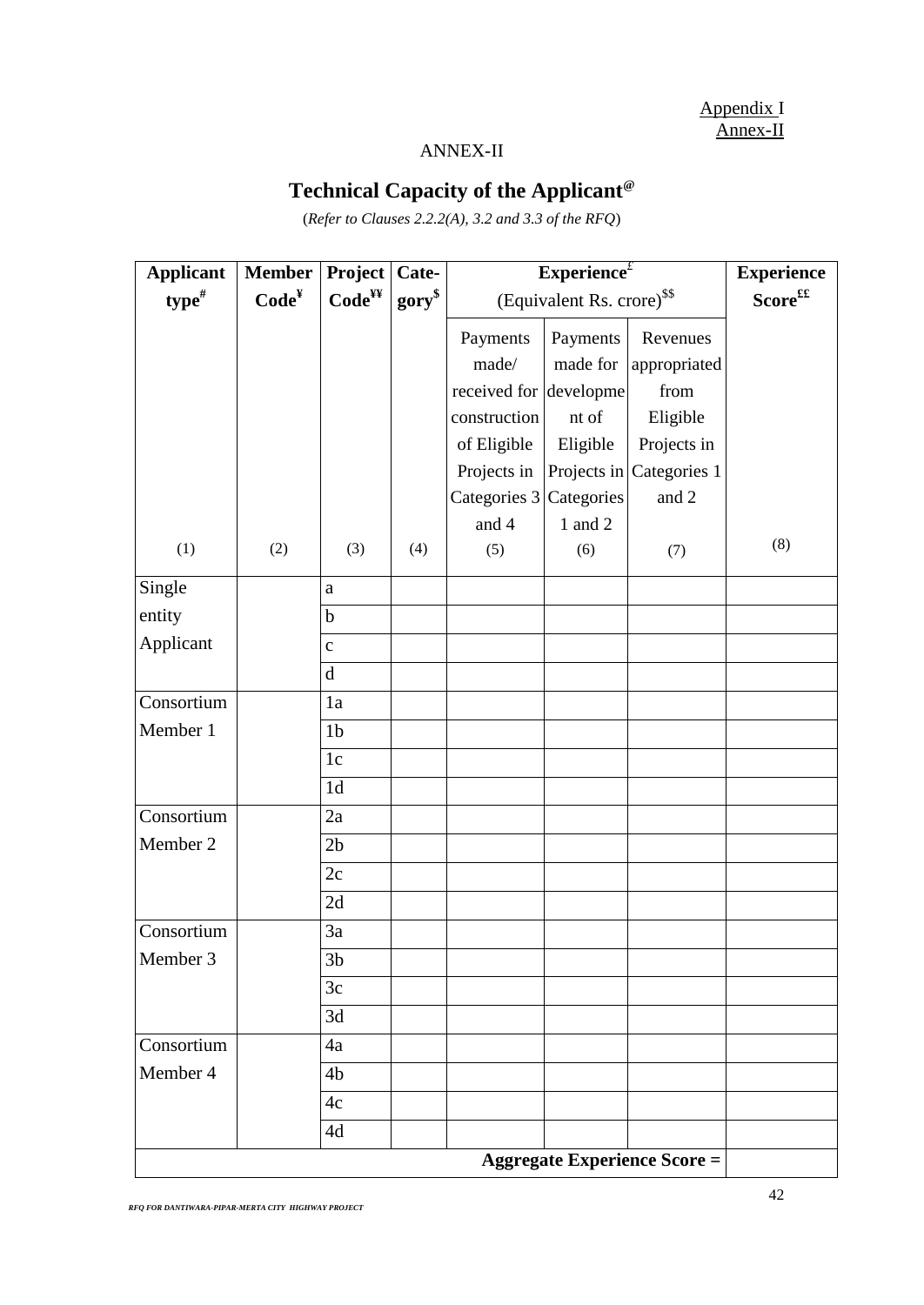Appendix I
Annex-II

ANNEX-II

## Technical Capacity of the Applicant[@]

(*Refer to Clauses 2.2.2(A), 3.2 and 3.3 of the RFQ*)

| Applicant type[#] | Member Code[¥] | Project Code[¥¥] | Category[$] | Experience[£] (Equivalent Rs. crore)[$$] | | | Experience Score[££] |
|---|---|---|---|---|---|---|---|
| | | | | Payments made/ received for construction of Eligible Projects in Categories 3 and 4 | Payments made for development of Eligible Projects in Categories 1 and 2 | Revenues appropriated from Eligible Projects in Categories 1 and 2 | |
| (1) | (2) | (3) | (4) | (5) | (6) | (7) | (8) |
| Single entity Applicant | | a | | | | | |
| | | b | | | | | |
| | | c | | | | | |
| | | d | | | | | |
| Consortium Member 1 | | 1a | | | | | |
| | | 1b | | | | | |
| | | 1c | | | | | |
| | | 1d | | | | | |
| Consortium Member 2 | | 2a | | | | | |
| | | 2b | | | | | |
| | | 2c | | | | | |
| | | 2d | | | | | |
| Consortium Member 3 | | 3a | | | | | |
| | | 3b | | | | | |
| | | 3c | | | | | |
| | | 3d | | | | | |
| Consortium Member 4 | | 4a | | | | | |
| | | 4b | | | | | |
| | | 4c | | | | | |
| | | 4d | | | | | |
| | | | | | | **Aggregate Experience Score =** | |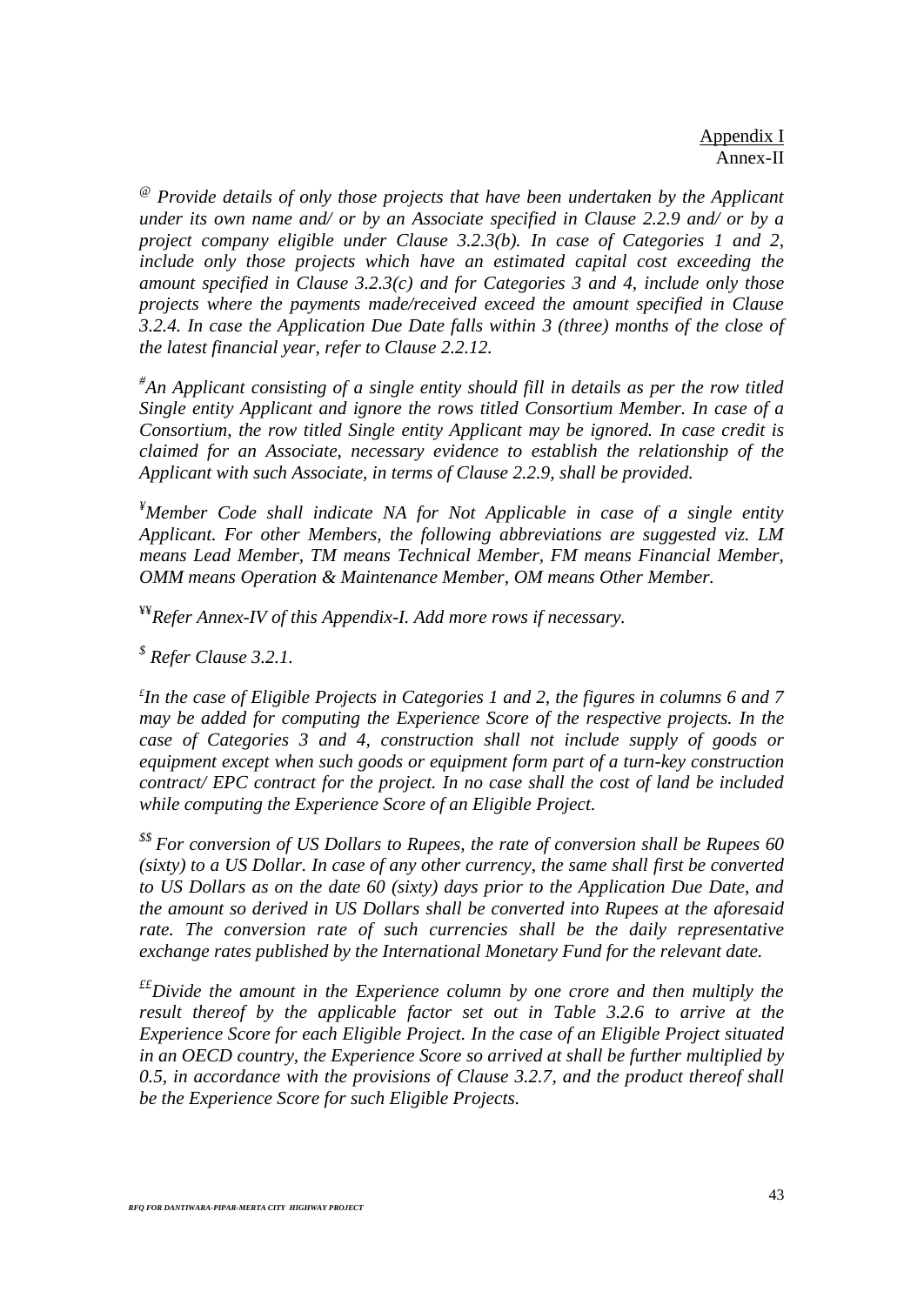Appendix I
Annex-II

[@] *Provide details of only those projects that have been undertaken by the Applicant under its own name and/ or by an Associate specified in Clause 2.2.9 and/ or by a project company eligible under Clause 3.2.3(b). In case of Categories 1 and 2, include only those projects which have an estimated capital cost exceeding the amount specified in Clause 3.2.3(c) and for Categories 3 and 4, include only those projects where the payments made/received exceed the amount specified in Clause 3.2.4. In case the Application Due Date falls within 3 (three) months of the close of the latest financial year, refer to Clause 2.2.12.*

[#] *An Applicant consisting of a single entity should fill in details as per the row titled Single entity Applicant and ignore the rows titled Consortium Member. In case of a Consortium, the row titled Single entity Applicant may be ignored. In case credit is claimed for an Associate, necessary evidence to establish the relationship of the Applicant with such Associate, in terms of Clause 2.2.9, shall be provided.*

[¥] *Member Code shall indicate NA for Not Applicable in case of a single entity Applicant. For other Members, the following abbreviations are suggested viz. LM means Lead Member, TM means Technical Member, FM means Financial Member, OMM means Operation & Maintenance Member, OM means Other Member.*

[¥¥] *Refer Annex-IV of this Appendix-I. Add more rows if necessary.*

[$] *Refer Clause 3.2.1.*

[£] *In the case of Eligible Projects in Categories 1 and 2, the figures in columns 6 and 7 may be added for computing the Experience Score of the respective projects. In the case of Categories 3 and 4, construction shall not include supply of goods or equipment except when such goods or equipment form part of a turn-key construction contract/ EPC contract for the project. In no case shall the cost of land be included while computing the Experience Score of an Eligible Project.*

[$$] *For conversion of US Dollars to Rupees, the rate of conversion shall be Rupees 60 (sixty) to a US Dollar. In case of any other currency, the same shall first be converted to US Dollars as on the date 60 (sixty) days prior to the Application Due Date, and the amount so derived in US Dollars shall be converted into Rupees at the aforesaid rate. The conversion rate of such currencies shall be the daily representative exchange rates published by the International Monetary Fund for the relevant date.*

[££] *Divide the amount in the Experience column by one crore and then multiply the result thereof by the applicable factor set out in Table 3.2.6 to arrive at the Experience Score for each Eligible Project. In the case of an Eligible Project situated in an OECD country, the Experience Score so arrived at shall be further multiplied by 0.5, in accordance with the provisions of Clause 3.2.7, and the product thereof shall be the Experience Score for such Eligible Projects.*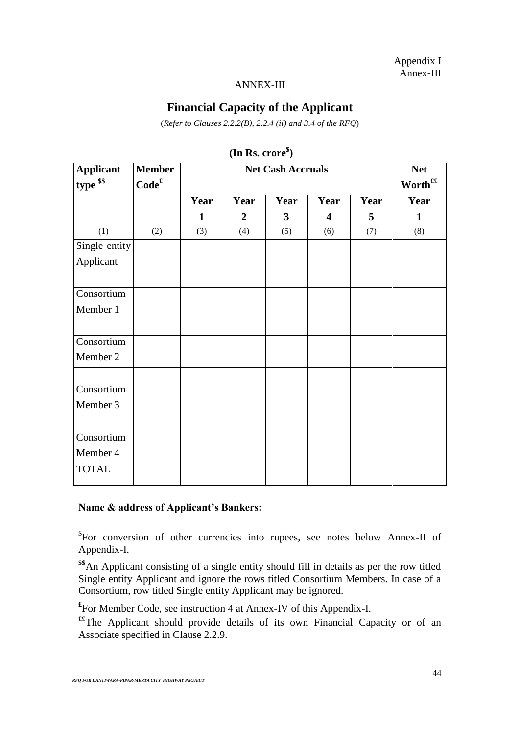Appendix I
Annex-III

ANNEX-III

## Financial Capacity of the Applicant

(*Refer to Clauses 2.2.2(B), 2.2.4 (ii) and 3.4 of the RFQ*)

**(In Rs. crore[$])**

| **Applicant type [$$]** | **Member Code[£]** | **Net Cash Accruals** | | | | | **Net Worth[££]** |
|---|---|---|---|---|---|---|---|
| | | **Year 1** | **Year 2** | **Year 3** | **Year 4** | **Year 5** | **Year 1** |
| (1) | (2) | (3) | (4) | (5) | (6) | (7) | (8) |
| Single entity Applicant | | | | | | | |
| | | | | | | | |
| Consortium Member 1 | | | | | | | |
| | | | | | | | |
| Consortium Member 2 | | | | | | | |
| | | | | | | | |
| Consortium Member 3 | | | | | | | |
| | | | | | | | |
| Consortium Member 4 | | | | | | | |
| TOTAL | | | | | | | |

**Name & address of Applicant's Bankers:**

[$]For conversion of other currencies into rupees, see notes below Annex-II of Appendix-I.

**[$$]**An Applicant consisting of a single entity should fill in details as per the row titled Single entity Applicant and ignore the rows titled Consortium Members. In case of a Consortium, row titled Single entity Applicant may be ignored.

**[£]**For Member Code, see instruction 4 at Annex-IV of this Appendix-I.

**[££]**The Applicant should provide details of its own Financial Capacity or of an Associate specified in Clause 2.2.9.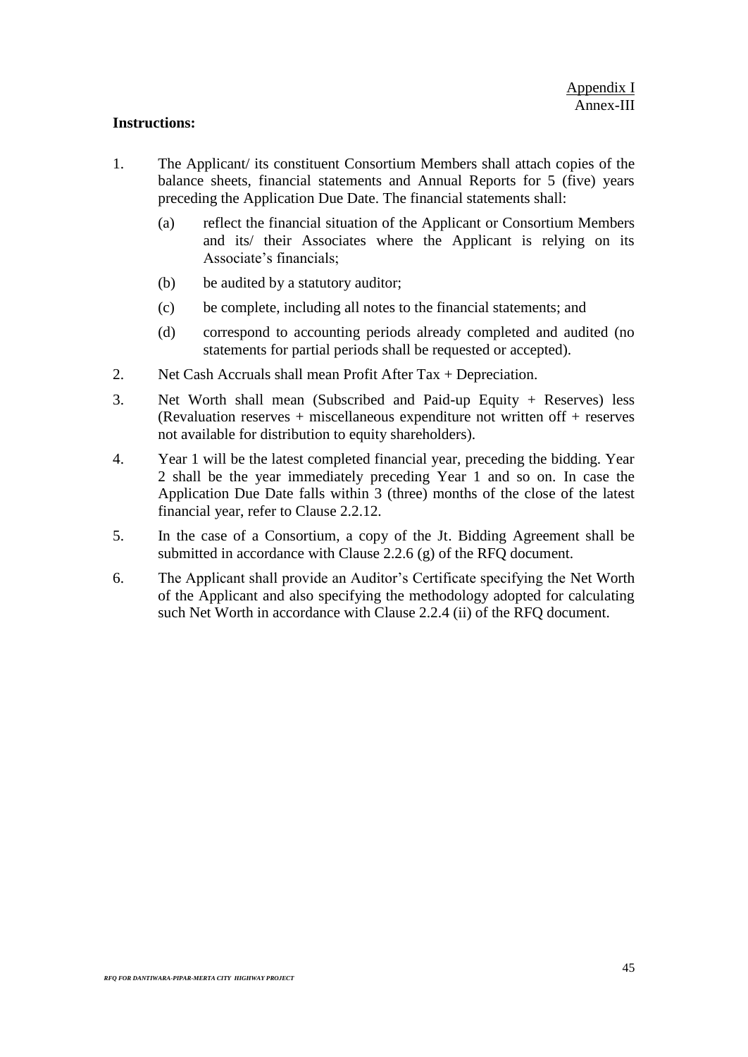Appendix I
Annex-III

**Instructions:**

1. The Applicant/ its constituent Consortium Members shall attach copies of the balance sheets, financial statements and Annual Reports for 5 (five) years preceding the Application Due Date. The financial statements shall:

   (a) reflect the financial situation of the Applicant or Consortium Members and its/ their Associates where the Applicant is relying on its Associate's financials;

   (b) be audited by a statutory auditor;

   (c) be complete, including all notes to the financial statements; and

   (d) correspond to accounting periods already completed and audited (no statements for partial periods shall be requested or accepted).

2. Net Cash Accruals shall mean Profit After Tax + Depreciation.

3. Net Worth shall mean (Subscribed and Paid-up Equity + Reserves) less (Revaluation reserves + miscellaneous expenditure not written off + reserves not available for distribution to equity shareholders).

4. Year 1 will be the latest completed financial year, preceding the bidding. Year 2 shall be the year immediately preceding Year 1 and so on. In case the Application Due Date falls within 3 (three) months of the close of the latest financial year, refer to Clause 2.2.12.

5. In the case of a Consortium, a copy of the Jt. Bidding Agreement shall be submitted in accordance with Clause 2.2.6 (g) of the RFQ document.

6. The Applicant shall provide an Auditor's Certificate specifying the Net Worth of the Applicant and also specifying the methodology adopted for calculating such Net Worth in accordance with Clause 2.2.4 (ii) of the RFQ document.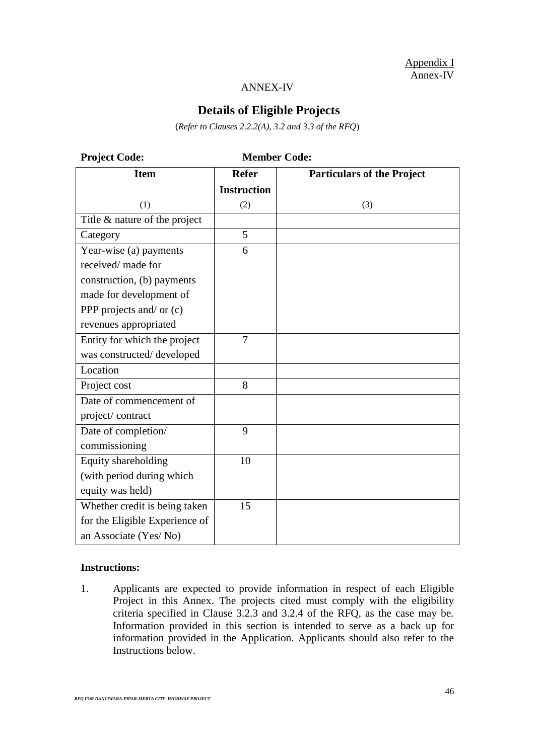Appendix I
Annex-IV

ANNEX-IV

## Details of Eligible Projects

(*Refer to Clauses 2.2.2(A), 3.2 and 3.3 of the RFQ*)

**Project Code:** **Member Code:**

| **Item** | **Refer Instruction** | **Particulars of the Project** |
|---|---|---|
| (1) | (2) | (3) |
| Title & nature of the project | | |
| Category | 5 | |
| Year-wise (a) payments received/ made for construction, (b) payments made for development of PPP projects and/ or (c) revenues appropriated | 6 | |
| Entity for which the project was constructed/ developed | 7 | |
| Location | | |
| Project cost | 8 | |
| Date of commencement of project/ contract | | |
| Date of completion/ commissioning | 9 | |
| Equity shareholding (with period during which equity was held) | 10 | |
| Whether credit is being taken for the Eligible Experience of an Associate (Yes/ No) | 15 | |

**Instructions:**

1. Applicants are expected to provide information in respect of each Eligible Project in this Annex. The projects cited must comply with the eligibility criteria specified in Clause 3.2.3 and 3.2.4 of the RFQ, as the case may be. Information provided in this section is intended to serve as a back up for information provided in the Application. Applicants should also refer to the Instructions below.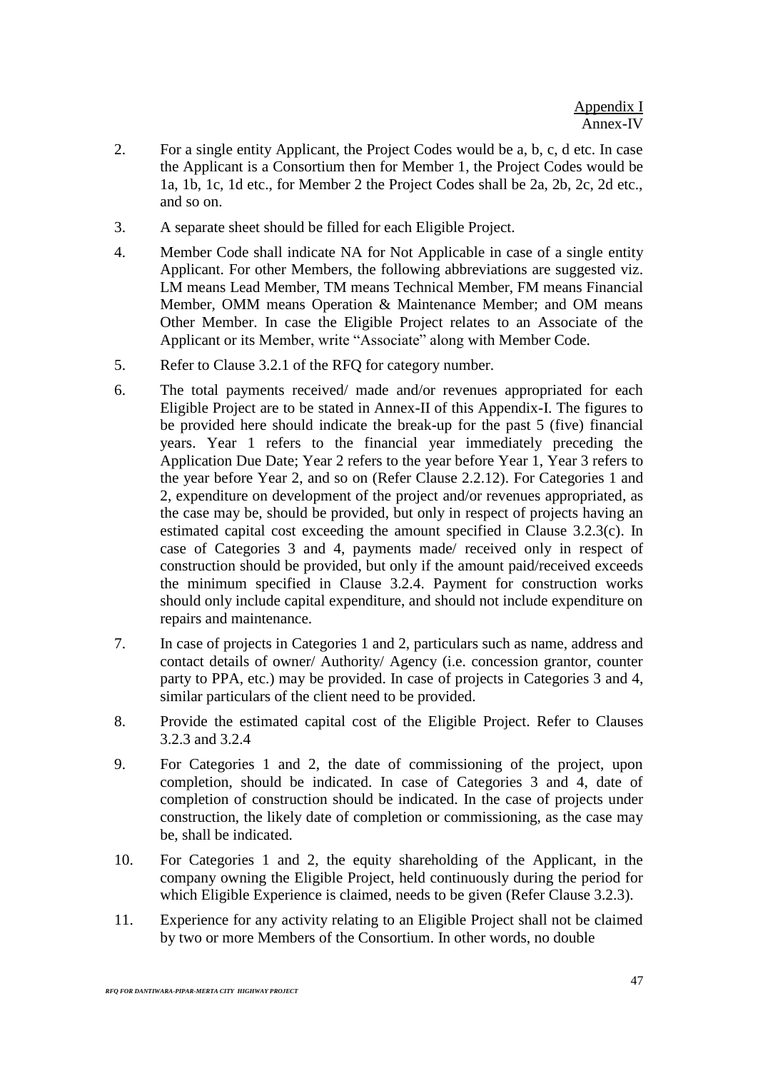Appendix I
Annex-IV

2. For a single entity Applicant, the Project Codes would be a, b, c, d etc. In case the Applicant is a Consortium then for Member 1, the Project Codes would be 1a, 1b, 1c, 1d etc., for Member 2 the Project Codes shall be 2a, 2b, 2c, 2d etc., and so on.

3. A separate sheet should be filled for each Eligible Project.

4. Member Code shall indicate NA for Not Applicable in case of a single entity Applicant. For other Members, the following abbreviations are suggested viz. LM means Lead Member, TM means Technical Member, FM means Financial Member, OMM means Operation & Maintenance Member; and OM means Other Member. In case the Eligible Project relates to an Associate of the Applicant or its Member, write "Associate" along with Member Code.

5. Refer to Clause 3.2.1 of the RFQ for category number.

6. The total payments received/ made and/or revenues appropriated for each Eligible Project are to be stated in Annex-II of this Appendix-I. The figures to be provided here should indicate the break-up for the past 5 (five) financial years. Year 1 refers to the financial year immediately preceding the Application Due Date; Year 2 refers to the year before Year 1, Year 3 refers to the year before Year 2, and so on (Refer Clause 2.2.12). For Categories 1 and 2, expenditure on development of the project and/or revenues appropriated, as the case may be, should be provided, but only in respect of projects having an estimated capital cost exceeding the amount specified in Clause 3.2.3(c). In case of Categories 3 and 4, payments made/ received only in respect of construction should be provided, but only if the amount paid/received exceeds the minimum specified in Clause 3.2.4. Payment for construction works should only include capital expenditure, and should not include expenditure on repairs and maintenance.

7. In case of projects in Categories 1 and 2, particulars such as name, address and contact details of owner/ Authority/ Agency (i.e. concession grantor, counter party to PPA, etc.) may be provided. In case of projects in Categories 3 and 4, similar particulars of the client need to be provided.

8. Provide the estimated capital cost of the Eligible Project. Refer to Clauses 3.2.3 and 3.2.4

9. For Categories 1 and 2, the date of commissioning of the project, upon completion, should be indicated. In case of Categories 3 and 4, date of completion of construction should be indicated. In the case of projects under construction, the likely date of completion or commissioning, as the case may be, shall be indicated.

10. For Categories 1 and 2, the equity shareholding of the Applicant, in the company owning the Eligible Project, held continuously during the period for which Eligible Experience is claimed, needs to be given (Refer Clause 3.2.3).

11. Experience for any activity relating to an Eligible Project shall not be claimed by two or more Members of the Consortium. In other words, no double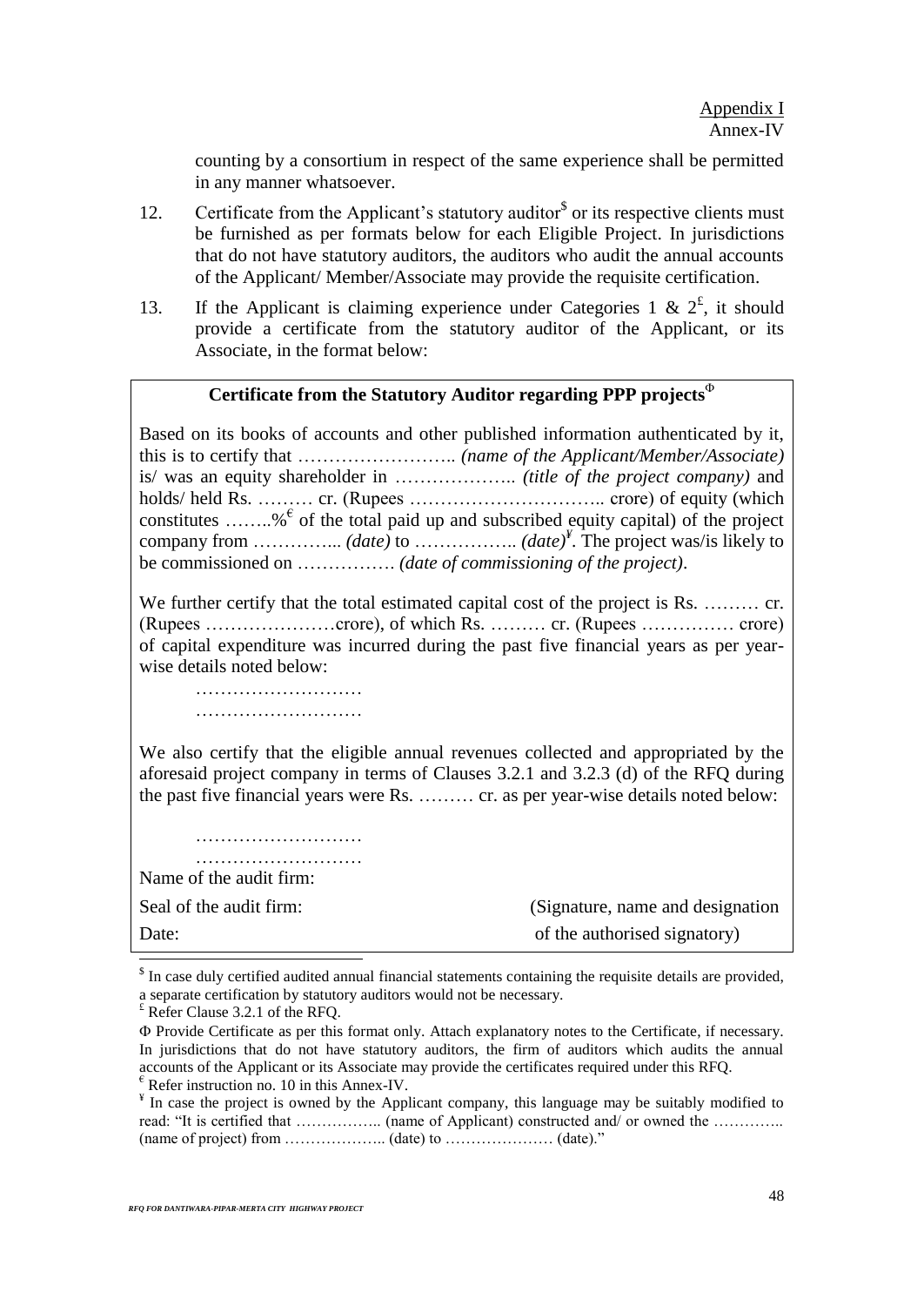counting by a consortium in respect of the same experience shall be permitted in any manner whatsoever.

12. Certificate from the Applicant's statutory auditor[$] or its respective clients must be furnished as per formats below for each Eligible Project. In jurisdictions that do not have statutory auditors, the auditors who audit the annual accounts of the Applicant/ Member/Associate may provide the requisite certification.

13. If the Applicant is claiming experience under Categories 1 & 2[£], it should provide a certificate from the statutory auditor of the Applicant, or its Associate, in the format below:

**Certificate from the Statutory Auditor regarding PPP projects**[Φ]

Based on its books of accounts and other published information authenticated by it, this is to certify that …………………….. *(name of the Applicant/Member/Associate)* is/ was an equity shareholder in ……………….. *(title of the project company)* and holds/ held Rs. ……… cr. (Rupees ………………………….. crore) of equity (which constitutes ……..%[€] of the total paid up and subscribed equity capital) of the project company from …………... *(date)* to …………….. *(date)*[¥]. The project was/is likely to be commissioned on ……………. *(date of commissioning of the project)*.

We further certify that the total estimated capital cost of the project is Rs. ……… cr. (Rupees …………………crore), of which Rs. ……… cr. (Rupees …………… crore) of capital expenditure was incurred during the past five financial years as per year-wise details noted below:

………………………

………………………

We also certify that the eligible annual revenues collected and appropriated by the aforesaid project company in terms of Clauses 3.2.1 and 3.2.3 (d) of the RFQ during the past five financial years were Rs. ……… cr. as per year-wise details noted below:

………………………

………………………

Name of the audit firm:

Seal of the audit firm: (Signature, name and designation

Date: of the authorised signatory)

---

[$] In case duly certified audited annual financial statements containing the requisite details are provided, a separate certification by statutory auditors would not be necessary.

[£] Refer Clause 3.2.1 of the RFQ.

[Φ] Provide Certificate as per this format only. Attach explanatory notes to the Certificate, if necessary. In jurisdictions that do not have statutory auditors, the firm of auditors which audits the annual accounts of the Applicant or its Associate may provide the certificates required under this RFQ.

[€] Refer instruction no. 10 in this Annex-IV.

[¥] In case the project is owned by the Applicant company, this language may be suitably modified to read: "It is certified that …………….. (name of Applicant) constructed and/ or owned the ………….. (name of project) from ……………….. (date) to ………………… (date)."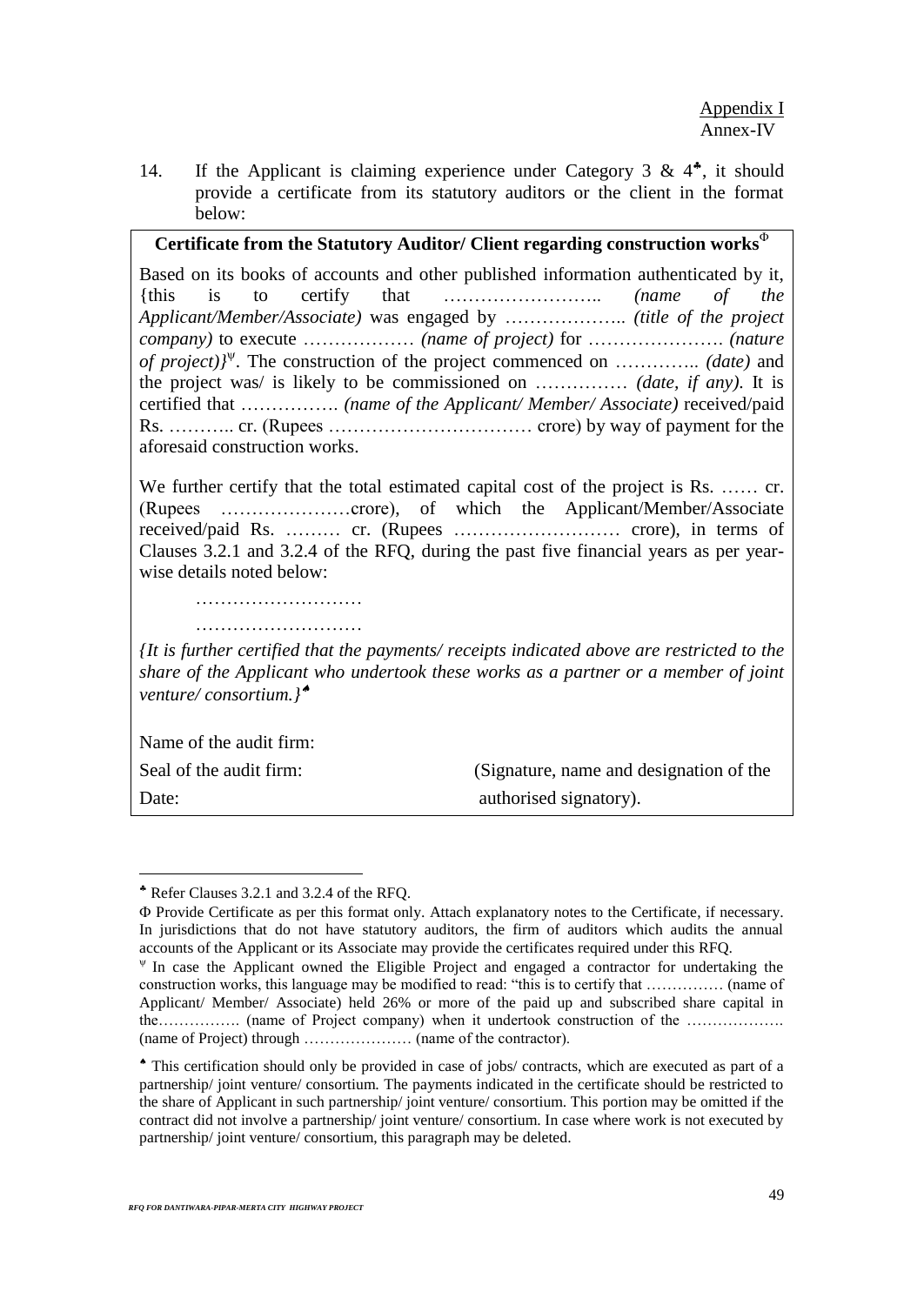Appendix I
Annex-IV

14. If the Applicant is claiming experience under Category 3 & 4[♣], it should provide a certificate from its statutory auditors or the client in the format below:

**Certificate from the Statutory Auditor/ Client regarding construction works**[Φ]

Based on its books of accounts and other published information authenticated by it, {this is to certify that …………………….. *(name of the Applicant/Member/Associate)* was engaged by ……………….. *(title of the project company)* to execute ……………… *(name of project)* for …………………. *(nature of project)*}[Ψ]. The construction of the project commenced on ………….. *(date)* and the project was/ is likely to be commissioned on …………… *(date, if any)*. It is certified that ……………. *(name of the Applicant/ Member/ Associate)* received/paid Rs. ……….. cr. (Rupees …………………………… crore) by way of payment for the aforesaid construction works.

We further certify that the total estimated capital cost of the project is Rs. …… cr. (Rupees …………………crore), of which the Applicant/Member/Associate received/paid Rs. ……… cr. (Rupees ……………………… crore), in terms of Clauses 3.2.1 and 3.2.4 of the RFQ, during the past five financial years as per year-wise details noted below:

………………………

………………………

*{It is further certified that the payments/ receipts indicated above are restricted to the share of the Applicant who undertook these works as a partner or a member of joint venture/ consortium.}*[♠]

Name of the audit firm:

Seal of the audit firm: (Signature, name and designation of the

Date: authorised signatory).

---

[♣] Refer Clauses 3.2.1 and 3.2.4 of the RFQ.

[Φ] Provide Certificate as per this format only. Attach explanatory notes to the Certificate, if necessary. In jurisdictions that do not have statutory auditors, the firm of auditors which audits the annual accounts of the Applicant or its Associate may provide the certificates required under this RFQ.

[Ψ] In case the Applicant owned the Eligible Project and engaged a contractor for undertaking the construction works, this language may be modified to read: "this is to certify that …………… (name of Applicant/ Member/ Associate) held 26% or more of the paid up and subscribed share capital in the……………. (name of Project company) when it undertook construction of the ………………. (name of Project) through ………………… (name of the contractor).

[♠] This certification should only be provided in case of jobs/ contracts, which are executed as part of a partnership/ joint venture/ consortium. The payments indicated in the certificate should be restricted to the share of Applicant in such partnership/ joint venture/ consortium. This portion may be omitted if the contract did not involve a partnership/ joint venture/ consortium. In case where work is not executed by partnership/ joint venture/ consortium, this paragraph may be deleted.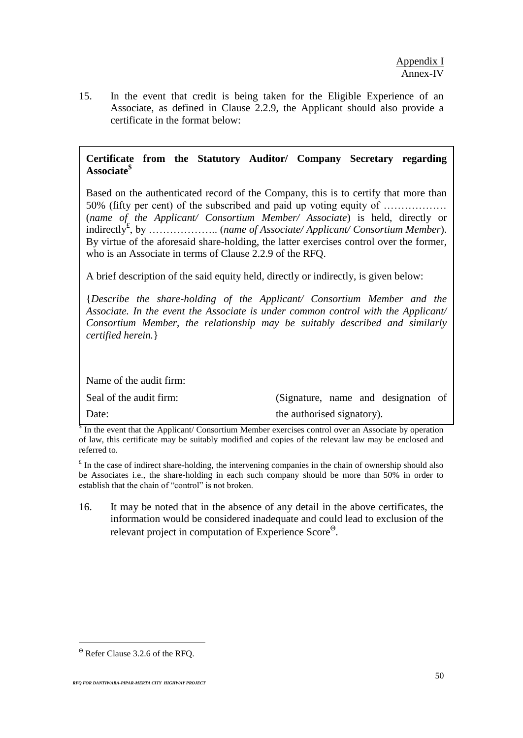Appendix I
Annex-IV

15. In the event that credit is being taken for the Eligible Experience of an Associate, as defined in Clause 2.2.9, the Applicant should also provide a certificate in the format below:

**Certificate from the Statutory Auditor/ Company Secretary regarding Associate[$]**

Based on the authenticated record of the Company, this is to certify that more than 50% (fifty per cent) of the subscribed and paid up voting equity of ……………… (*name of the Applicant/ Consortium Member/ Associate*) is held, directly or indirectly[£], by ……………….. (*name of Associate/ Applicant/ Consortium Member*). By virtue of the aforesaid share-holding, the latter exercises control over the former, who is an Associate in terms of Clause 2.2.9 of the RFQ.

A brief description of the said equity held, directly or indirectly, is given below:

{*Describe the share-holding of the Applicant/ Consortium Member and the Associate. In the event the Associate is under common control with the Applicant/ Consortium Member, the relationship may be suitably described and similarly certified herein.*}

Name of the audit firm:

Seal of the audit firm: (Signature, name and designation of

Date: the authorised signatory).

[$] In the event that the Applicant/ Consortium Member exercises control over an Associate by operation of law, this certificate may be suitably modified and copies of the relevant law may be enclosed and referred to.

[£] In the case of indirect share-holding, the intervening companies in the chain of ownership should also be Associates i.e., the share-holding in each such company should be more than 50% in order to establish that the chain of "control" is not broken.

16. It may be noted that in the absence of any detail in the above certificates, the information would be considered inadequate and could lead to exclusion of the relevant project in computation of Experience Score[Θ].

[Θ] Refer Clause 3.2.6 of the RFQ.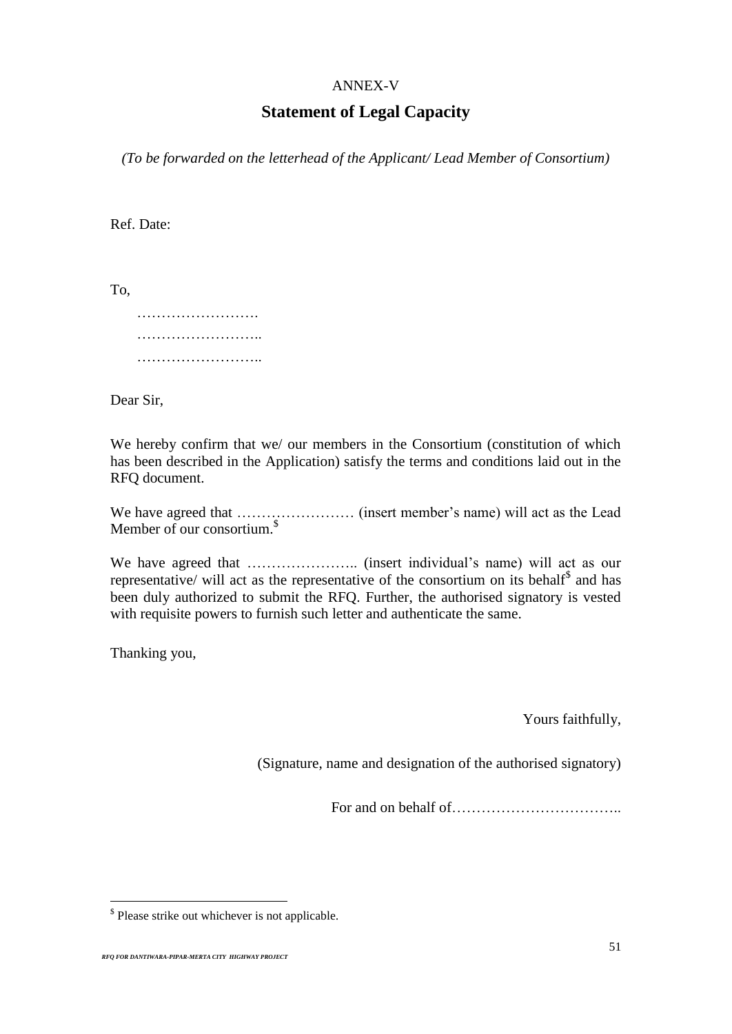ANNEX-V

## Statement of Legal Capacity

*(To be forwarded on the letterhead of the Applicant/ Lead Member of Consortium)*

Ref. Date:

To,

…………………….

……………………..

……………………..

Dear Sir,

We hereby confirm that we/ our members in the Consortium (constitution of which has been described in the Application) satisfy the terms and conditions laid out in the RFQ document.

We have agreed that …………………… (insert member's name) will act as the Lead Member of our consortium.[$]

We have agreed that ………………….. (insert individual's name) will act as our representative/ will act as the representative of the consortium on its behalf[$] and has been duly authorized to submit the RFQ. Further, the authorised signatory is vested with requisite powers to furnish such letter and authenticate the same.

Thanking you,

Yours faithfully,

(Signature, name and designation of the authorised signatory)

For and on behalf of……………………………..

---

[$] Please strike out whichever is not applicable.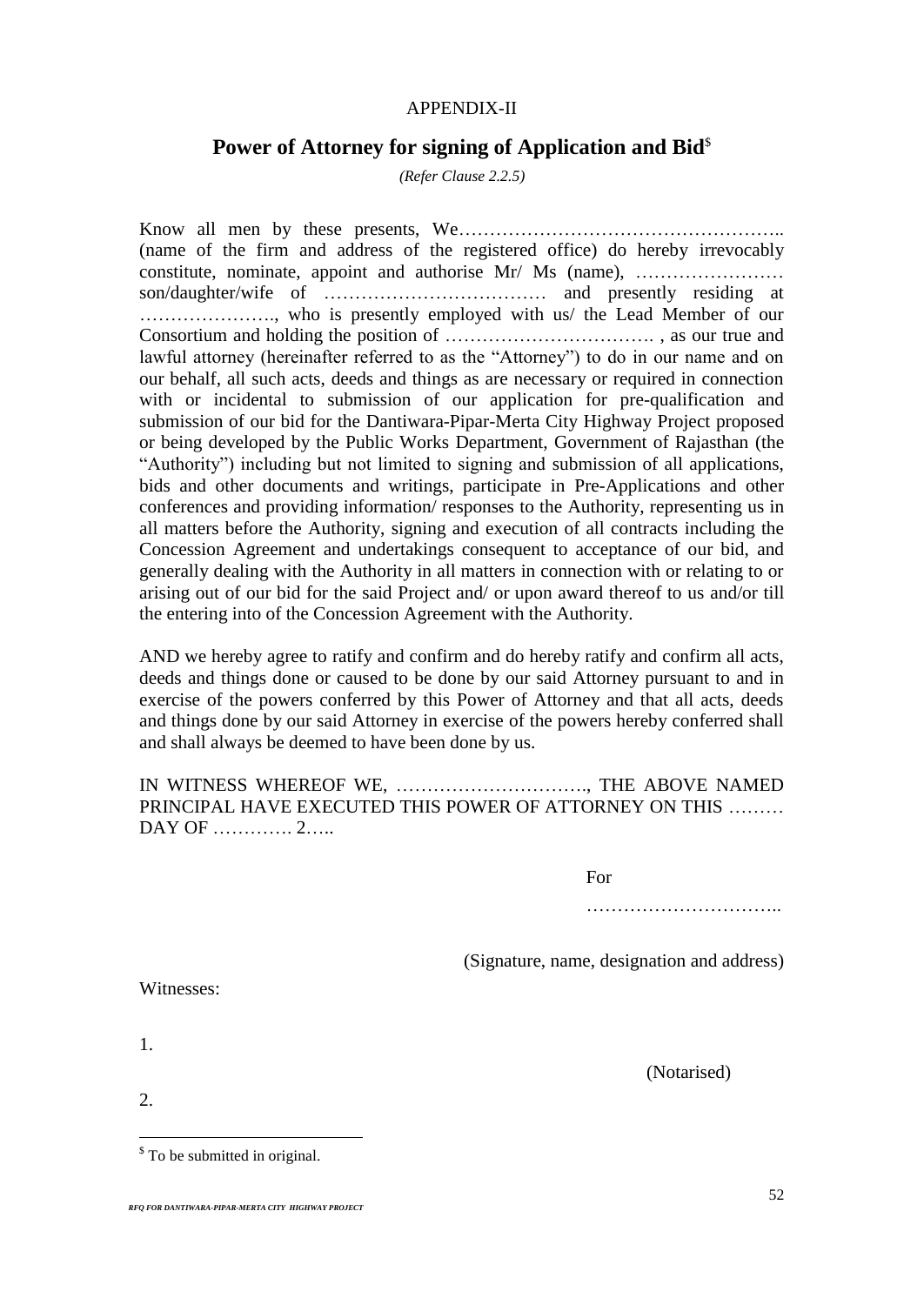APPENDIX-II

## Power of Attorney for signing of Application and Bid[$]

*(Refer Clause 2.2.5)*

Know all men by these presents, We…………………………………………….. (name of the firm and address of the registered office) do hereby irrevocably constitute, nominate, appoint and authorise Mr/ Ms (name), …………………… son/daughter/wife of ……………………………… and presently residing at …………………., who is presently employed with us/ the Lead Member of our Consortium and holding the position of ……………………………. , as our true and lawful attorney (hereinafter referred to as the "Attorney") to do in our name and on our behalf, all such acts, deeds and things as are necessary or required in connection with or incidental to submission of our application for pre-qualification and submission of our bid for the Dantiwara-Pipar-Merta City Highway Project proposed or being developed by the Public Works Department, Government of Rajasthan (the "Authority") including but not limited to signing and submission of all applications, bids and other documents and writings, participate in Pre-Applications and other conferences and providing information/ responses to the Authority, representing us in all matters before the Authority, signing and execution of all contracts including the Concession Agreement and undertakings consequent to acceptance of our bid, and generally dealing with the Authority in all matters in connection with or relating to or arising out of our bid for the said Project and/ or upon award thereof to us and/or till the entering into of the Concession Agreement with the Authority.

AND we hereby agree to ratify and confirm and do hereby ratify and confirm all acts, deeds and things done or caused to be done by our said Attorney pursuant to and in exercise of the powers conferred by this Power of Attorney and that all acts, deeds and things done by our said Attorney in exercise of the powers hereby conferred shall and shall always be deemed to have been done by us.

IN WITNESS WHEREOF WE, …………………………., THE ABOVE NAMED PRINCIPAL HAVE EXECUTED THIS POWER OF ATTORNEY ON THIS ……… DAY OF …………. 2…..

For

…………………………..

(Signature, name, designation and address)

Witnesses:

1.

(Notarised)

2.

[$] To be submitted in original.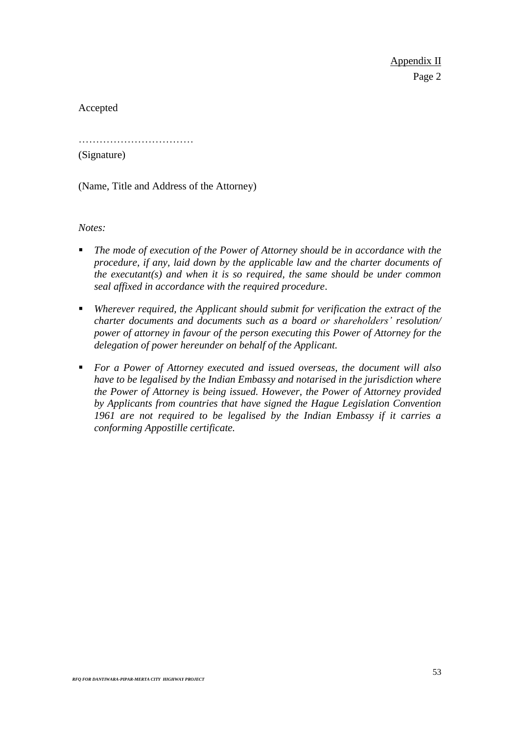Appendix II

Page 2

Accepted

……………………………

(Signature)

(Name, Title and Address of the Attorney)

*Notes:*

- *The mode of execution of the Power of Attorney should be in accordance with the procedure, if any, laid down by the applicable law and the charter documents of the executant(s) and when it is so required, the same should be under common seal affixed in accordance with the required procedure*.
- *Wherever required, the Applicant should submit for verification the extract of the charter documents and documents such as a board or shareholders' resolution/ power of attorney in favour of the person executing this Power of Attorney for the delegation of power hereunder on behalf of the Applicant.*
- *For a Power of Attorney executed and issued overseas, the document will also have to be legalised by the Indian Embassy and notarised in the jurisdiction where the Power of Attorney is being issued. However, the Power of Attorney provided by Applicants from countries that have signed the Hague Legislation Convention 1961 are not required to be legalised by the Indian Embassy if it carries a conforming Appostille certificate.*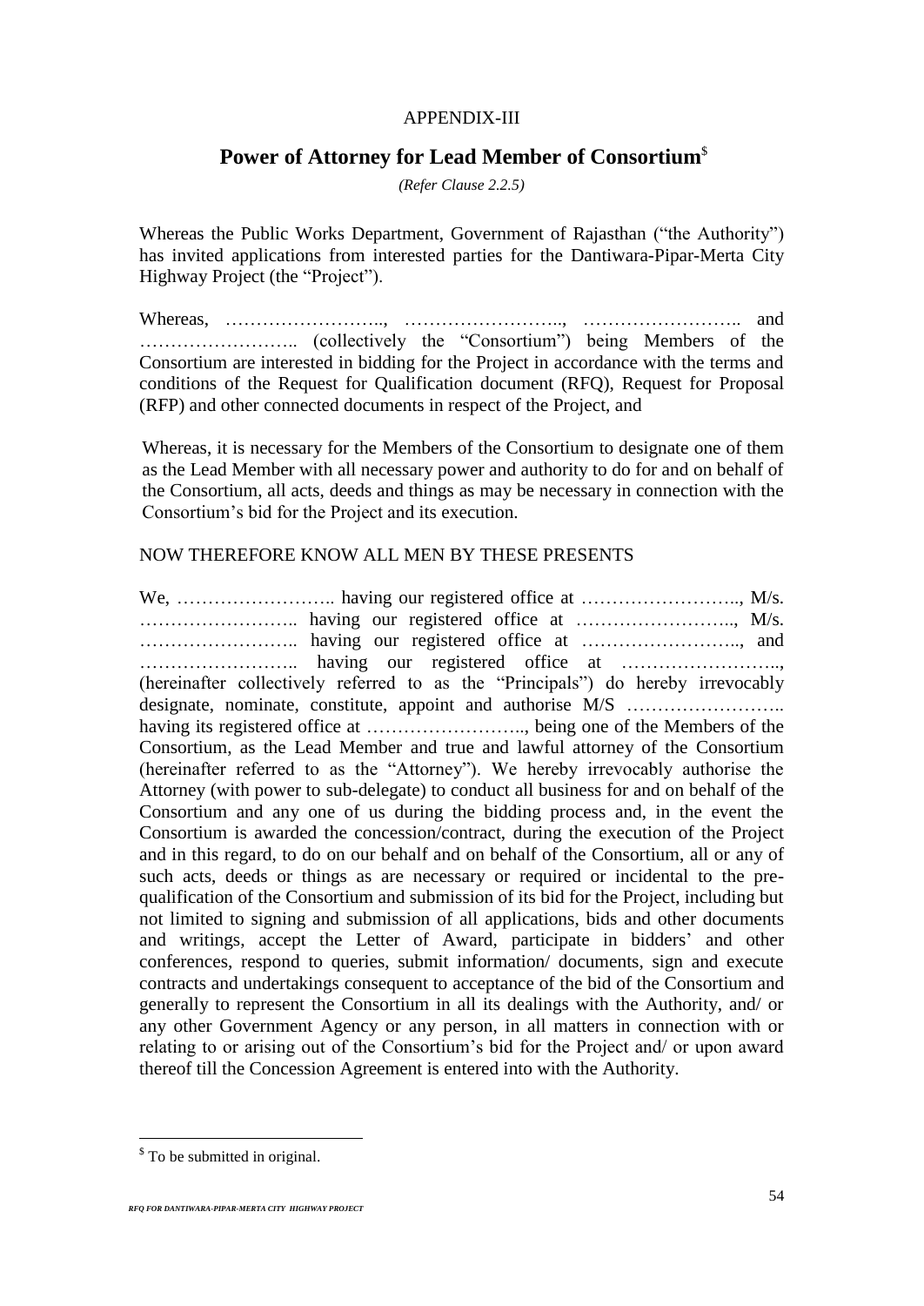APPENDIX-III

# Power of Attorney for Lead Member of Consortium[$]

*(Refer Clause 2.2.5)*

Whereas the Public Works Department, Government of Rajasthan ("the Authority") has invited applications from interested parties for the Dantiwara-Pipar-Merta City Highway Project (the "Project").

Whereas, ……………………., ……………………., …………………….. and …………………….. (collectively the "Consortium") being Members of the Consortium are interested in bidding for the Project in accordance with the terms and conditions of the Request for Qualification document (RFQ), Request for Proposal (RFP) and other connected documents in respect of the Project, and

Whereas, it is necessary for the Members of the Consortium to designate one of them as the Lead Member with all necessary power and authority to do for and on behalf of the Consortium, all acts, deeds and things as may be necessary in connection with the Consortium's bid for the Project and its execution.

NOW THEREFORE KNOW ALL MEN BY THESE PRESENTS

We, …………………….. having our registered office at ……………………., M/s. …………………….. having our registered office at ……………………., M/s. …………………….. having our registered office at ……………………., and …………………….. having our registered office at ……………………., (hereinafter collectively referred to as the "Principals") do hereby irrevocably designate, nominate, constitute, appoint and authorise M/S …………………….. having its registered office at ……………………., being one of the Members of the Consortium, as the Lead Member and true and lawful attorney of the Consortium (hereinafter referred to as the "Attorney"). We hereby irrevocably authorise the Attorney (with power to sub-delegate) to conduct all business for and on behalf of the Consortium and any one of us during the bidding process and, in the event the Consortium is awarded the concession/contract, during the execution of the Project and in this regard, to do on our behalf and on behalf of the Consortium, all or any of such acts, deeds or things as are necessary or required or incidental to the pre-qualification of the Consortium and submission of its bid for the Project, including but not limited to signing and submission of all applications, bids and other documents and writings, accept the Letter of Award, participate in bidders' and other conferences, respond to queries, submit information/ documents, sign and execute contracts and undertakings consequent to acceptance of the bid of the Consortium and generally to represent the Consortium in all its dealings with the Authority, and/ or any other Government Agency or any person, in all matters in connection with or relating to or arising out of the Consortium's bid for the Project and/ or upon award thereof till the Concession Agreement is entered into with the Authority.

---

[$] To be submitted in original.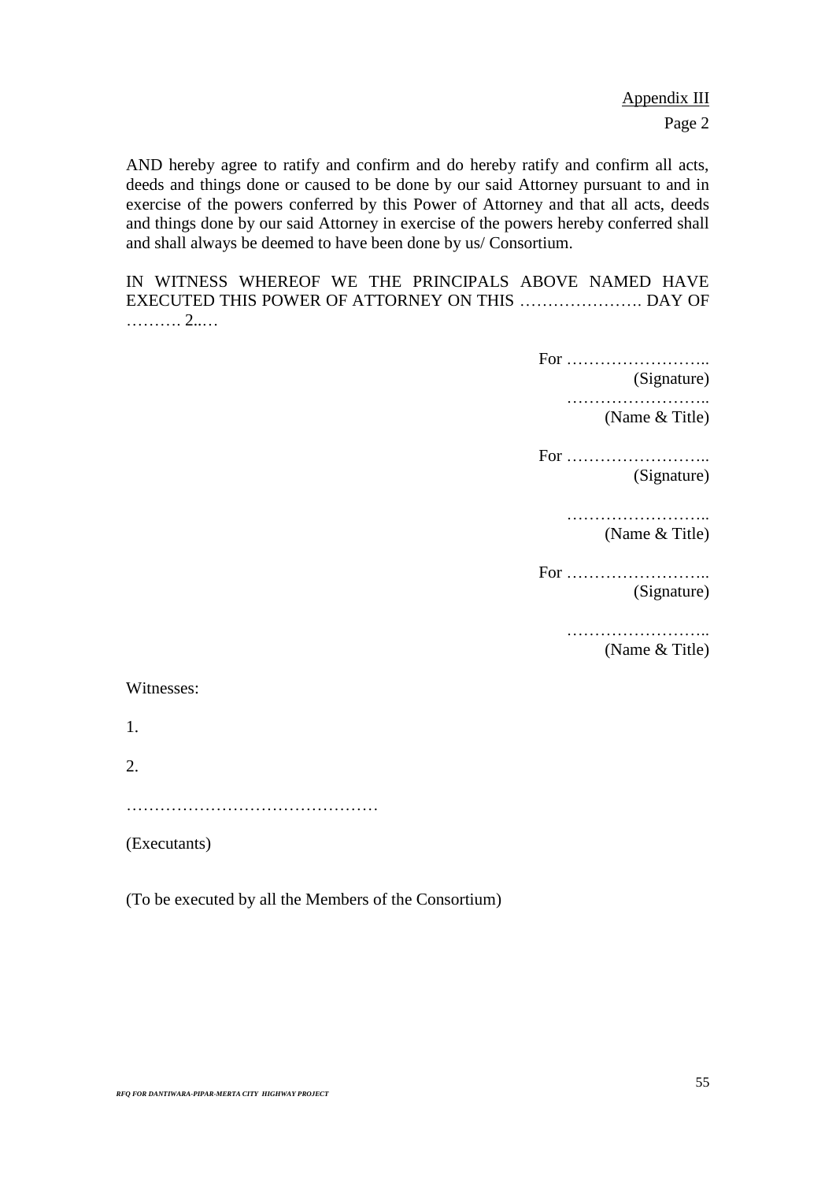Appendix III

Page 2

AND hereby agree to ratify and confirm and do hereby ratify and confirm all acts, deeds and things done or caused to be done by our said Attorney pursuant to and in exercise of the powers conferred by this Power of Attorney and that all acts, deeds and things done by our said Attorney in exercise of the powers hereby conferred shall and shall always be deemed to have been done by us/ Consortium.

IN WITNESS WHEREOF WE THE PRINCIPALS ABOVE NAMED HAVE EXECUTED THIS POWER OF ATTORNEY ON THIS …………………. DAY OF ………. 2..…

For ……………………..
(Signature)

……………………..
(Name & Title)

For ……………………..
(Signature)

……………………..
(Name & Title)

For ……………………..
(Signature)

……………………..
(Name & Title)

Witnesses:

1.

2.

………………………………………

(Executants)

(To be executed by all the Members of the Consortium)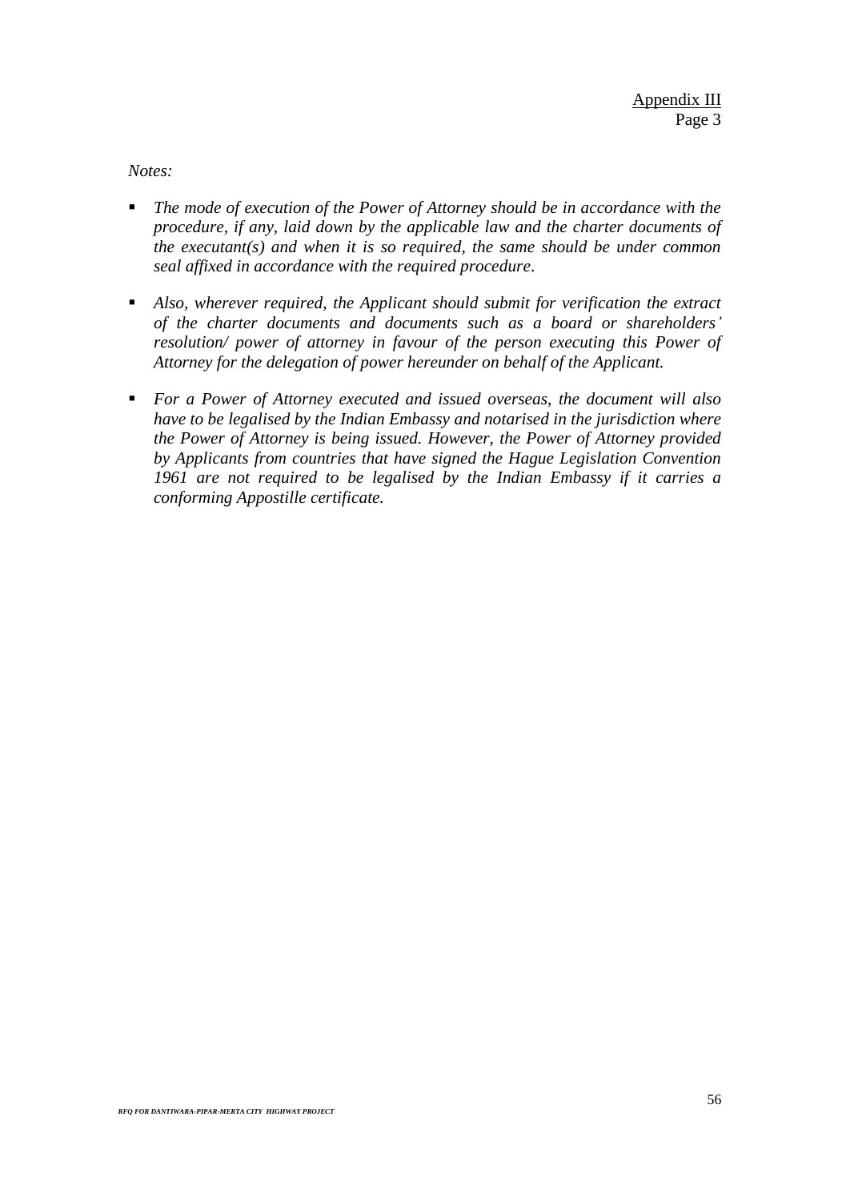Appendix III
Page 3

*Notes:*

- *The mode of execution of the Power of Attorney should be in accordance with the procedure, if any, laid down by the applicable law and the charter documents of the executant(s) and when it is so required, the same should be under common seal affixed in accordance with the required procedure*.

- *Also, wherever required, the Applicant should submit for verification the extract of the charter documents and documents such as a board or shareholders' resolution/ power of attorney in favour of the person executing this Power of Attorney for the delegation of power hereunder on behalf of the Applicant.*

- *For a Power of Attorney executed and issued overseas, the document will also have to be legalised by the Indian Embassy and notarised in the jurisdiction where the Power of Attorney is being issued. However, the Power of Attorney provided by Applicants from countries that have signed the Hague Legislation Convention 1961 are not required to be legalised by the Indian Embassy if it carries a conforming Appostille certificate.*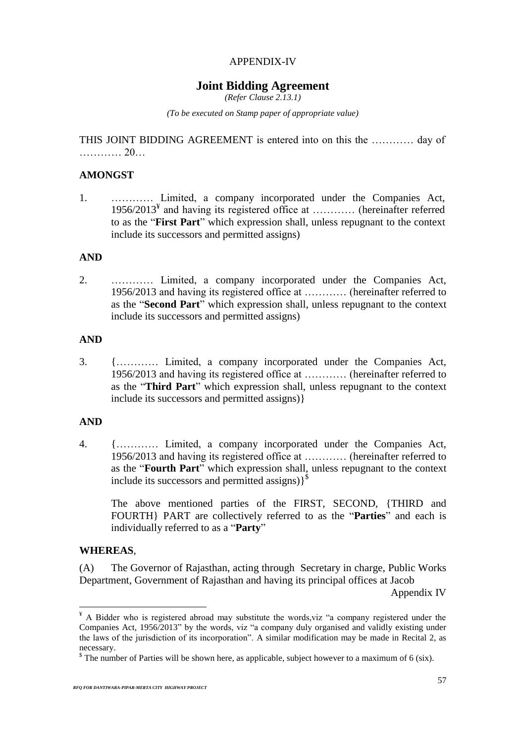APPENDIX-IV

# Joint Bidding Agreement

*(Refer Clause 2.13.1)*

*(To be executed on Stamp paper of appropriate value)*

THIS JOINT BIDDING AGREEMENT is entered into on this the ………… day of ………… 20…

**AMONGST**

1. ………… Limited, a company incorporated under the Companies Act, 1956/2013[¥] and having its registered office at ………… (hereinafter referred to as the "**First Part**" which expression shall, unless repugnant to the context include its successors and permitted assigns)

**AND**

2. ………… Limited, a company incorporated under the Companies Act, 1956/2013 and having its registered office at ………… (hereinafter referred to as the "**Second Part**" which expression shall, unless repugnant to the context include its successors and permitted assigns)

**AND**

3. {………… Limited, a company incorporated under the Companies Act, 1956/2013 and having its registered office at ………… (hereinafter referred to as the "**Third Part**" which expression shall, unless repugnant to the context include its successors and permitted assigns)}

**AND**

4. {………… Limited, a company incorporated under the Companies Act, 1956/2013 and having its registered office at ………… (hereinafter referred to as the "**Fourth Part**" which expression shall, unless repugnant to the context include its successors and permitted assigns)}[$]

   The above mentioned parties of the FIRST, SECOND, {THIRD and FOURTH} PART are collectively referred to as the "**Parties**" and each is individually referred to as a "**Party**"

**WHEREAS**,

(A) The Governor of Rajasthan, acting through Secretary in charge, Public Works Department, Government of Rajasthan and having its principal offices at Jacob

Appendix IV

---

[¥] A Bidder who is registered abroad may substitute the words,viz "a company registered under the Companies Act, 1956/2013" by the words, viz "a company duly organised and validly existing under the laws of the jurisdiction of its incorporation". A similar modification may be made in Recital 2, as necessary.

[$] The number of Parties will be shown here, as applicable, subject however to a maximum of 6 (six).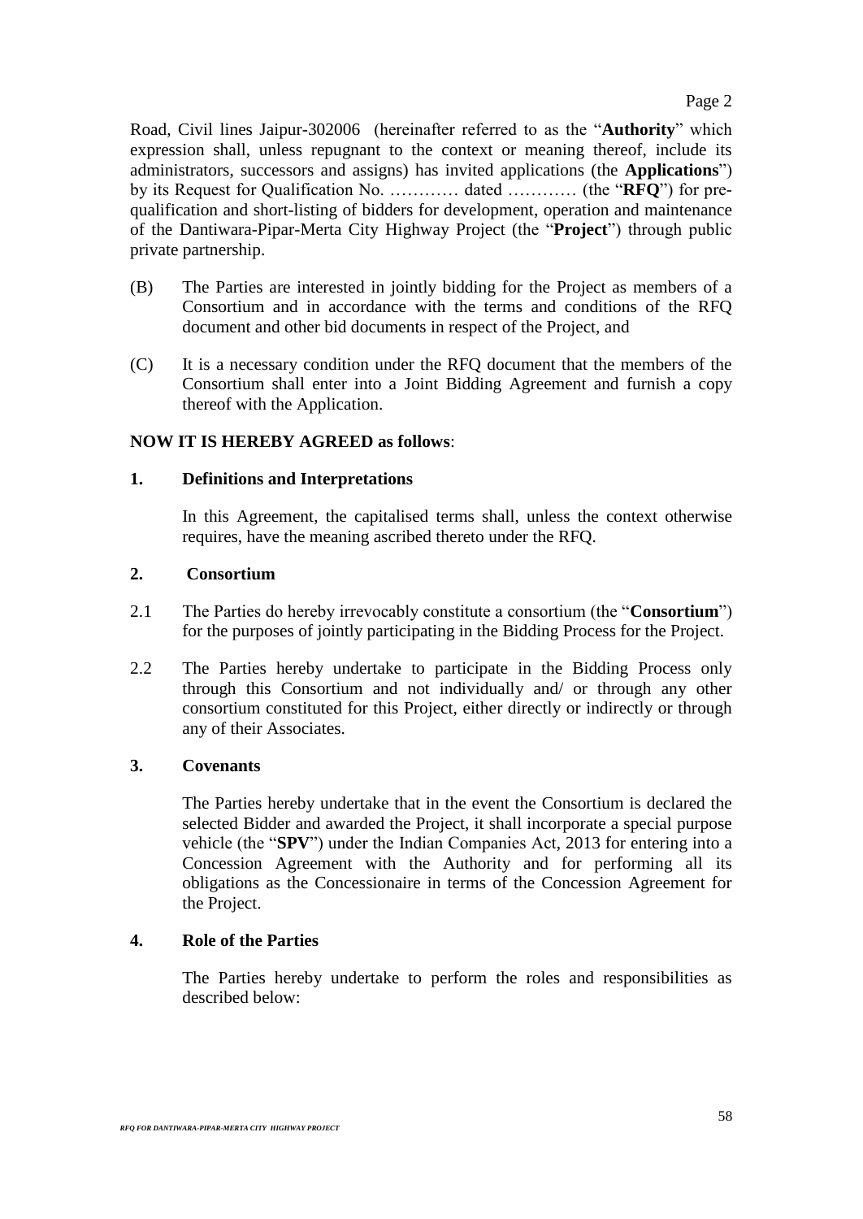Road, Civil lines Jaipur-302006 (hereinafter referred to as the "**Authority**" which expression shall, unless repugnant to the context or meaning thereof, include its administrators, successors and assigns) has invited applications (the **Applications**") by its Request for Qualification No. ………… dated ………… (the "**RFQ**") for pre-qualification and short-listing of bidders for development, operation and maintenance of the Dantiwara-Pipar-Merta City Highway Project (the "**Project**") through public private partnership.

(B) The Parties are interested in jointly bidding for the Project as members of a Consortium and in accordance with the terms and conditions of the RFQ document and other bid documents in respect of the Project, and

(C) It is a necessary condition under the RFQ document that the members of the Consortium shall enter into a Joint Bidding Agreement and furnish a copy thereof with the Application.

**NOW IT IS HEREBY AGREED as follows**:

**1. Definitions and Interpretations**

In this Agreement, the capitalised terms shall, unless the context otherwise requires, have the meaning ascribed thereto under the RFQ.

**2. Consortium**

2.1 The Parties do hereby irrevocably constitute a consortium (the "**Consortium**") for the purposes of jointly participating in the Bidding Process for the Project.

2.2 The Parties hereby undertake to participate in the Bidding Process only through this Consortium and not individually and/ or through any other consortium constituted for this Project, either directly or indirectly or through any of their Associates.

**3. Covenants**

The Parties hereby undertake that in the event the Consortium is declared the selected Bidder and awarded the Project, it shall incorporate a special purpose vehicle (the "**SPV**") under the Indian Companies Act, 2013 for entering into a Concession Agreement with the Authority and for performing all its obligations as the Concessionaire in terms of the Concession Agreement for the Project.

**4. Role of the Parties**

The Parties hereby undertake to perform the roles and responsibilities as described below: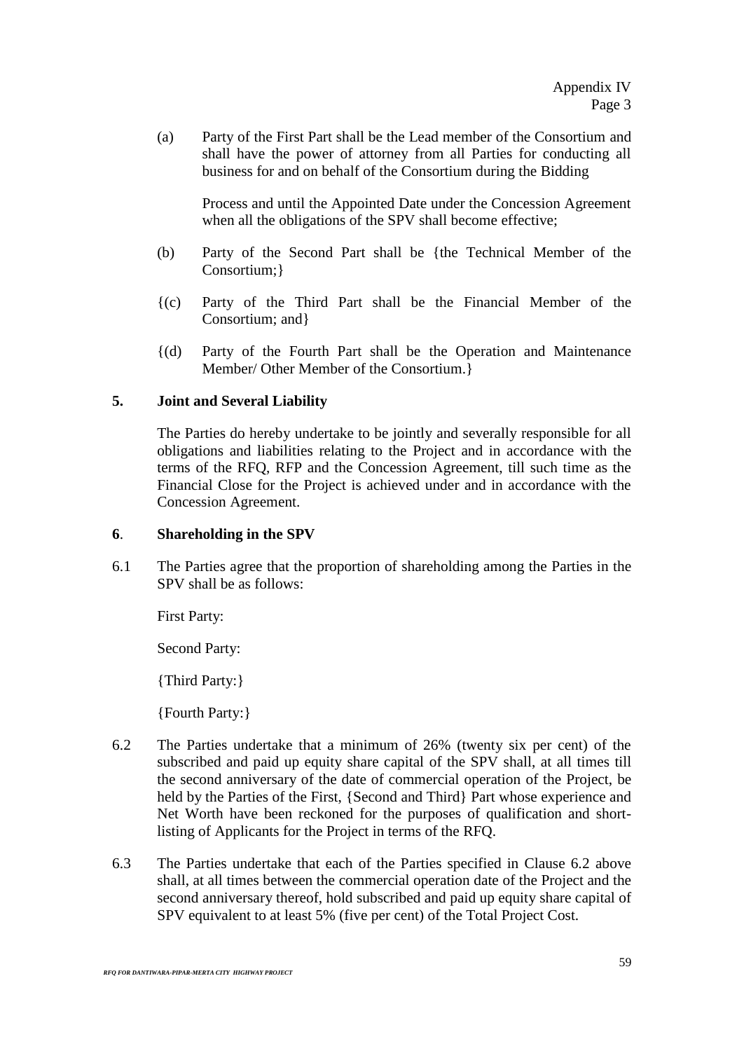Appendix IV
Page 3

(a) Party of the First Part shall be the Lead member of the Consortium and shall have the power of attorney from all Parties for conducting all business for and on behalf of the Consortium during the Bidding

Process and until the Appointed Date under the Concession Agreement when all the obligations of the SPV shall become effective;

(b) Party of the Second Part shall be {the Technical Member of the Consortium;}

{(c) Party of the Third Part shall be the Financial Member of the Consortium; and}

{(d) Party of the Fourth Part shall be the Operation and Maintenance Member/ Other Member of the Consortium.}

**5. Joint and Several Liability**

The Parties do hereby undertake to be jointly and severally responsible for all obligations and liabilities relating to the Project and in accordance with the terms of the RFQ, RFP and the Concession Agreement, till such time as the Financial Close for the Project is achieved under and in accordance with the Concession Agreement.

**6. Shareholding in the SPV**

6.1 The Parties agree that the proportion of shareholding among the Parties in the SPV shall be as follows:

First Party:

Second Party:

{Third Party:}

{Fourth Party:}

6.2 The Parties undertake that a minimum of 26% (twenty six per cent) of the subscribed and paid up equity share capital of the SPV shall, at all times till the second anniversary of the date of commercial operation of the Project, be held by the Parties of the First, {Second and Third} Part whose experience and Net Worth have been reckoned for the purposes of qualification and short-listing of Applicants for the Project in terms of the RFQ.

6.3 The Parties undertake that each of the Parties specified in Clause 6.2 above shall, at all times between the commercial operation date of the Project and the second anniversary thereof, hold subscribed and paid up equity share capital of SPV equivalent to at least 5% (five per cent) of the Total Project Cost.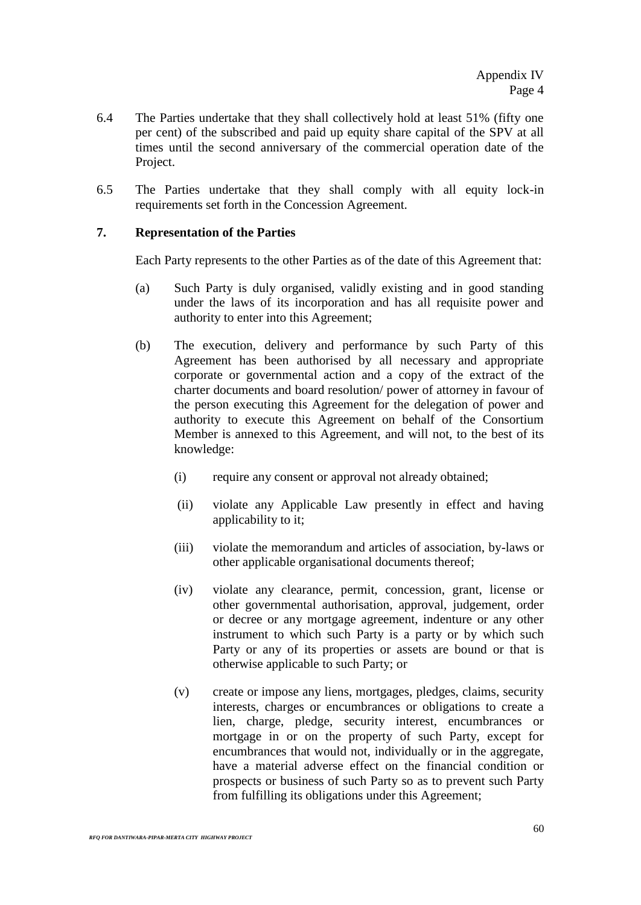6.4 The Parties undertake that they shall collectively hold at least 51% (fifty one per cent) of the subscribed and paid up equity share capital of the SPV at all times until the second anniversary of the commercial operation date of the Project.

6.5 The Parties undertake that they shall comply with all equity lock-in requirements set forth in the Concession Agreement.

**7. Representation of the Parties**

Each Party represents to the other Parties as of the date of this Agreement that:

(a) Such Party is duly organised, validly existing and in good standing under the laws of its incorporation and has all requisite power and authority to enter into this Agreement;

(b) The execution, delivery and performance by such Party of this Agreement has been authorised by all necessary and appropriate corporate or governmental action and a copy of the extract of the charter documents and board resolution/ power of attorney in favour of the person executing this Agreement for the delegation of power and authority to execute this Agreement on behalf of the Consortium Member is annexed to this Agreement, and will not, to the best of its knowledge:

(i) require any consent or approval not already obtained;

(ii) violate any Applicable Law presently in effect and having applicability to it;

(iii) violate the memorandum and articles of association, by-laws or other applicable organisational documents thereof;

(iv) violate any clearance, permit, concession, grant, license or other governmental authorisation, approval, judgement, order or decree or any mortgage agreement, indenture or any other instrument to which such Party is a party or by which such Party or any of its properties or assets are bound or that is otherwise applicable to such Party; or

(v) create or impose any liens, mortgages, pledges, claims, security interests, charges or encumbrances or obligations to create a lien, charge, pledge, security interest, encumbrances or mortgage in or on the property of such Party, except for encumbrances that would not, individually or in the aggregate, have a material adverse effect on the financial condition or prospects or business of such Party so as to prevent such Party from fulfilling its obligations under this Agreement;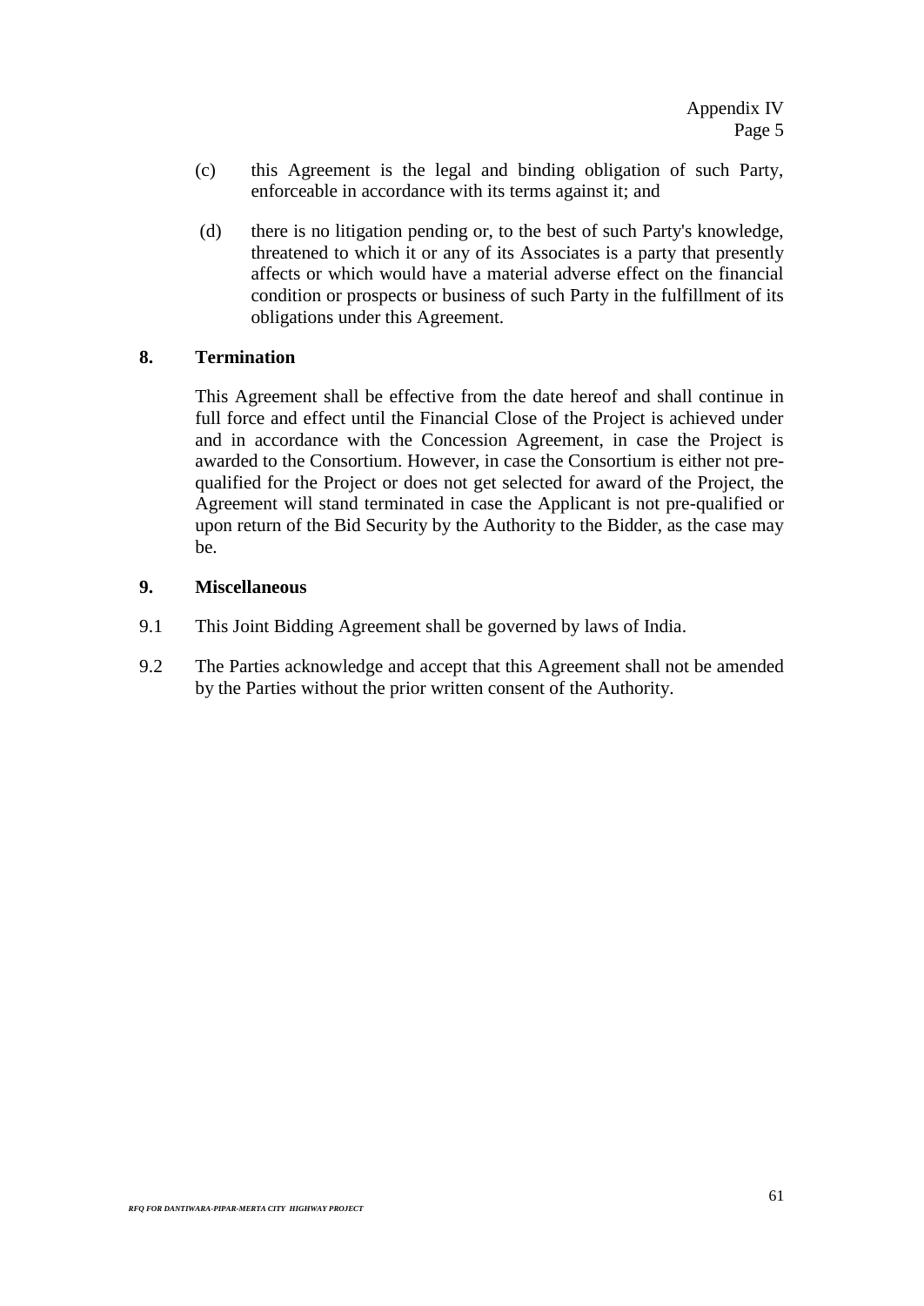(c) this Agreement is the legal and binding obligation of such Party, enforceable in accordance with its terms against it; and

(d) there is no litigation pending or, to the best of such Party's knowledge, threatened to which it or any of its Associates is a party that presently affects or which would have a material adverse effect on the financial condition or prospects or business of such Party in the fulfillment of its obligations under this Agreement.

**8. Termination**

This Agreement shall be effective from the date hereof and shall continue in full force and effect until the Financial Close of the Project is achieved under and in accordance with the Concession Agreement, in case the Project is awarded to the Consortium. However, in case the Consortium is either not pre-qualified for the Project or does not get selected for award of the Project, the Agreement will stand terminated in case the Applicant is not pre-qualified or upon return of the Bid Security by the Authority to the Bidder, as the case may be.

**9. Miscellaneous**

9.1 This Joint Bidding Agreement shall be governed by laws of India.

9.2 The Parties acknowledge and accept that this Agreement shall not be amended by the Parties without the prior written consent of the Authority.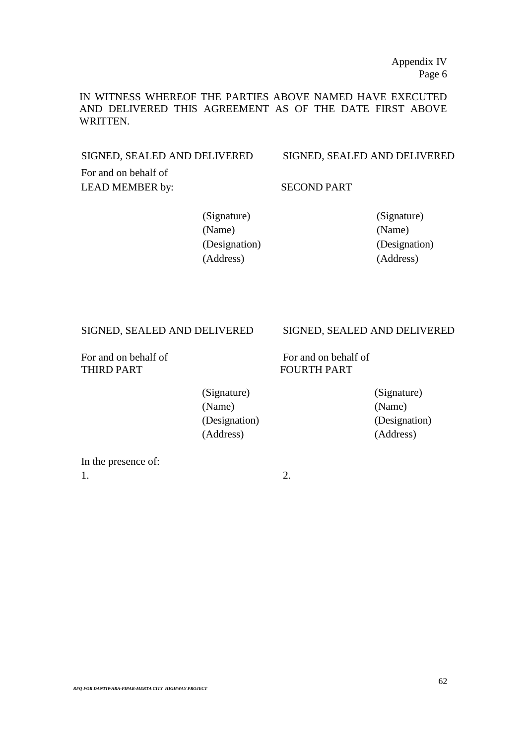Appendix IV
Page 6

IN WITNESS WHEREOF THE PARTIES ABOVE NAMED HAVE EXECUTED AND DELIVERED THIS AGREEMENT AS OF THE DATE FIRST ABOVE WRITTEN.

SIGNED, SEALED AND DELIVERED

For and on behalf of
LEAD MEMBER by:

(Signature)
(Name)
(Designation)
(Address)

SIGNED, SEALED AND DELIVERED

SECOND PART

(Signature)
(Name)
(Designation)
(Address)

SIGNED, SEALED AND DELIVERED

For and on behalf of
THIRD PART

(Signature)
(Name)
(Designation)
(Address)

SIGNED, SEALED AND DELIVERED

For and on behalf of
FOURTH PART

(Signature)
(Name)
(Designation)
(Address)

In the presence of:

1.

2.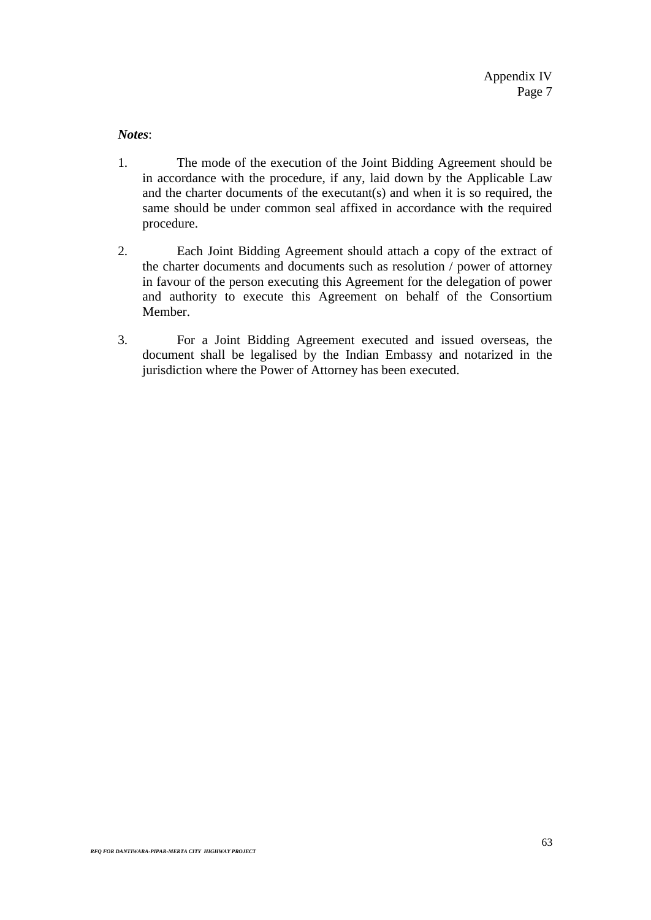Appendix IV
Page 7

***Notes***:

1. The mode of the execution of the Joint Bidding Agreement should be in accordance with the procedure, if any, laid down by the Applicable Law and the charter documents of the executant(s) and when it is so required, the same should be under common seal affixed in accordance with the required procedure.

2. Each Joint Bidding Agreement should attach a copy of the extract of the charter documents and documents such as resolution / power of attorney in favour of the person executing this Agreement for the delegation of power and authority to execute this Agreement on behalf of the Consortium Member.

3. For a Joint Bidding Agreement executed and issued overseas, the document shall be legalised by the Indian Embassy and notarized in the jurisdiction where the Power of Attorney has been executed.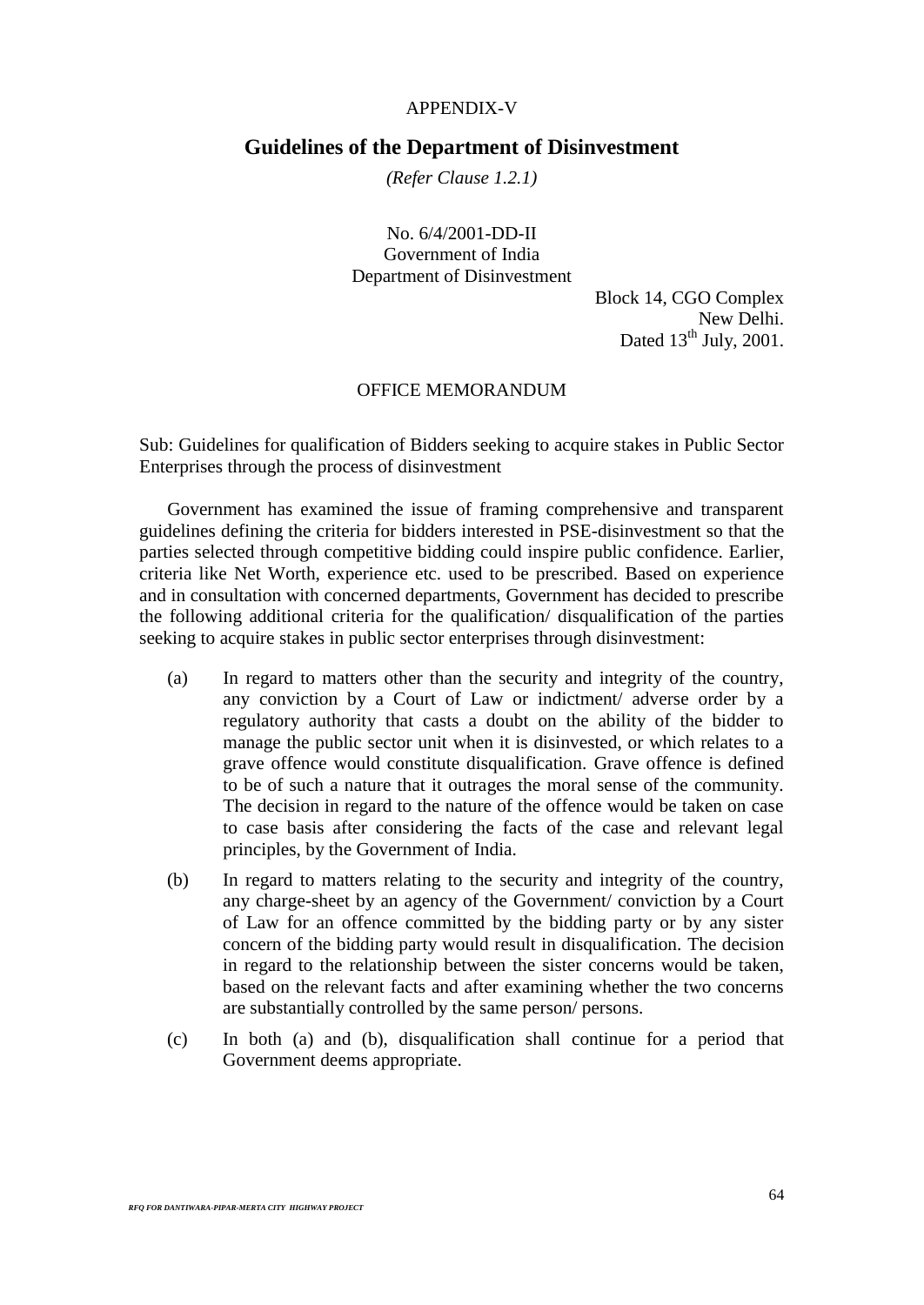APPENDIX-V

## Guidelines of the Department of Disinvestment

*(Refer Clause 1.2.1)*

No. 6/4/2001-DD-II
Government of India
Department of Disinvestment

Block 14, CGO Complex
New Delhi.
Dated 13th July, 2001.

OFFICE MEMORANDUM

Sub: Guidelines for qualification of Bidders seeking to acquire stakes in Public Sector Enterprises through the process of disinvestment

Government has examined the issue of framing comprehensive and transparent guidelines defining the criteria for bidders interested in PSE-disinvestment so that the parties selected through competitive bidding could inspire public confidence. Earlier, criteria like Net Worth, experience etc. used to be prescribed. Based on experience and in consultation with concerned departments, Government has decided to prescribe the following additional criteria for the qualification/ disqualification of the parties seeking to acquire stakes in public sector enterprises through disinvestment:

(a) In regard to matters other than the security and integrity of the country, any conviction by a Court of Law or indictment/ adverse order by a regulatory authority that casts a doubt on the ability of the bidder to manage the public sector unit when it is disinvested, or which relates to a grave offence would constitute disqualification. Grave offence is defined to be of such a nature that it outrages the moral sense of the community. The decision in regard to the nature of the offence would be taken on case to case basis after considering the facts of the case and relevant legal principles, by the Government of India.

(b) In regard to matters relating to the security and integrity of the country, any charge-sheet by an agency of the Government/ conviction by a Court of Law for an offence committed by the bidding party or by any sister concern of the bidding party would result in disqualification. The decision in regard to the relationship between the sister concerns would be taken, based on the relevant facts and after examining whether the two concerns are substantially controlled by the same person/ persons.

(c) In both (a) and (b), disqualification shall continue for a period that Government deems appropriate.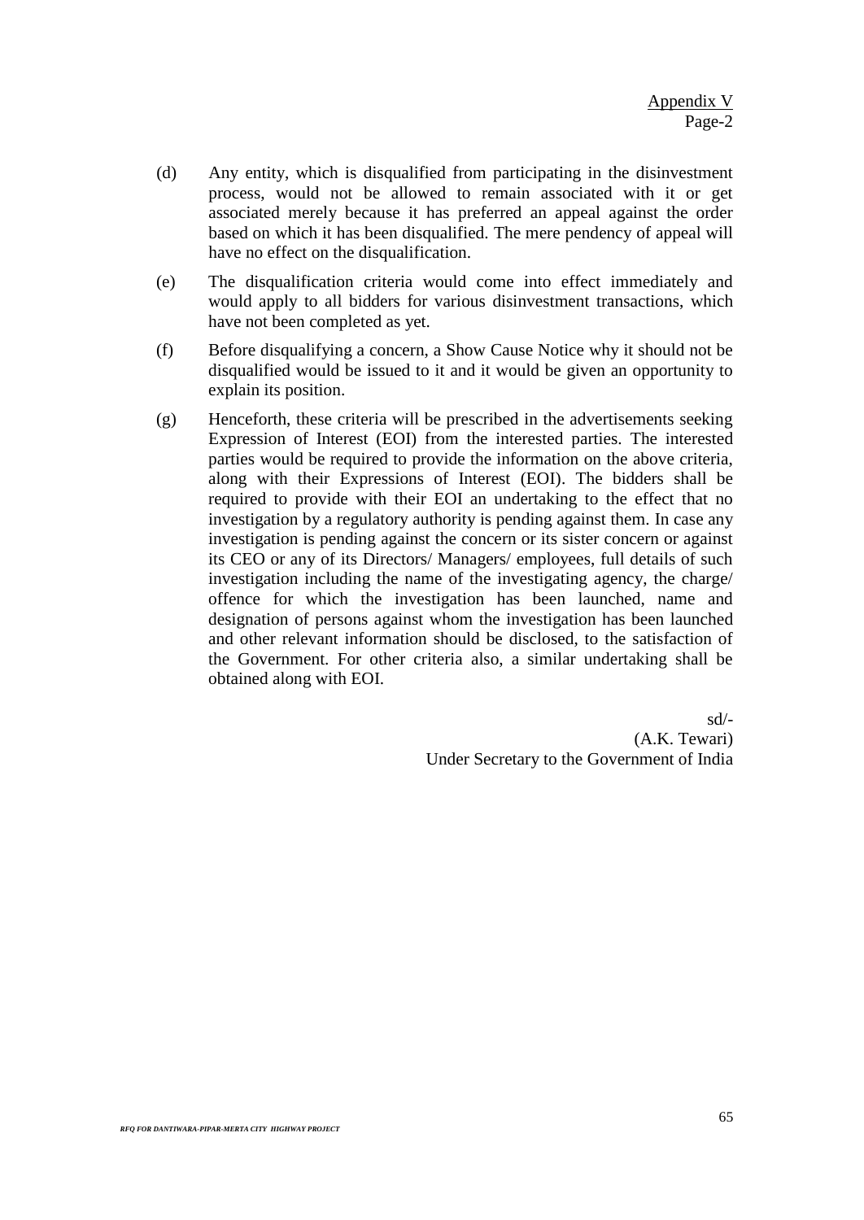Appendix V
Page-2

(d) Any entity, which is disqualified from participating in the disinvestment process, would not be allowed to remain associated with it or get associated merely because it has preferred an appeal against the order based on which it has been disqualified. The mere pendency of appeal will have no effect on the disqualification.

(e) The disqualification criteria would come into effect immediately and would apply to all bidders for various disinvestment transactions, which have not been completed as yet.

(f) Before disqualifying a concern, a Show Cause Notice why it should not be disqualified would be issued to it and it would be given an opportunity to explain its position.

(g) Henceforth, these criteria will be prescribed in the advertisements seeking Expression of Interest (EOI) from the interested parties. The interested parties would be required to provide the information on the above criteria, along with their Expressions of Interest (EOI). The bidders shall be required to provide with their EOI an undertaking to the effect that no investigation by a regulatory authority is pending against them. In case any investigation is pending against the concern or its sister concern or against its CEO or any of its Directors/ Managers/ employees, full details of such investigation including the name of the investigating agency, the charge/ offence for which the investigation has been launched, name and designation of persons against whom the investigation has been launched and other relevant information should be disclosed, to the satisfaction of the Government. For other criteria also, a similar undertaking shall be obtained along with EOI.

sd/-
(A.K. Tewari)
Under Secretary to the Government of India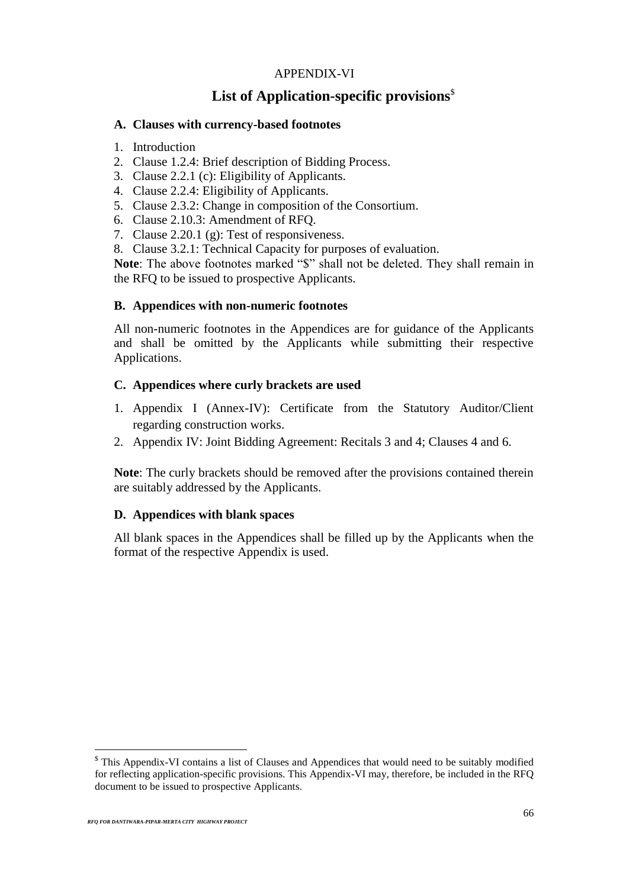APPENDIX-VI

# List of Application-specific provisions[$]

### A. Clauses with currency-based footnotes

1. Introduction
2. Clause 1.2.4: Brief description of Bidding Process.
3. Clause 2.2.1 (c): Eligibility of Applicants.
4. Clause 2.2.4: Eligibility of Applicants.
5. Clause 2.3.2: Change in composition of the Consortium.
6. Clause 2.10.3: Amendment of RFQ.
7. Clause 2.20.1 (g): Test of responsiveness.
8. Clause 3.2.1: Technical Capacity for purposes of evaluation.

**Note**: The above footnotes marked "$" shall not be deleted. They shall remain in the RFQ to be issued to prospective Applicants.

### B. Appendices with non-numeric footnotes

All non-numeric footnotes in the Appendices are for guidance of the Applicants and shall be omitted by the Applicants while submitting their respective Applications.

### C. Appendices where curly brackets are used

1. Appendix I (Annex-IV): Certificate from the Statutory Auditor/Client regarding construction works.
2. Appendix IV: Joint Bidding Agreement: Recitals 3 and 4; Clauses 4 and 6.

**Note**: The curly brackets should be removed after the provisions contained therein are suitably addressed by the Applicants.

### D. Appendices with blank spaces

All blank spaces in the Appendices shall be filled up by the Applicants when the format of the respective Appendix is used.

[$] This Appendix-VI contains a list of Clauses and Appendices that would need to be suitably modified for reflecting application-specific provisions. This Appendix-VI may, therefore, be included in the RFQ document to be issued to prospective Applicants.